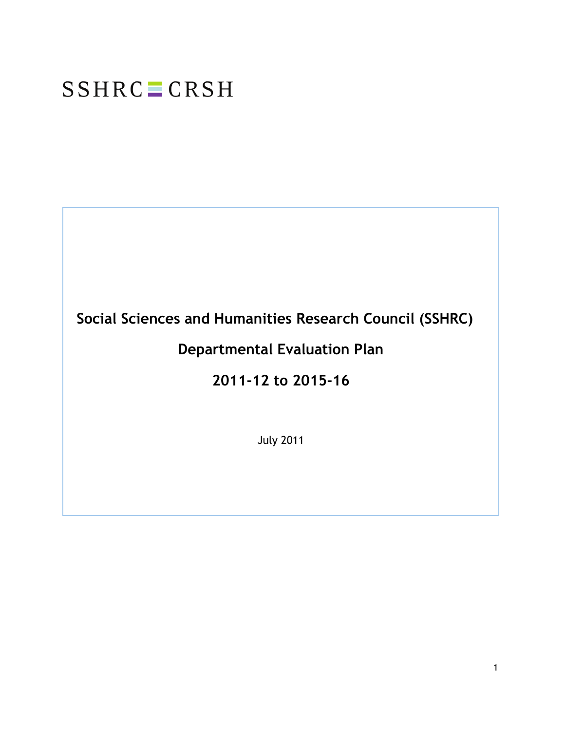SSHRC CRSH

# Social Sciences and Humanities Research Council (SSHRC)

# Departmental Evaluation Plan

# 2011-12 to 2015-16

July 2011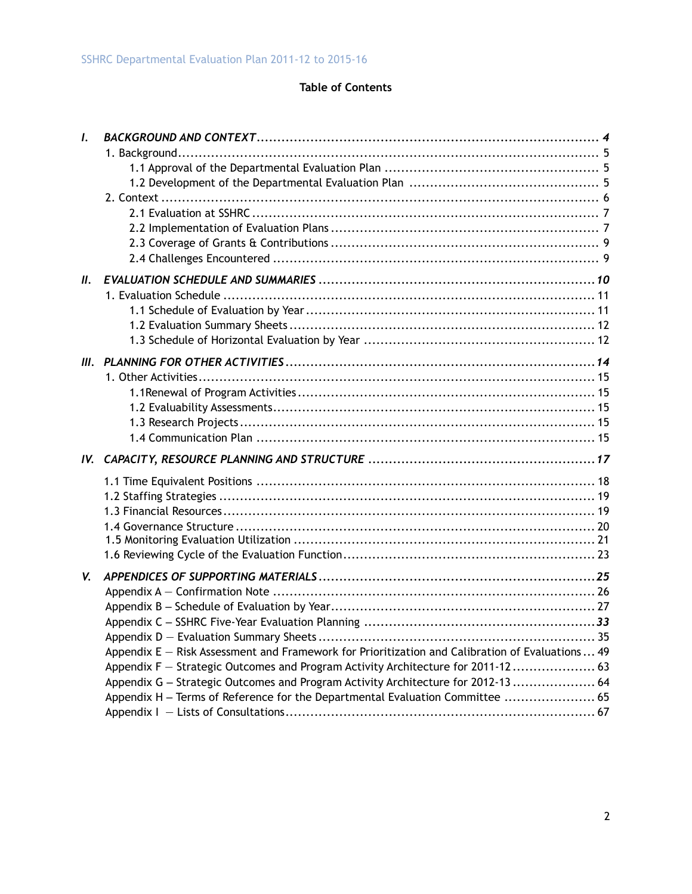# Table of Contents

*I. BACKGROUND AND CONTEXT* ........ *4*

1. Background ........ 5
   - 1.1 Approval of the Departmental Evaluation Plan ........ 5
   - 1.2 Development of the Departmental Evaluation Plan ........ 5
2. Context ........ 6
   - 2.1 Evaluation at SSHRC ........ 7
   - 2.2 Implementation of Evaluation Plans ........ 7
   - 2.3 Coverage of Grants & Contributions ........ 9
   - 2.4 Challenges Encountered ........ 9

*II. EVALUATION SCHEDULE AND SUMMARIES* ........ *10*

1. Evaluation Schedule ........ 11
   - 1.1 Schedule of Evaluation by Year ........ 11
   - 1.2 Evaluation Summary Sheets ........ 12
   - 1.3 Schedule of Horizontal Evaluation by Year ........ 12

*III. PLANNING FOR OTHER ACTIVITIES* ........ *14*

1. Other Activities ........ 15
   - 1.1Renewal of Program Activities ........ 15
   - 1.2 Evaluability Assessments ........ 15
   - 1.3 Research Projects ........ 15
   - 1.4 Communication Plan ........ 15

*IV. CAPACITY, RESOURCE PLANNING AND STRUCTURE* ........ *17*

- 1.1 Time Equivalent Positions ........ 18
- 1.2 Staffing Strategies ........ 19
- 1.3 Financial Resources ........ 19
- 1.4 Governance Structure ........ 20
- 1.5 Monitoring Evaluation Utilization ........ 21
- 1.6 Reviewing Cycle of the Evaluation Function ........ 23

*V. APPENDICES OF SUPPORTING MATERIALS* ........ *25*

- Appendix A – Confirmation Note ........ 26
- Appendix B – Schedule of Evaluation by Year ........ 27
- Appendix C – SSHRC Five-Year Evaluation Planning ........ *33*
- Appendix D – Evaluation Summary Sheets ........ 35
- Appendix E – Risk Assessment and Framework for Prioritization and Calibration of Evaluations ........ 49
- Appendix F – Strategic Outcomes and Program Activity Architecture for 2011-12 ........ 63
- Appendix G – Strategic Outcomes and Program Activity Architecture for 2012-13 ........ 64
- Appendix H – Terms of Reference for the Departmental Evaluation Committee ........ 65
- Appendix I – Lists of Consultations ........ 67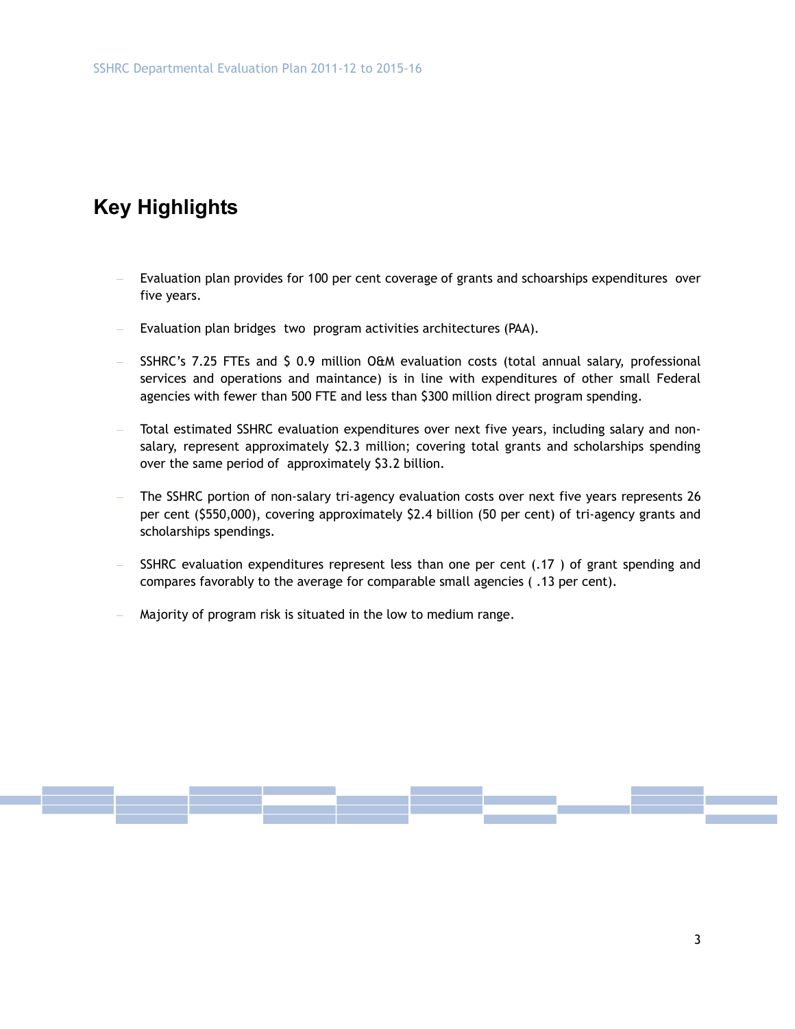# Key Highlights

- Evaluation plan provides for 100 per cent coverage of grants and schoarships expenditures over five years.
- Evaluation plan bridges two program activities architectures (PAA).
- SSHRC's 7.25 FTEs and $ 0.9 million O&M evaluation costs (total annual salary, professional services and operations and maintance) is in line with expenditures of other small Federal agencies with fewer than 500 FTE and less than $300 million direct program spending.
- Total estimated SSHRC evaluation expenditures over next five years, including salary and non-salary, represent approximately $2.3 million; covering total grants and scholarships spending over the same period of approximately $3.2 billion.
- The SSHRC portion of non-salary tri-agency evaluation costs over next five years represents 26 per cent ($550,000), covering approximately $2.4 billion (50 per cent) of tri-agency grants and scholarships spendings.
- SSHRC evaluation expenditures represent less than one per cent (.17 ) of grant spending and compares favorably to the average for comparable small agencies ( .13 per cent).
- Majority of program risk is situated in the low to medium range.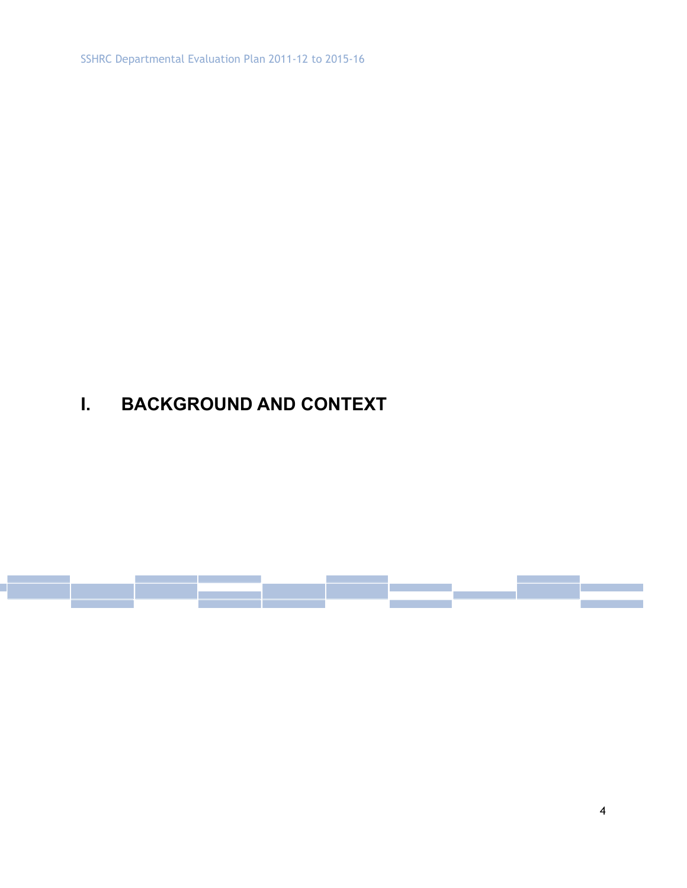# I. BACKGROUND AND CONTEXT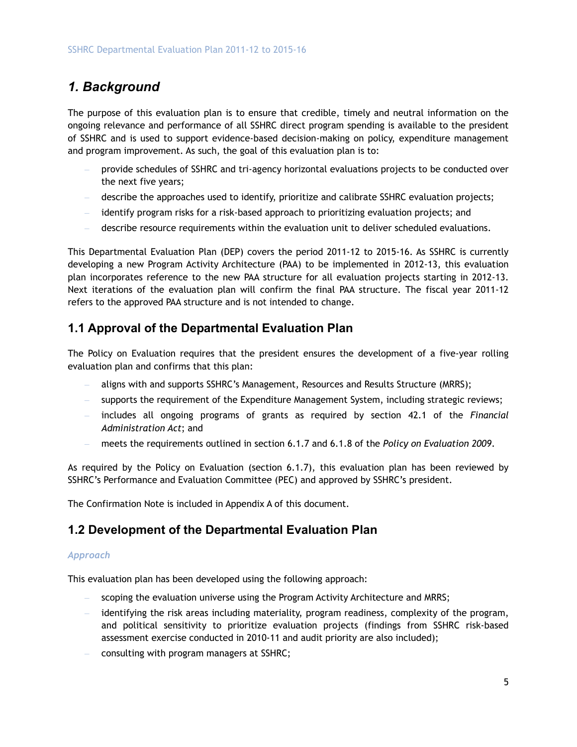## *1. Background*

The purpose of this evaluation plan is to ensure that credible, timely and neutral information on the ongoing relevance and performance of all SSHRC direct program spending is available to the president of SSHRC and is used to support evidence-based decision-making on policy, expenditure management and program improvement. As such, the goal of this evaluation plan is to:

- provide schedules of SSHRC and tri-agency horizontal evaluations projects to be conducted over the next five years;
- describe the approaches used to identify, prioritize and calibrate SSHRC evaluation projects;
- identify program risks for a risk-based approach to prioritizing evaluation projects; and
- describe resource requirements within the evaluation unit to deliver scheduled evaluations.

This Departmental Evaluation Plan (DEP) covers the period 2011-12 to 2015-16. As SSHRC is currently developing a new Program Activity Architecture (PAA) to be implemented in 2012-13, this evaluation plan incorporates reference to the new PAA structure for all evaluation projects starting in 2012-13. Next iterations of the evaluation plan will confirm the final PAA structure. The fiscal year 2011-12 refers to the approved PAA structure and is not intended to change.

### 1.1 Approval of the Departmental Evaluation Plan

The Policy on Evaluation requires that the president ensures the development of a five-year rolling evaluation plan and confirms that this plan:

- aligns with and supports SSHRC's Management, Resources and Results Structure (MRRS);
- supports the requirement of the Expenditure Management System, including strategic reviews;
- includes all ongoing programs of grants as required by section 42.1 of the *Financial Administration Act*; and
- meets the requirements outlined in section 6.1.7 and 6.1.8 of the *Policy on Evaluation 2009*.

As required by the Policy on Evaluation (section 6.1.7), this evaluation plan has been reviewed by SSHRC's Performance and Evaluation Committee (PEC) and approved by SSHRC's president.

The Confirmation Note is included in Appendix A of this document.

### 1.2 Development of the Departmental Evaluation Plan

*Approach*

This evaluation plan has been developed using the following approach:

- scoping the evaluation universe using the Program Activity Architecture and MRRS;
- identifying the risk areas including materiality, program readiness, complexity of the program, and political sensitivity to prioritize evaluation projects (findings from SSHRC risk-based assessment exercise conducted in 2010-11 and audit priority are also included);
- consulting with program managers at SSHRC;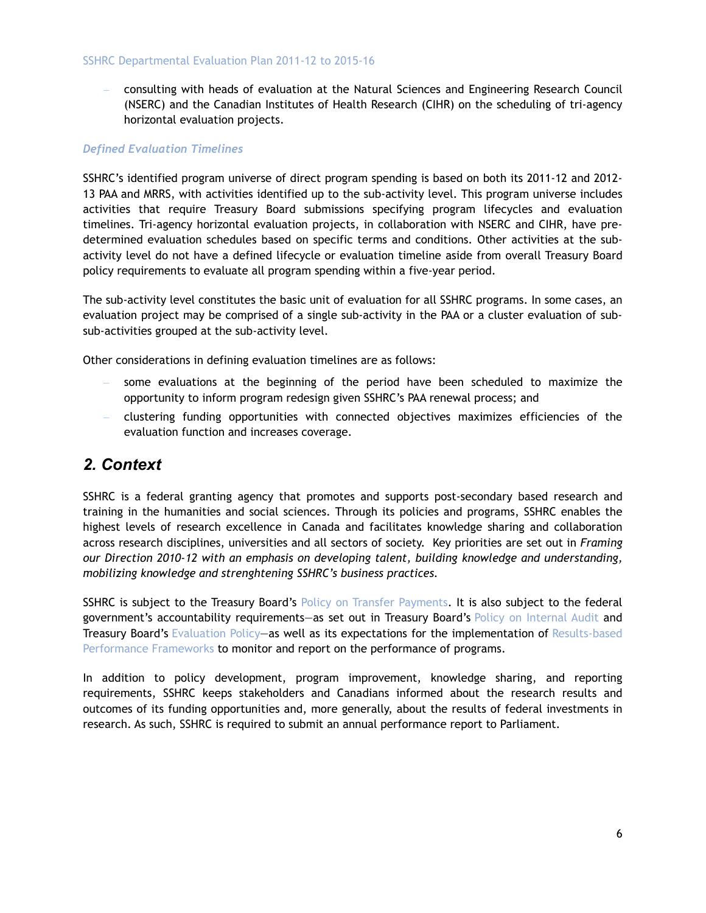- consulting with heads of evaluation at the Natural Sciences and Engineering Research Council (NSERC) and the Canadian Institutes of Health Research (CIHR) on the scheduling of tri-agency horizontal evaluation projects.

### *Defined Evaluation Timelines*

SSHRC's identified program universe of direct program spending is based on both its 2011-12 and 2012-13 PAA and MRRS, with activities identified up to the sub-activity level. This program universe includes activities that require Treasury Board submissions specifying program lifecycles and evaluation timelines. Tri-agency horizontal evaluation projects, in collaboration with NSERC and CIHR, have pre-determined evaluation schedules based on specific terms and conditions. Other activities at the sub-activity level do not have a defined lifecycle or evaluation timeline aside from overall Treasury Board policy requirements to evaluate all program spending within a five-year period.

The sub-activity level constitutes the basic unit of evaluation for all SSHRC programs. In some cases, an evaluation project may be comprised of a single sub-activity in the PAA or a cluster evaluation of sub-sub-activities grouped at the sub-activity level.

Other considerations in defining evaluation timelines are as follows:

- some evaluations at the beginning of the period have been scheduled to maximize the opportunity to inform program redesign given SSHRC's PAA renewal process; and
- clustering funding opportunities with connected objectives maximizes efficiencies of the evaluation function and increases coverage.

## 2. Context

SSHRC is a federal granting agency that promotes and supports post-secondary based research and training in the humanities and social sciences. Through its policies and programs, SSHRC enables the highest levels of research excellence in Canada and facilitates knowledge sharing and collaboration across research disciplines, universities and all sectors of society. Key priorities are set out in *Framing our Direction 2010-12 with an emphasis on developing talent, building knowledge and understanding, mobilizing knowledge and strenghtening SSHRC's business practices.*

SSHRC is subject to the Treasury Board's Policy on Transfer Payments. It is also subject to the federal government's accountability requirements—as set out in Treasury Board's Policy on Internal Audit and Treasury Board's Evaluation Policy—as well as its expectations for the implementation of Results-based Performance Frameworks to monitor and report on the performance of programs.

In addition to policy development, program improvement, knowledge sharing, and reporting requirements, SSHRC keeps stakeholders and Canadians informed about the research results and outcomes of its funding opportunities and, more generally, about the results of federal investments in research. As such, SSHRC is required to submit an annual performance report to Parliament.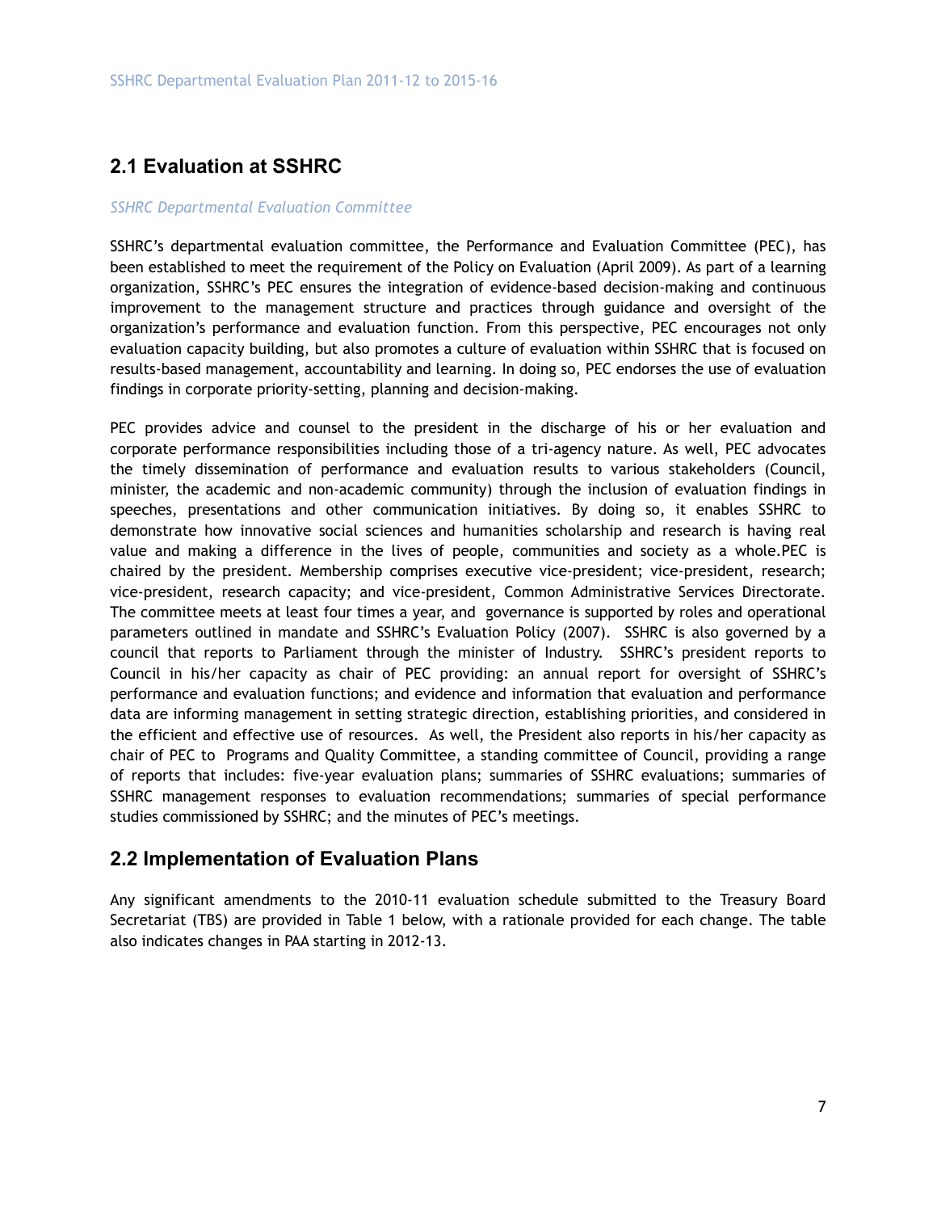## 2.1 Evaluation at SSHRC

*SSHRC Departmental Evaluation Committee*

SSHRC's departmental evaluation committee, the Performance and Evaluation Committee (PEC), has been established to meet the requirement of the Policy on Evaluation (April 2009). As part of a learning organization, SSHRC's PEC ensures the integration of evidence-based decision-making and continuous improvement to the management structure and practices through guidance and oversight of the organization's performance and evaluation function. From this perspective, PEC encourages not only evaluation capacity building, but also promotes a culture of evaluation within SSHRC that is focused on results-based management, accountability and learning. In doing so, PEC endorses the use of evaluation findings in corporate priority-setting, planning and decision-making.

PEC provides advice and counsel to the president in the discharge of his or her evaluation and corporate performance responsibilities including those of a tri-agency nature. As well, PEC advocates the timely dissemination of performance and evaluation results to various stakeholders (Council, minister, the academic and non-academic community) through the inclusion of evaluation findings in speeches, presentations and other communication initiatives. By doing so, it enables SSHRC to demonstrate how innovative social sciences and humanities scholarship and research is having real value and making a difference in the lives of people, communities and society as a whole.PEC is chaired by the president. Membership comprises executive vice-president; vice-president, research; vice-president, research capacity; and vice-president, Common Administrative Services Directorate. The committee meets at least four times a year, and governance is supported by roles and operational parameters outlined in mandate and SSHRC's Evaluation Policy (2007). SSHRC is also governed by a council that reports to Parliament through the minister of Industry. SSHRC's president reports to Council in his/her capacity as chair of PEC providing: an annual report for oversight of SSHRC's performance and evaluation functions; and evidence and information that evaluation and performance data are informing management in setting strategic direction, establishing priorities, and considered in the efficient and effective use of resources. As well, the President also reports in his/her capacity as chair of PEC to Programs and Quality Committee, a standing committee of Council, providing a range of reports that includes: five-year evaluation plans; summaries of SSHRC evaluations; summaries of SSHRC management responses to evaluation recommendations; summaries of special performance studies commissioned by SSHRC; and the minutes of PEC's meetings.

## 2.2 Implementation of Evaluation Plans

Any significant amendments to the 2010-11 evaluation schedule submitted to the Treasury Board Secretariat (TBS) are provided in Table 1 below, with a rationale provided for each change. The table also indicates changes in PAA starting in 2012-13.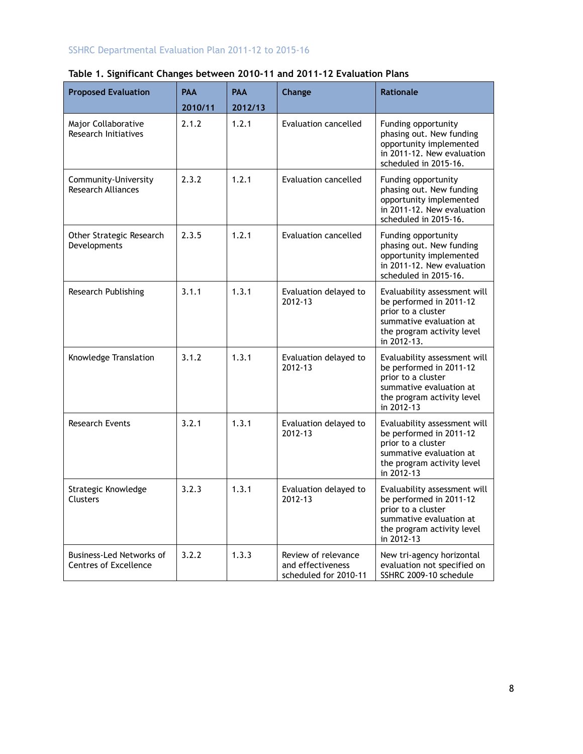**Table 1. Significant Changes between 2010-11 and 2011-12 Evaluation Plans**

| Proposed Evaluation | PAA 2010/11 | PAA 2012/13 | Change | Rationale |
|---|---|---|---|---|
| Major Collaborative Research Initiatives | 2.1.2 | 1.2.1 | Evaluation cancelled | Funding opportunity phasing out. New funding opportunity implemented in 2011-12. New evaluation scheduled in 2015-16. |
| Community-University Research Alliances | 2.3.2 | 1.2.1 | Evaluation cancelled | Funding opportunity phasing out. New funding opportunity implemented in 2011-12. New evaluation scheduled in 2015-16. |
| Other Strategic Research Developments | 2.3.5 | 1.2.1 | Evaluation cancelled | Funding opportunity phasing out. New funding opportunity implemented in 2011-12. New evaluation scheduled in 2015-16. |
| Research Publishing | 3.1.1 | 1.3.1 | Evaluation delayed to 2012-13 | Evaluability assessment will be performed in 2011-12 prior to a cluster summative evaluation at the program activity level in 2012-13. |
| Knowledge Translation | 3.1.2 | 1.3.1 | Evaluation delayed to 2012-13 | Evaluability assessment will be performed in 2011-12 prior to a cluster summative evaluation at the program activity level in 2012-13 |
| Research Events | 3.2.1 | 1.3.1 | Evaluation delayed to 2012-13 | Evaluability assessment will be performed in 2011-12 prior to a cluster summative evaluation at the program activity level in 2012-13 |
| Strategic Knowledge Clusters | 3.2.3 | 1.3.1 | Evaluation delayed to 2012-13 | Evaluability assessment will be performed in 2011-12 prior to a cluster summative evaluation at the program activity level in 2012-13 |
| Business-Led Networks of Centres of Excellence | 3.2.2 | 1.3.3 | Review of relevance and effectiveness scheduled for 2010-11 | New tri-agency horizontal evaluation not specified on SSHRC 2009-10 schedule |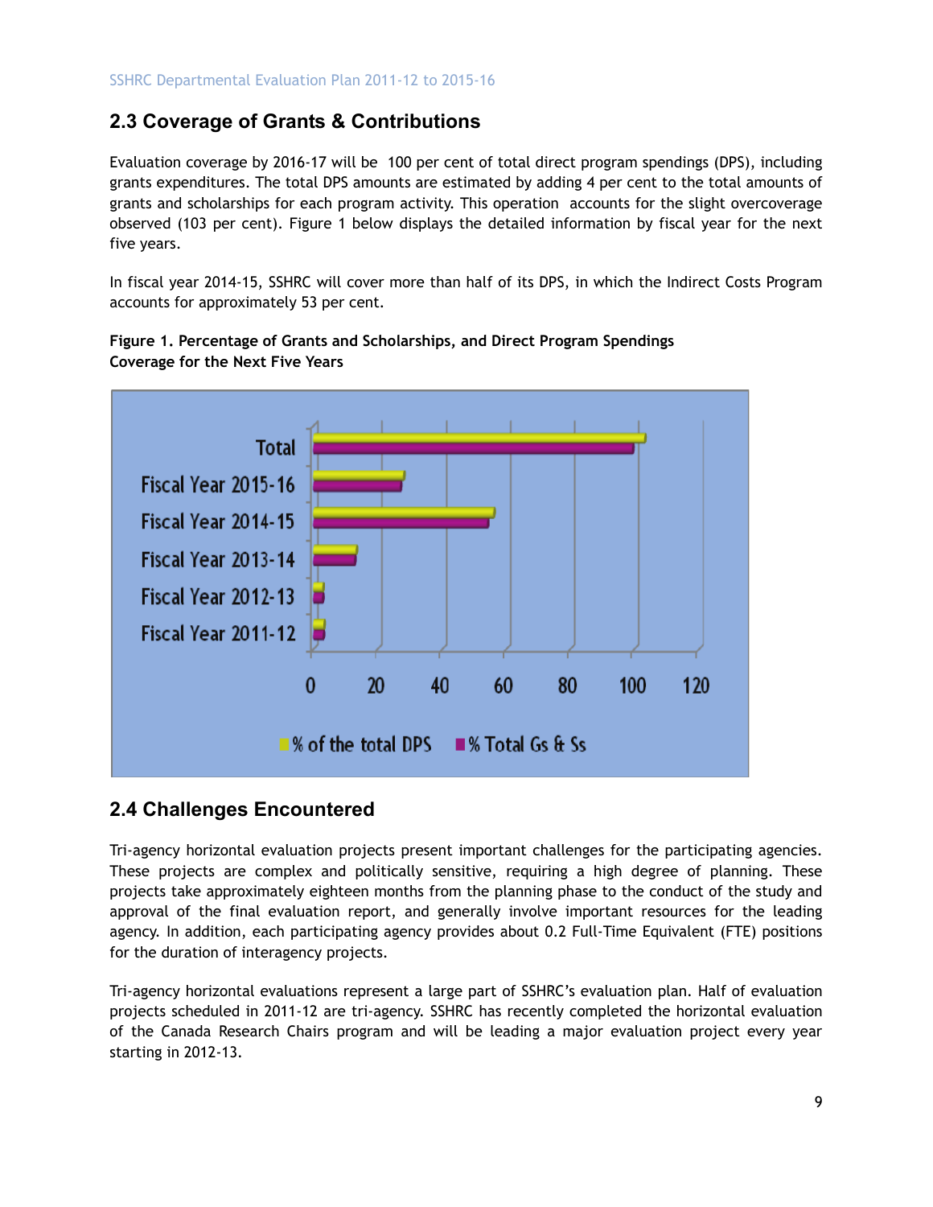## 2.3 Coverage of Grants & Contributions

Evaluation coverage by 2016-17 will be 100 per cent of total direct program spendings (DPS), including grants expenditures. The total DPS amounts are estimated by adding 4 per cent to the total amounts of grants and scholarships for each program activity. This operation accounts for the slight overcoverage observed (103 per cent). Figure 1 below displays the detailed information by fiscal year for the next five years.

In fiscal year 2014-15, SSHRC will cover more than half of its DPS, in which the Indirect Costs Program accounts for approximately 53 per cent.

**Figure 1. Percentage of Grants and Scholarships, and Direct Program Spendings Coverage for the Next Five Years**

## 2.4 Challenges Encountered

Tri-agency horizontal evaluation projects present important challenges for the participating agencies. These projects are complex and politically sensitive, requiring a high degree of planning. These projects take approximately eighteen months from the planning phase to the conduct of the study and approval of the final evaluation report, and generally involve important resources for the leading agency. In addition, each participating agency provides about 0.2 Full-Time Equivalent (FTE) positions for the duration of interagency projects.

Tri-agency horizontal evaluations represent a large part of SSHRC's evaluation plan. Half of evaluation projects scheduled in 2011-12 are tri-agency. SSHRC has recently completed the horizontal evaluation of the Canada Research Chairs program and will be leading a major evaluation project every year starting in 2012-13.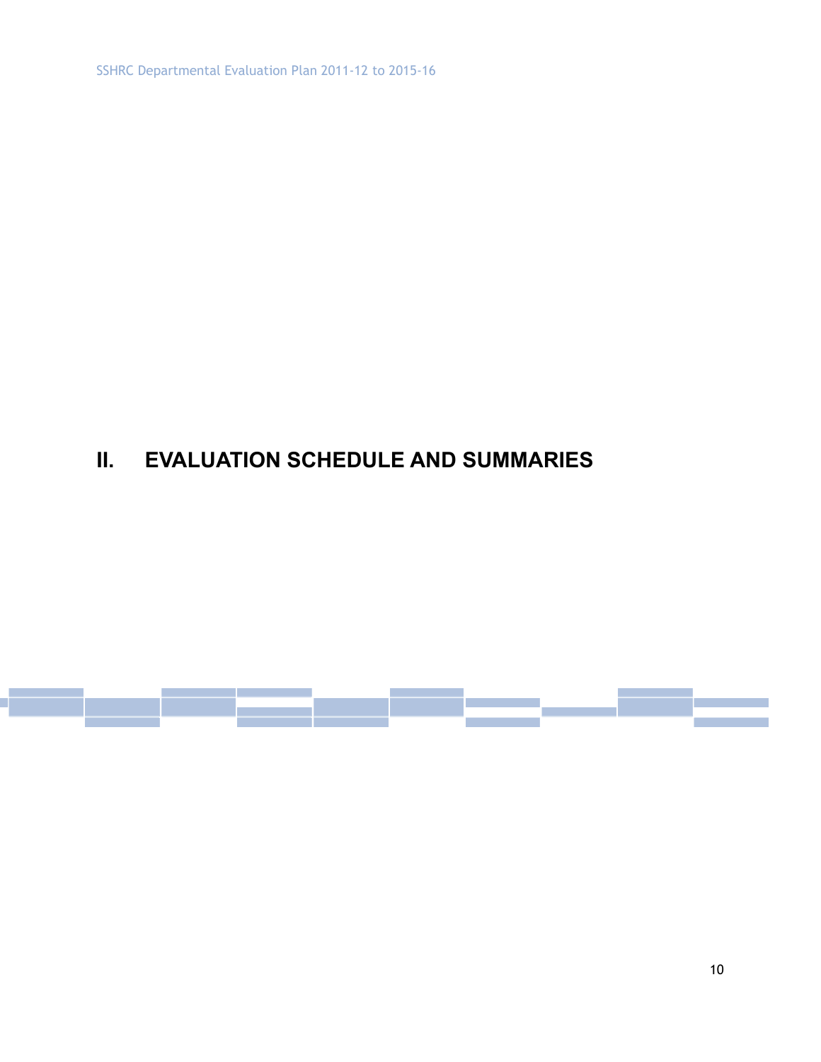# II. EVALUATION SCHEDULE AND SUMMARIES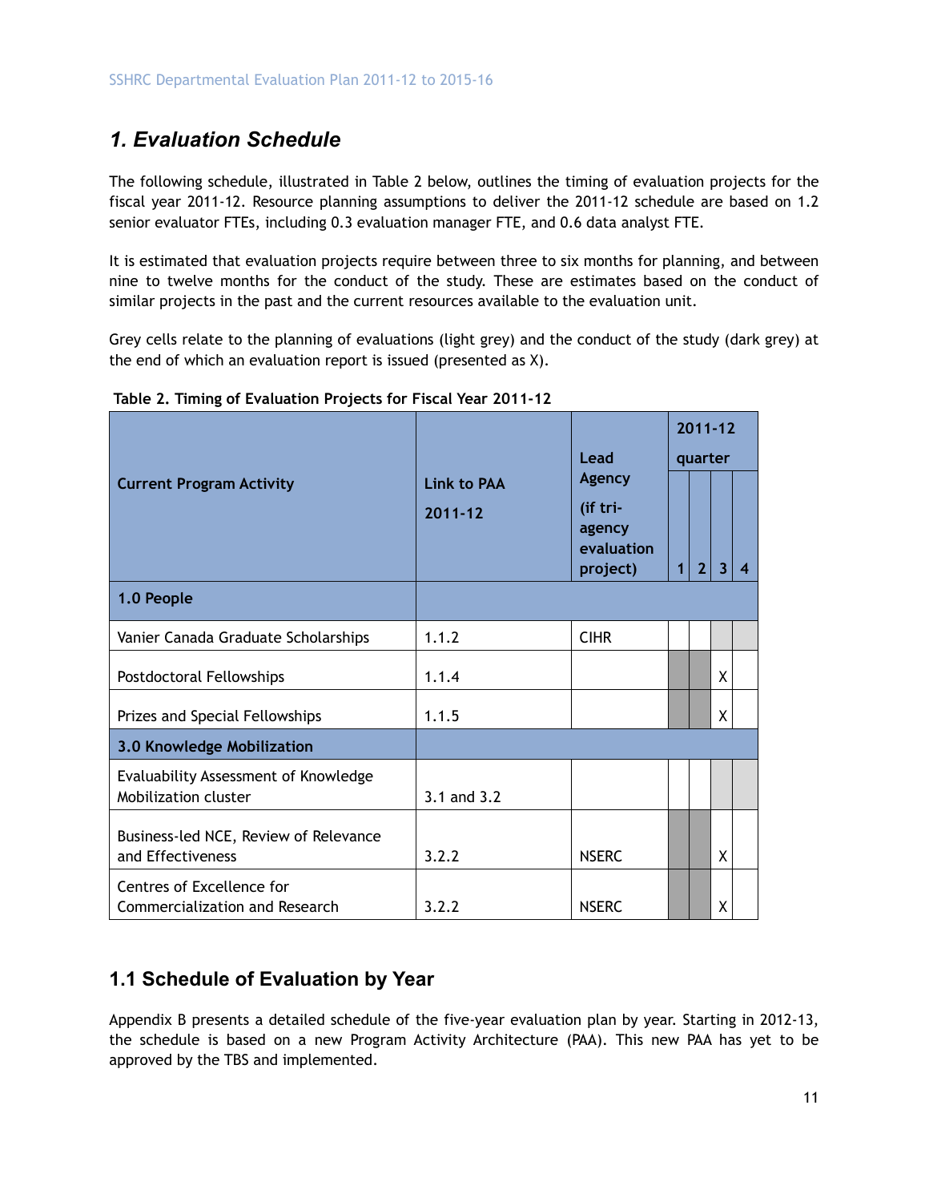## 1. Evaluation Schedule

The following schedule, illustrated in Table 2 below, outlines the timing of evaluation projects for the fiscal year 2011-12. Resource planning assumptions to deliver the 2011-12 schedule are based on 1.2 senior evaluator FTEs, including 0.3 evaluation manager FTE, and 0.6 data analyst FTE.

It is estimated that evaluation projects require between three to six months for planning, and between nine to twelve months for the conduct of the study. These are estimates based on the conduct of similar projects in the past and the current resources available to the evaluation unit.

Grey cells relate to the planning of evaluations (light grey) and the conduct of the study (dark grey) at the end of which an evaluation report is issued (presented as X).

**Table 2. Timing of Evaluation Projects for Fiscal Year 2011-12**

| Current Program Activity | Link to PAA 2011-12 | Lead Agency (if tri-agency evaluation project) | 2011-12 quarter | | | |
|---|---|---|---|---|---|---|
| | | | 1 | 2 | 3 | 4 |
| **1.0 People** | | | | | | |
| Vanier Canada Graduate Scholarships | 1.1.2 | CIHR | | | | |
| Postdoctoral Fellowships | 1.1.4 | | | | X | |
| Prizes and Special Fellowships | 1.1.5 | | | | X | |
| **3.0 Knowledge Mobilization** | | | | | | |
| Evaluability Assessment of Knowledge Mobilization cluster | 3.1 and 3.2 | | | | | |
| Business-led NCE, Review of Relevance and Effectiveness | 3.2.2 | NSERC | | | X | |
| Centres of Excellence for Commercialization and Research | 3.2.2 | NSERC | | | X | |

### 1.1 Schedule of Evaluation by Year

Appendix B presents a detailed schedule of the five-year evaluation plan by year. Starting in 2012-13, the schedule is based on a new Program Activity Architecture (PAA). This new PAA has yet to be approved by the TBS and implemented.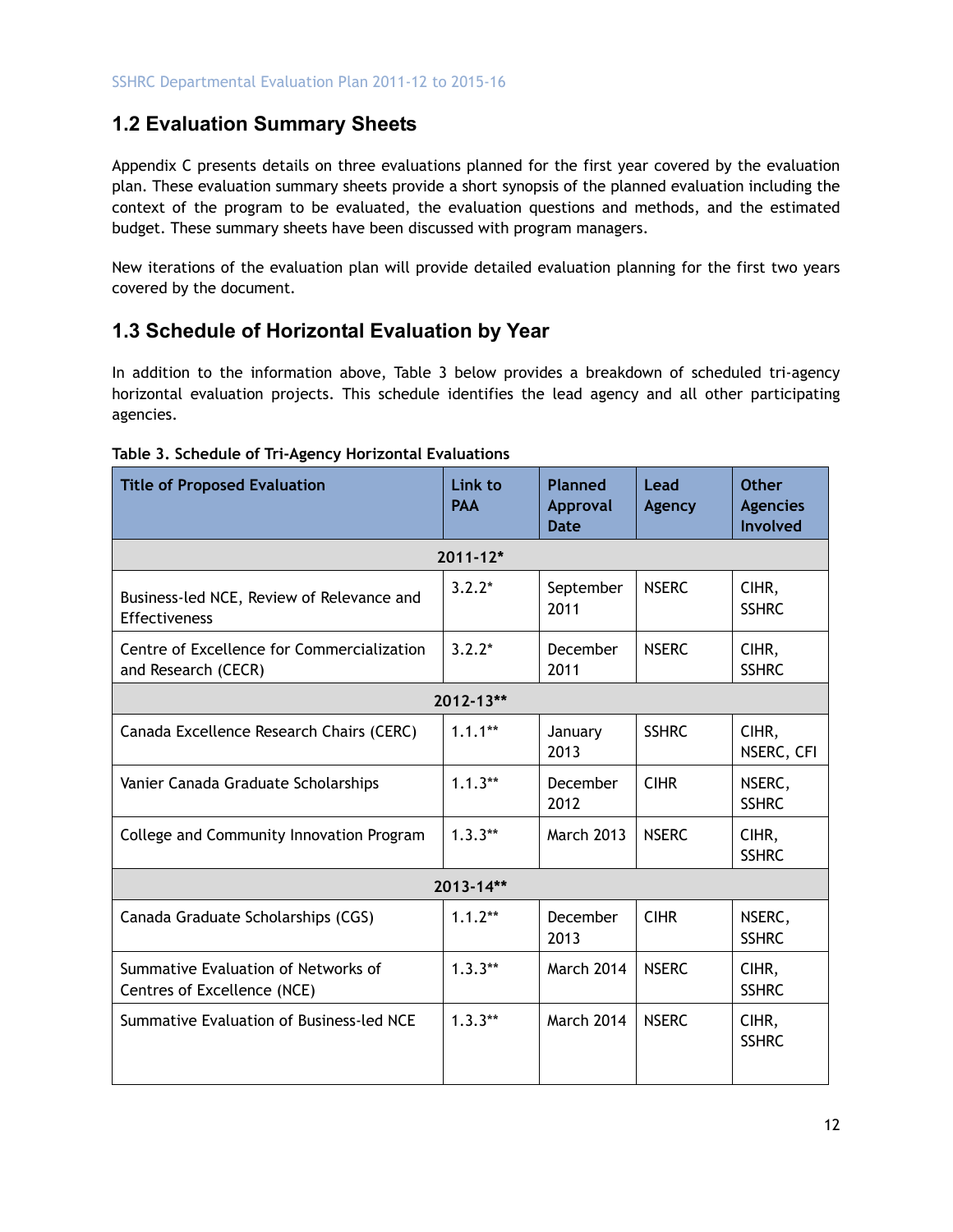## 1.2 Evaluation Summary Sheets

Appendix C presents details on three evaluations planned for the first year covered by the evaluation plan. These evaluation summary sheets provide a short synopsis of the planned evaluation including the context of the program to be evaluated, the evaluation questions and methods, and the estimated budget. These summary sheets have been discussed with program managers.

New iterations of the evaluation plan will provide detailed evaluation planning for the first two years covered by the document.

## 1.3 Schedule of Horizontal Evaluation by Year

In addition to the information above, Table 3 below provides a breakdown of scheduled tri-agency horizontal evaluation projects. This schedule identifies the lead agency and all other participating agencies.

**Table 3. Schedule of Tri-Agency Horizontal Evaluations**

| Title of Proposed Evaluation | Link to PAA | Planned Approval Date | Lead Agency | Other Agencies Involved |
|---|---|---|---|---|
| **2011-12*** | | | | |
| Business-led NCE, Review of Relevance and Effectiveness | 3.2.2* | September 2011 | NSERC | CIHR, SSHRC |
| Centre of Excellence for Commercialization and Research (CECR) | 3.2.2* | December 2011 | NSERC | CIHR, SSHRC |
| **2012-13**** | | | | |
| Canada Excellence Research Chairs (CERC) | 1.1.1** | January 2013 | SSHRC | CIHR, NSERC, CFI |
| Vanier Canada Graduate Scholarships | 1.1.3** | December 2012 | CIHR | NSERC, SSHRC |
| College and Community Innovation Program | 1.3.3** | March 2013 | NSERC | CIHR, SSHRC |
| **2013-14**** | | | | |
| Canada Graduate Scholarships (CGS) | 1.1.2** | December 2013 | CIHR | NSERC, SSHRC |
| Summative Evaluation of Networks of Centres of Excellence (NCE) | 1.3.3** | March 2014 | NSERC | CIHR, SSHRC |
| Summative Evaluation of Business-led NCE | 1.3.3** | March 2014 | NSERC | CIHR, SSHRC |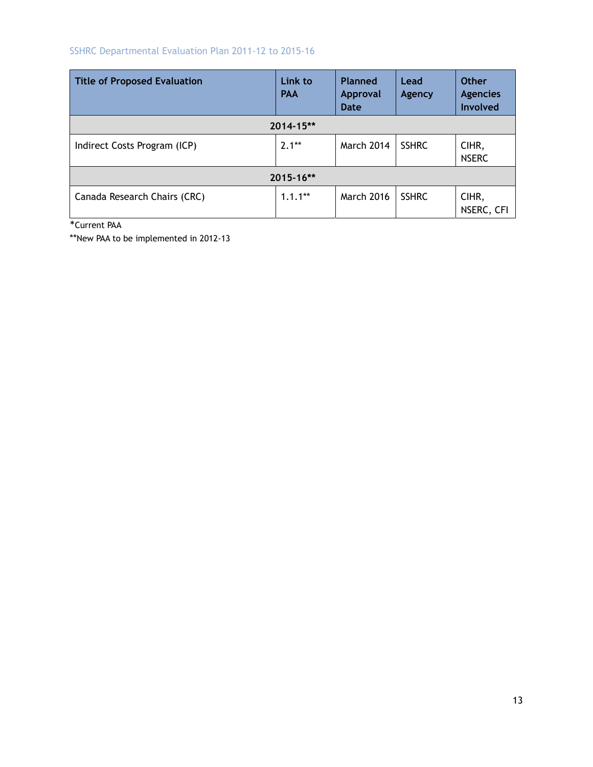SSHRC Departmental Evaluation Plan 2011-12 to 2015-16

| Title of Proposed Evaluation | Link to PAA | Planned Approval Date | Lead Agency | Other Agencies Involved |
|---|---|---|---|---|
| **2014-15**** | | | | |
| Indirect Costs Program (ICP) | 2.1** | March 2014 | SSHRC | CIHR, NSERC |
| **2015-16**** | | | | |
| Canada Research Chairs (CRC) | 1.1.1** | March 2016 | SSHRC | CIHR, NSERC, CFI |

*Current PAA

**New PAA to be implemented in 2012-13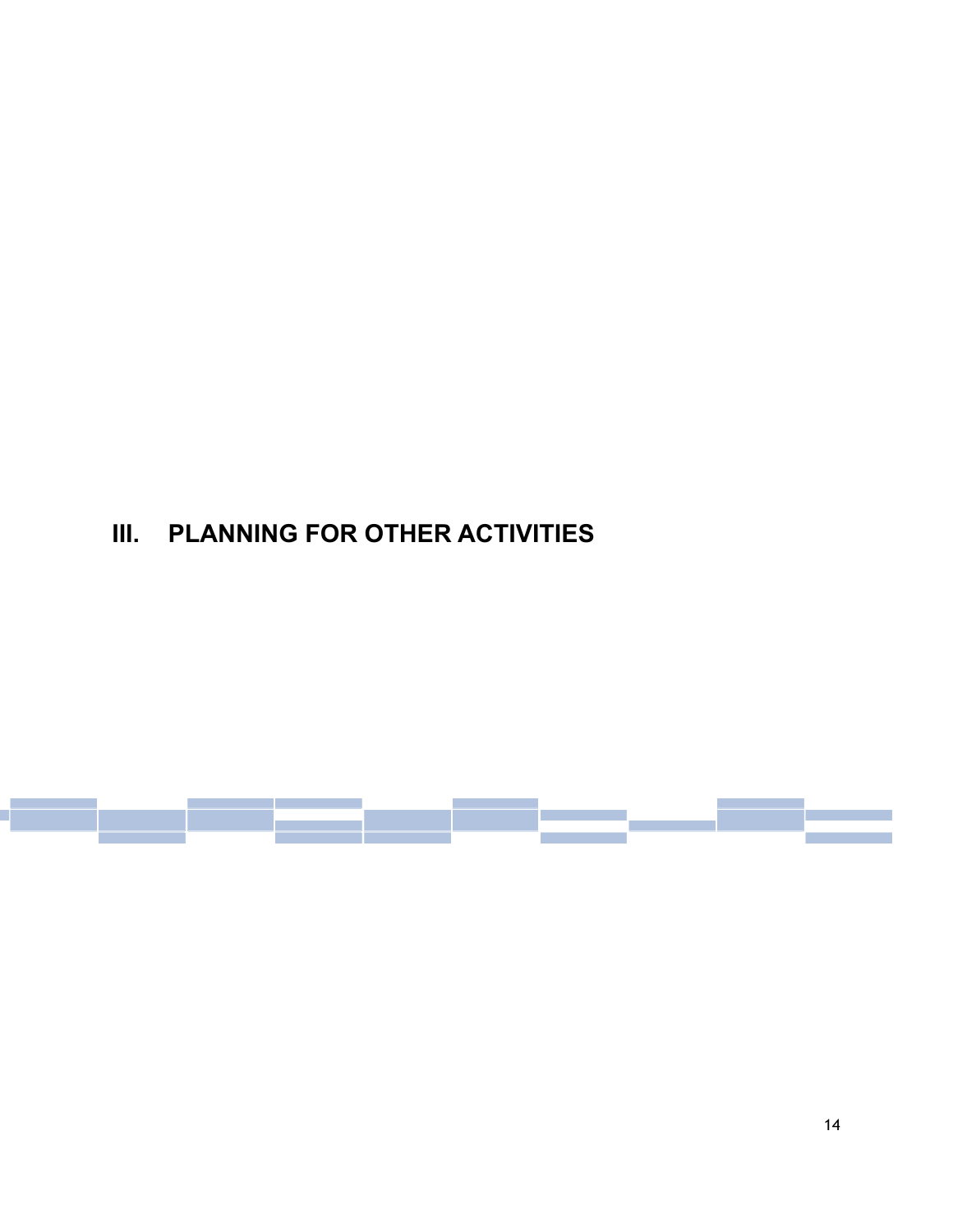# III. PLANNING FOR OTHER ACTIVITIES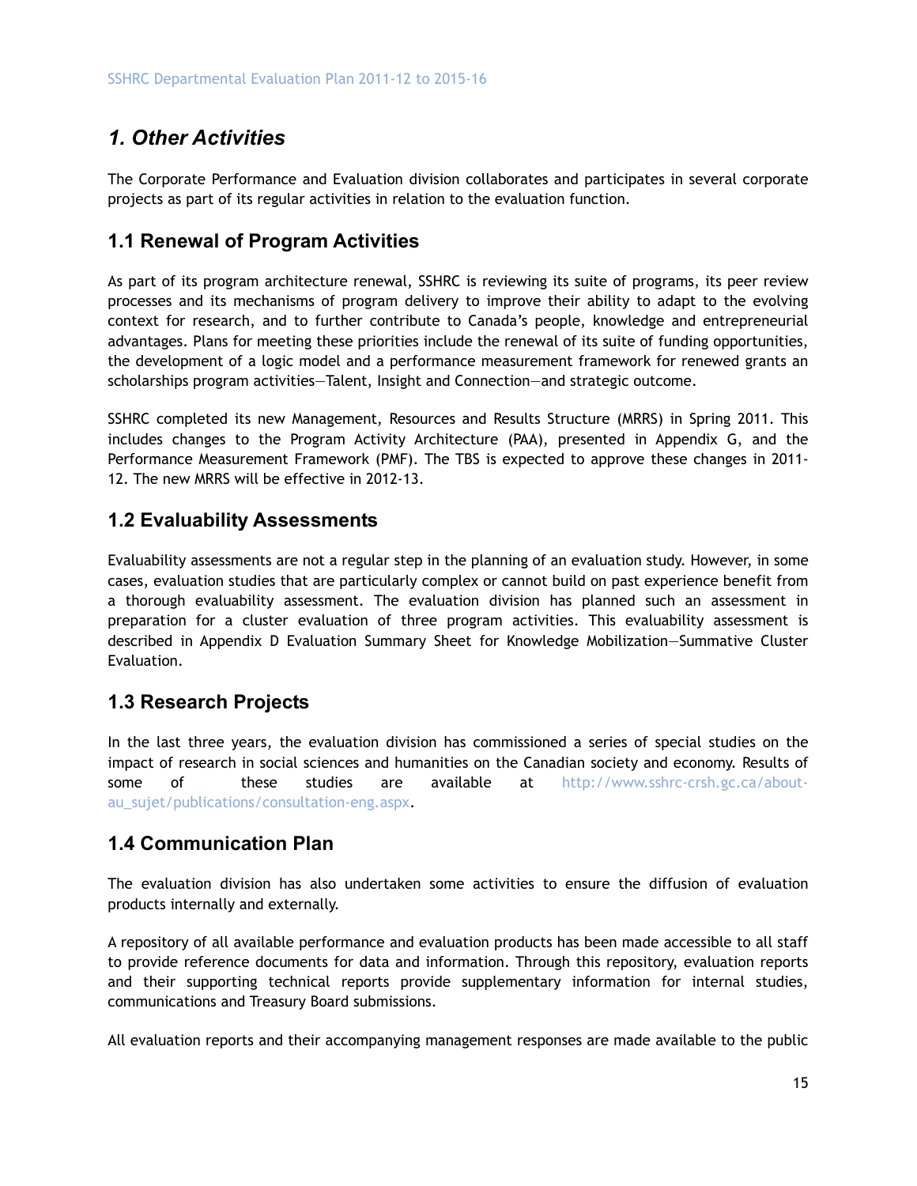## *1. Other Activities*

The Corporate Performance and Evaluation division collaborates and participates in several corporate projects as part of its regular activities in relation to the evaluation function.

### 1.1 Renewal of Program Activities

As part of its program architecture renewal, SSHRC is reviewing its suite of programs, its peer review processes and its mechanisms of program delivery to improve their ability to adapt to the evolving context for research, and to further contribute to Canada's people, knowledge and entrepreneurial advantages. Plans for meeting these priorities include the renewal of its suite of funding opportunities, the development of a logic model and a performance measurement framework for renewed grants an scholarships program activities—Talent, Insight and Connection—and strategic outcome.

SSHRC completed its new Management, Resources and Results Structure (MRRS) in Spring 2011. This includes changes to the Program Activity Architecture (PAA), presented in Appendix G, and the Performance Measurement Framework (PMF). The TBS is expected to approve these changes in 2011-12. The new MRRS will be effective in 2012-13.

### 1.2 Evaluability Assessments

Evaluability assessments are not a regular step in the planning of an evaluation study. However, in some cases, evaluation studies that are particularly complex or cannot build on past experience benefit from a thorough evaluability assessment. The evaluation division has planned such an assessment in preparation for a cluster evaluation of three program activities. This evaluability assessment is described in Appendix D Evaluation Summary Sheet for Knowledge Mobilization—Summative Cluster Evaluation.

### 1.3 Research Projects

In the last three years, the evaluation division has commissioned a series of special studies on the impact of research in social sciences and humanities on the Canadian society and economy. Results of some of these studies are available at http://www.sshrc-crsh.gc.ca/about-au_sujet/publications/consultation-eng.aspx.

### 1.4 Communication Plan

The evaluation division has also undertaken some activities to ensure the diffusion of evaluation products internally and externally.

A repository of all available performance and evaluation products has been made accessible to all staff to provide reference documents for data and information. Through this repository, evaluation reports and their supporting technical reports provide supplementary information for internal studies, communications and Treasury Board submissions.

All evaluation reports and their accompanying management responses are made available to the public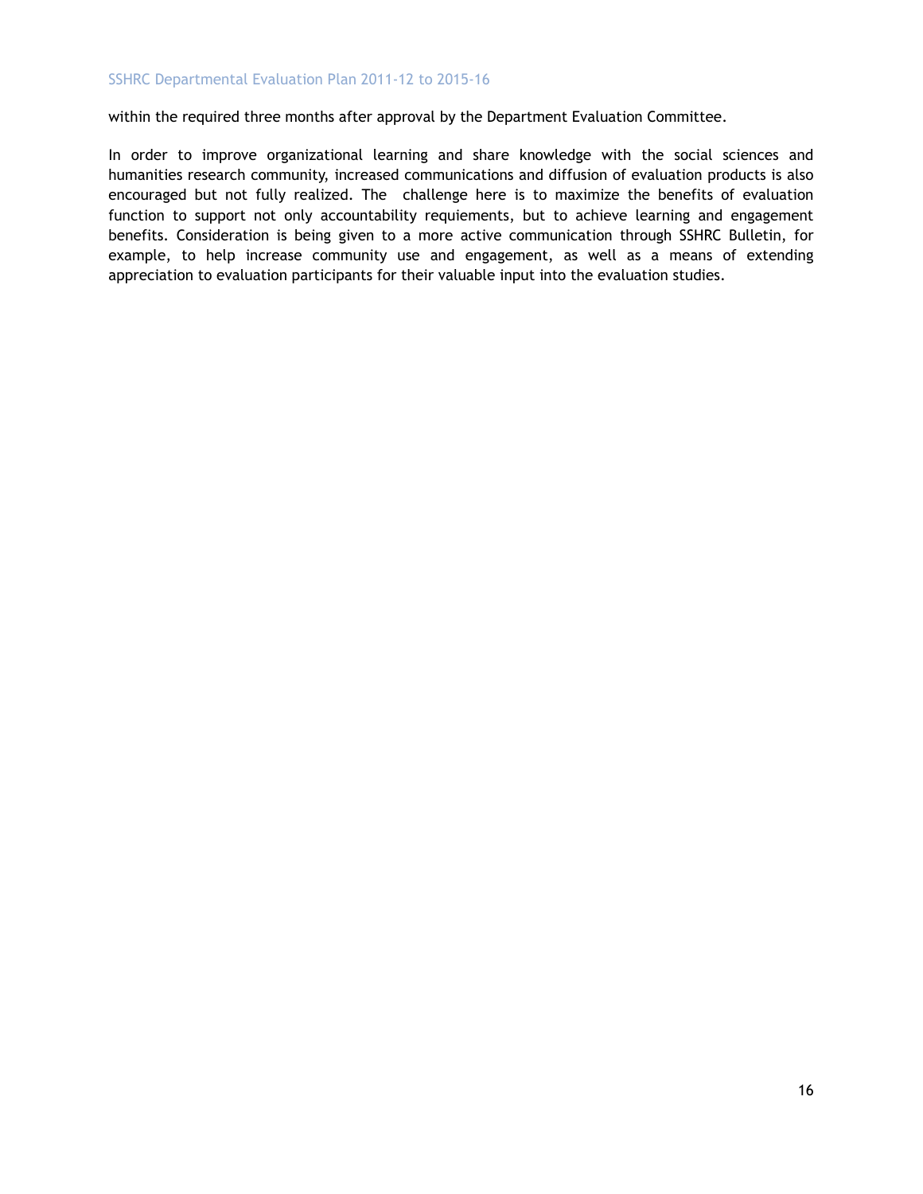within the required three months after approval by the Department Evaluation Committee.

In order to improve organizational learning and share knowledge with the social sciences and humanities research community, increased communications and diffusion of evaluation products is also encouraged but not fully realized. The challenge here is to maximize the benefits of evaluation function to support not only accountability requiements, but to achieve learning and engagement benefits. Consideration is being given to a more active communication through SSHRC Bulletin, for example, to help increase community use and engagement, as well as a means of extending appreciation to evaluation participants for their valuable input into the evaluation studies.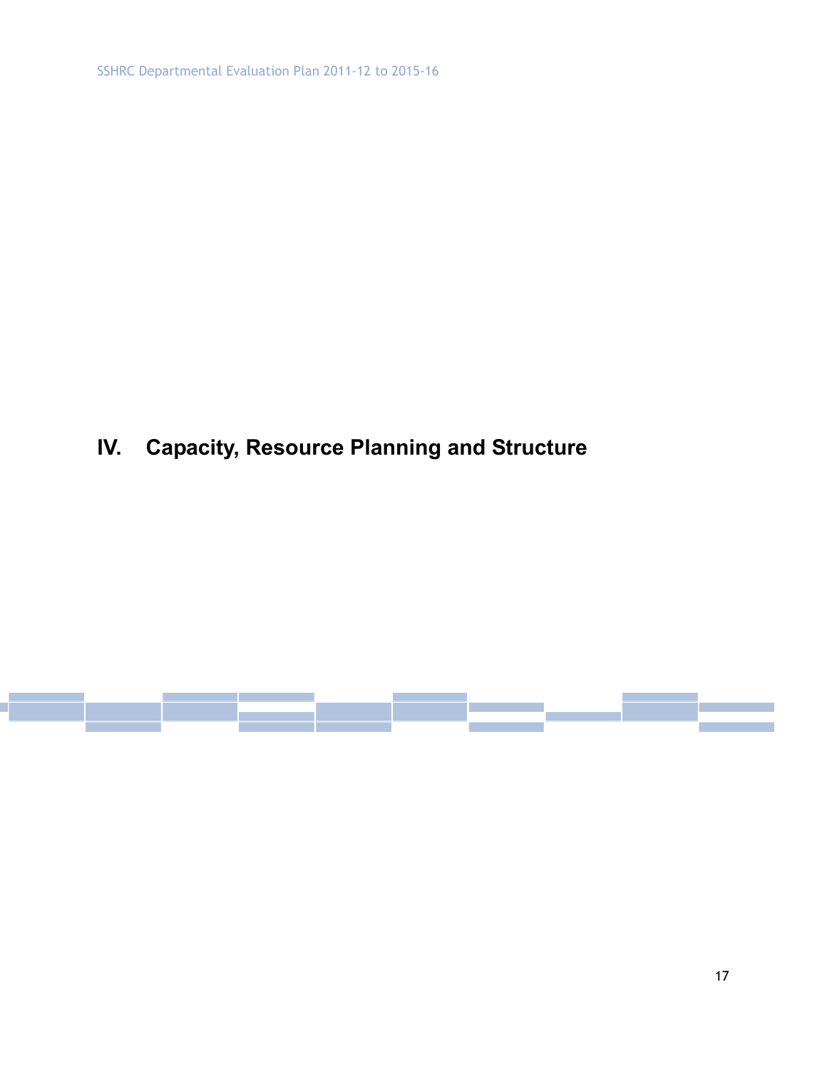# IV. Capacity, Resource Planning and Structure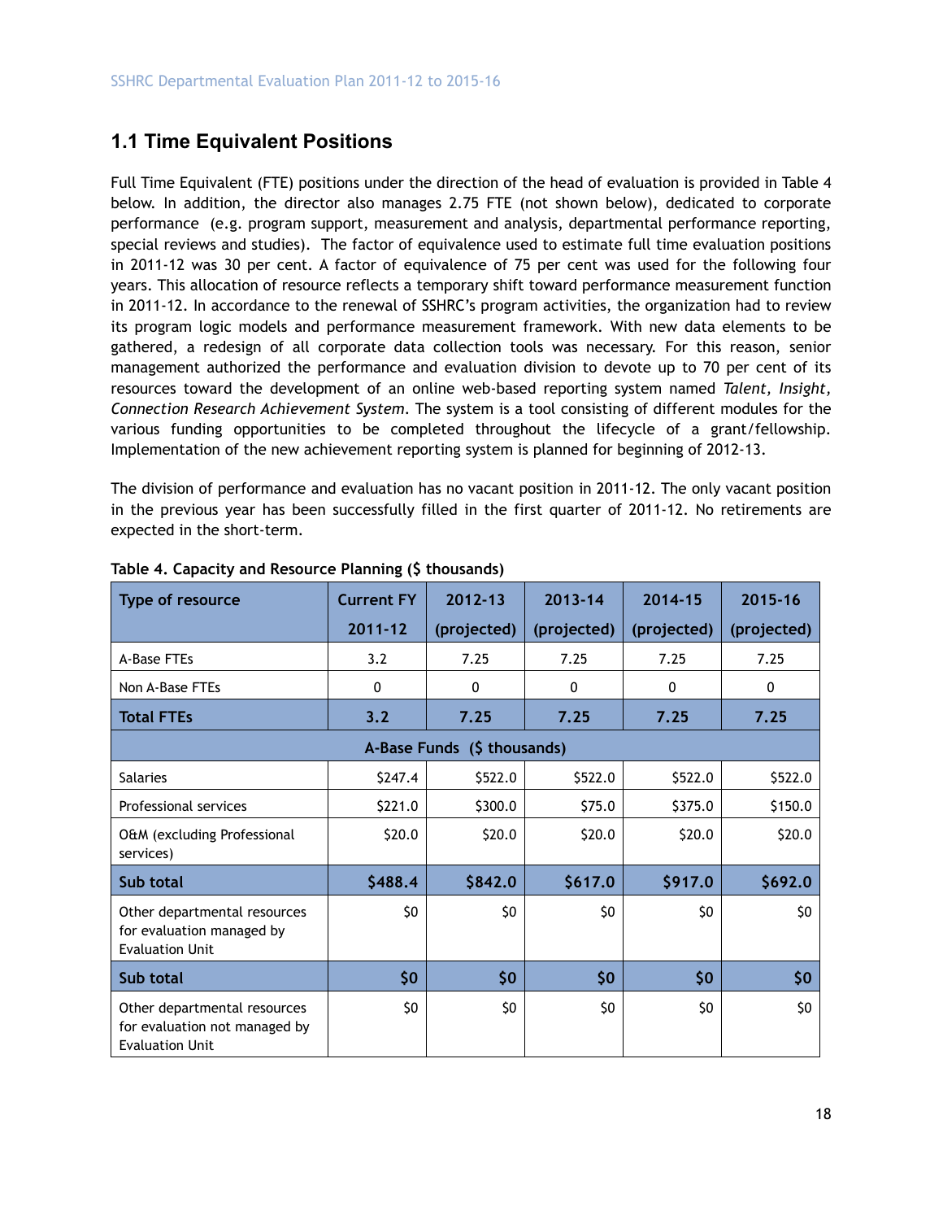## 1.1 Time Equivalent Positions

Full Time Equivalent (FTE) positions under the direction of the head of evaluation is provided in Table 4 below. In addition, the director also manages 2.75 FTE (not shown below), dedicated to corporate performance (e.g. program support, measurement and analysis, departmental performance reporting, special reviews and studies). The factor of equivalence used to estimate full time evaluation positions in 2011-12 was 30 per cent. A factor of equivalence of 75 per cent was used for the following four years. This allocation of resource reflects a temporary shift toward performance measurement function in 2011-12. In accordance to the renewal of SSHRC's program activities, the organization had to review its program logic models and performance measurement framework. With new data elements to be gathered, a redesign of all corporate data collection tools was necessary. For this reason, senior management authorized the performance and evaluation division to devote up to 70 per cent of its resources toward the development of an online web-based reporting system named *Talent, Insight, Connection Research Achievement System*. The system is a tool consisting of different modules for the various funding opportunities to be completed throughout the lifecycle of a grant/fellowship. Implementation of the new achievement reporting system is planned for beginning of 2012-13.

The division of performance and evaluation has no vacant position in 2011-12. The only vacant position in the previous year has been successfully filled in the first quarter of 2011-12. No retirements are expected in the short-term.

**Table 4. Capacity and Resource Planning ($ thousands)**

| Type of resource | Current FY 2011-12 | 2012-13 (projected) | 2013-14 (projected) | 2014-15 (projected) | 2015-16 (projected) |
|---|---|---|---|---|---|
| A-Base FTEs | 3.2 | 7.25 | 7.25 | 7.25 | 7.25 |
| Non A-Base FTEs | 0 | 0 | 0 | 0 | 0 |
| **Total FTEs** | **3.2** | **7.25** | **7.25** | **7.25** | **7.25** |
| **A-Base Funds ($ thousands)** | | | | | |
| Salaries | $247.4 | $522.0 | $522.0 | $522.0 | $522.0 |
| Professional services | $221.0 | $300.0 | $75.0 | $375.0 | $150.0 |
| O&M (excluding Professional services) | $20.0 | $20.0 | $20.0 | $20.0 | $20.0 |
| **Sub total** | **$488.4** | **$842.0** | **$617.0** | **$917.0** | **$692.0** |
| Other departmental resources for evaluation managed by Evaluation Unit | $0 | $0 | $0 | $0 | $0 |
| **Sub total** | **$0** | **$0** | **$0** | **$0** | **$0** |
| Other departmental resources for evaluation not managed by Evaluation Unit | $0 | $0 | $0 | $0 | $0 |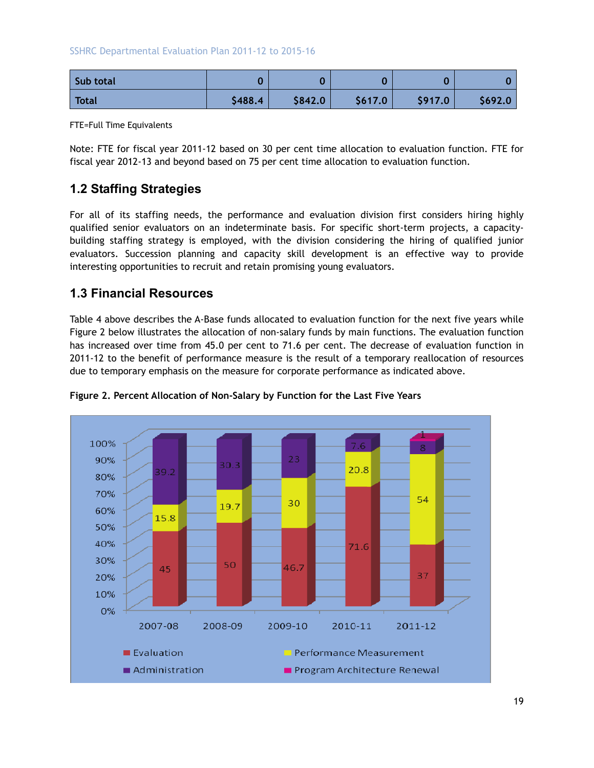| Sub total | 0 | 0 | 0 | 0 | 0 |
|---|---|---|---|---|---|
| Total | $488.4 | $842.0 | $617.0 | $917.0 | $692.0 |

FTE=Full Time Equivalents

Note: FTE for fiscal year 2011-12 based on 30 per cent time allocation to evaluation function. FTE for fiscal year 2012-13 and beyond based on 75 per cent time allocation to evaluation function.

## 1.2 Staffing Strategies

For all of its staffing needs, the performance and evaluation division first considers hiring highly qualified senior evaluators on an indeterminate basis. For specific short-term projects, a capacity-building staffing strategy is employed, with the division considering the hiring of qualified junior evaluators. Succession planning and capacity skill development is an effective way to provide interesting opportunities to recruit and retain promising young evaluators.

## 1.3 Financial Resources

Table 4 above describes the A-Base funds allocated to evaluation function for the next five years while Figure 2 below illustrates the allocation of non-salary funds by main functions. The evaluation function has increased over time from 45.0 per cent to 71.6 per cent. The decrease of evaluation function in 2011-12 to the benefit of performance measure is the result of a temporary reallocation of resources due to temporary emphasis on the measure for corporate performance as indicated above.

**Figure 2. Percent Allocation of Non-Salary by Function for the Last Five Years**

| | 2007-08 | 2008-09 | 2009-10 | 2010-11 | 2011-12 |
|---|---|---|---|---|---|
| Evaluation | 45 | 50 | 46.7 | 71.6 | 37 |
| Performance Measurement | 15.8 | 19.7 | 30 | 20.8 | 54 |
| Administration | 39.2 | 30.3 | 23 | 7.6 | 8 |
| Program Architecture Renewal | | | | | 1 |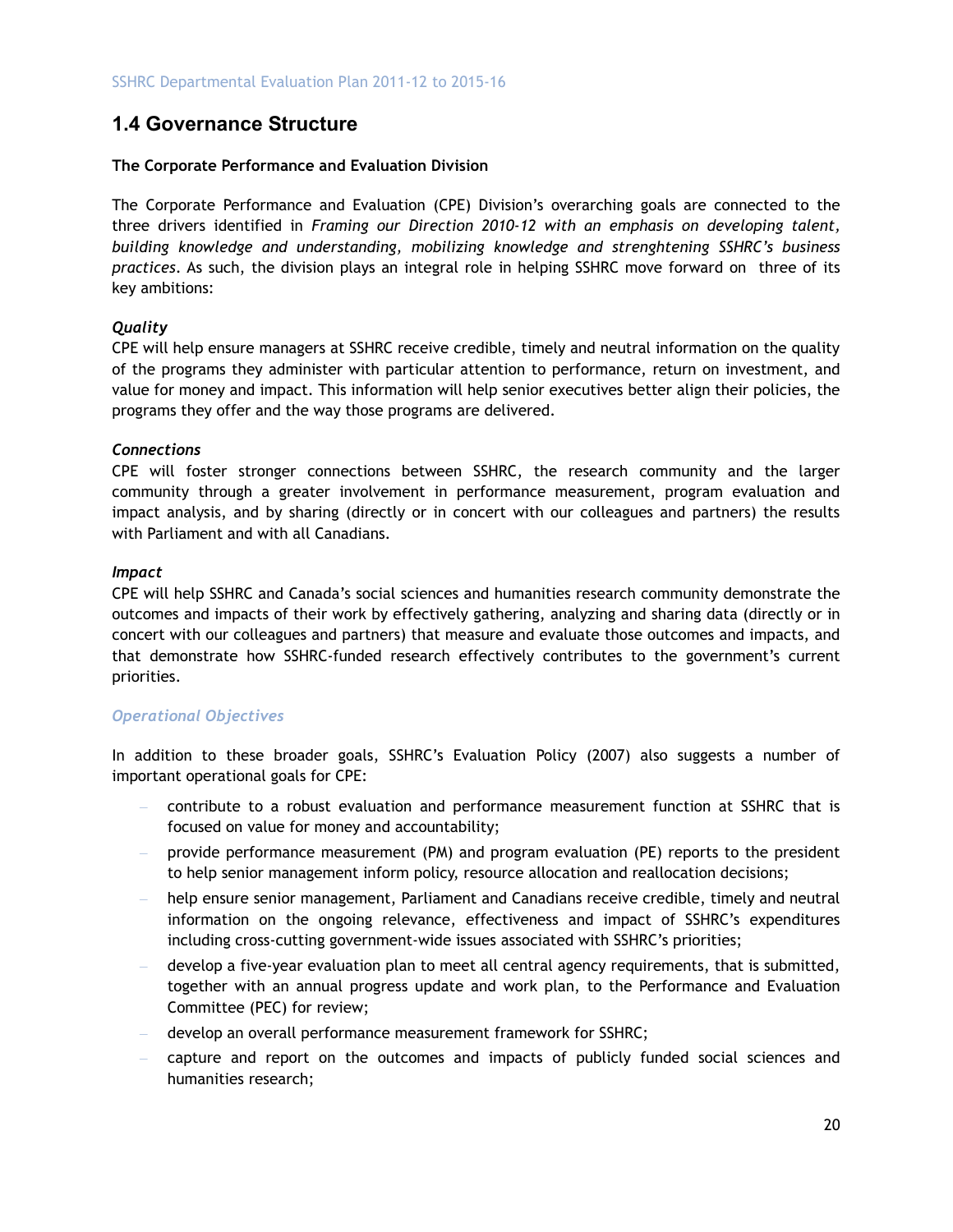## 1.4 Governance Structure

**The Corporate Performance and Evaluation Division**

The Corporate Performance and Evaluation (CPE) Division's overarching goals are connected to the three drivers identified in *Framing our Direction 2010-12 with an emphasis on developing talent, building knowledge and understanding, mobilizing knowledge and strenghtening SSHRC's business practices*. As such, the division plays an integral role in helping SSHRC move forward on three of its key ambitions:

***Quality***
CPE will help ensure managers at SSHRC receive credible, timely and neutral information on the quality of the programs they administer with particular attention to performance, return on investment, and value for money and impact. This information will help senior executives better align their policies, the programs they offer and the way those programs are delivered.

***Connections***
CPE will foster stronger connections between SSHRC, the research community and the larger community through a greater involvement in performance measurement, program evaluation and impact analysis, and by sharing (directly or in concert with our colleagues and partners) the results with Parliament and with all Canadians.

***Impact***
CPE will help SSHRC and Canada's social sciences and humanities research community demonstrate the outcomes and impacts of their work by effectively gathering, analyzing and sharing data (directly or in concert with our colleagues and partners) that measure and evaluate those outcomes and impacts, and that demonstrate how SSHRC-funded research effectively contributes to the government's current priorities.

***Operational Objectives***

In addition to these broader goals, SSHRC's Evaluation Policy (2007) also suggests a number of important operational goals for CPE:

- contribute to a robust evaluation and performance measurement function at SSHRC that is focused on value for money and accountability;
- provide performance measurement (PM) and program evaluation (PE) reports to the president to help senior management inform policy, resource allocation and reallocation decisions;
- help ensure senior management, Parliament and Canadians receive credible, timely and neutral information on the ongoing relevance, effectiveness and impact of SSHRC's expenditures including cross-cutting government-wide issues associated with SSHRC's priorities;
- develop a five-year evaluation plan to meet all central agency requirements, that is submitted, together with an annual progress update and work plan, to the Performance and Evaluation Committee (PEC) for review;
- develop an overall performance measurement framework for SSHRC;
- capture and report on the outcomes and impacts of publicly funded social sciences and humanities research;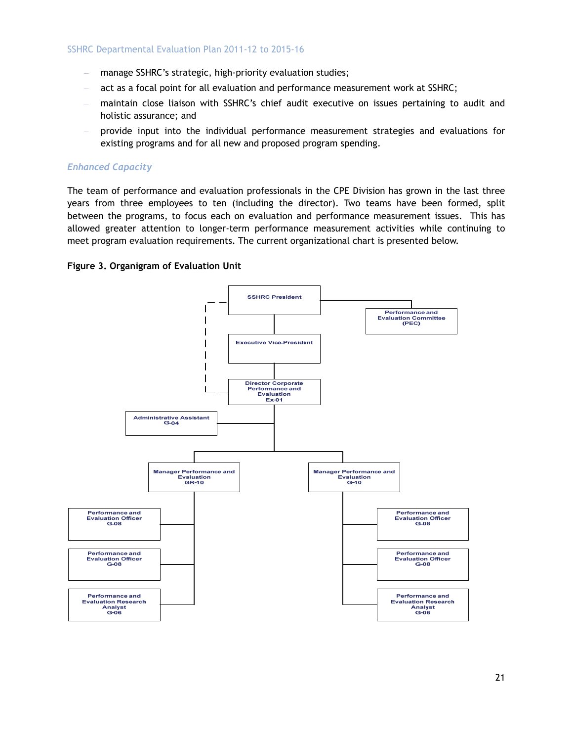- manage SSHRC's strategic, high-priority evaluation studies;
- act as a focal point for all evaluation and performance measurement work at SSHRC;
- maintain close liaison with SSHRC's chief audit executive on issues pertaining to audit and holistic assurance; and
- provide input into the individual performance measurement strategies and evaluations for existing programs and for all new and proposed program spending.

### *Enhanced Capacity*

The team of performance and evaluation professionals in the CPE Division has grown in the last three years from three employees to ten (including the director). Two teams have been formed, split between the programs, to focus each on evaluation and performance measurement issues. This has allowed greater attention to longer-term performance measurement activities while continuing to meet program evaluation requirements. The current organizational chart is presented below.

**Figure 3. Organigram of Evaluation Unit**

- SSHRC President
  - Performance and Evaluation Committee (PEC)
  - Executive Vice-President
    - Director Corporate Performance and Evaluation Ex-01 (also linked to the SSHRC President by a dashed line)
      - Administrative Assistant G-04
      - Manager Performance and Evaluation GR-10
        - Performance and Evaluation Officer G-08
        - Performance and Evaluation Officer G-08
        - Performance and Evaluation Research Analyst G-06
      - Manager Performance and Evaluation G-10
        - Performance and Evaluation Officer G-08
        - Performance and Evaluation Officer G-08
        - Performance and Evaluation Research Analyst G-06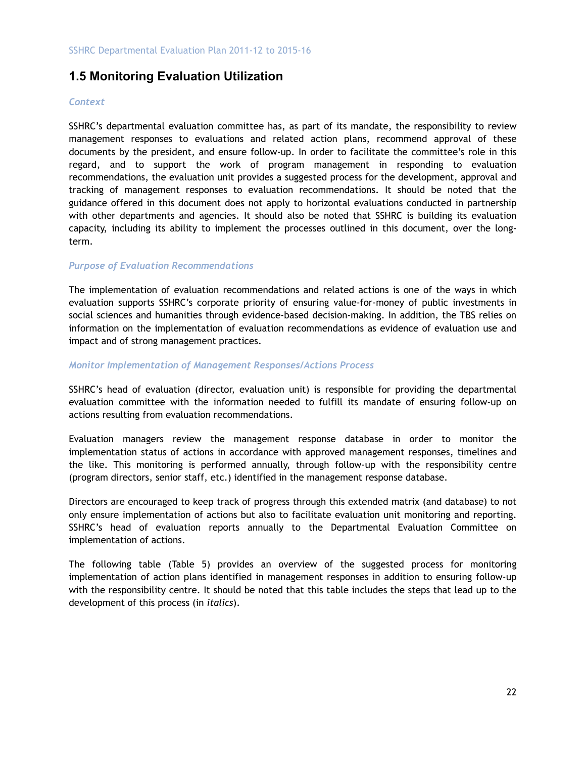## 1.5 Monitoring Evaluation Utilization

### *Context*

SSHRC's departmental evaluation committee has, as part of its mandate, the responsibility to review management responses to evaluations and related action plans, recommend approval of these documents by the president, and ensure follow-up. In order to facilitate the committee's role in this regard, and to support the work of program management in responding to evaluation recommendations, the evaluation unit provides a suggested process for the development, approval and tracking of management responses to evaluation recommendations. It should be noted that the guidance offered in this document does not apply to horizontal evaluations conducted in partnership with other departments and agencies. It should also be noted that SSHRC is building its evaluation capacity, including its ability to implement the processes outlined in this document, over the long-term.

### *Purpose of Evaluation Recommendations*

The implementation of evaluation recommendations and related actions is one of the ways in which evaluation supports SSHRC's corporate priority of ensuring value-for-money of public investments in social sciences and humanities through evidence-based decision-making. In addition, the TBS relies on information on the implementation of evaluation recommendations as evidence of evaluation use and impact and of strong management practices.

### *Monitor Implementation of Management Responses/Actions Process*

SSHRC's head of evaluation (director, evaluation unit) is responsible for providing the departmental evaluation committee with the information needed to fulfill its mandate of ensuring follow-up on actions resulting from evaluation recommendations.

Evaluation managers review the management response database in order to monitor the implementation status of actions in accordance with approved management responses, timelines and the like. This monitoring is performed annually, through follow-up with the responsibility centre (program directors, senior staff, etc.) identified in the management response database.

Directors are encouraged to keep track of progress through this extended matrix (and database) to not only ensure implementation of actions but also to facilitate evaluation unit monitoring and reporting. SSHRC's head of evaluation reports annually to the Departmental Evaluation Committee on implementation of actions.

The following table (Table 5) provides an overview of the suggested process for monitoring implementation of action plans identified in management responses in addition to ensuring follow-up with the responsibility centre. It should be noted that this table includes the steps that lead up to the development of this process (in *italics*).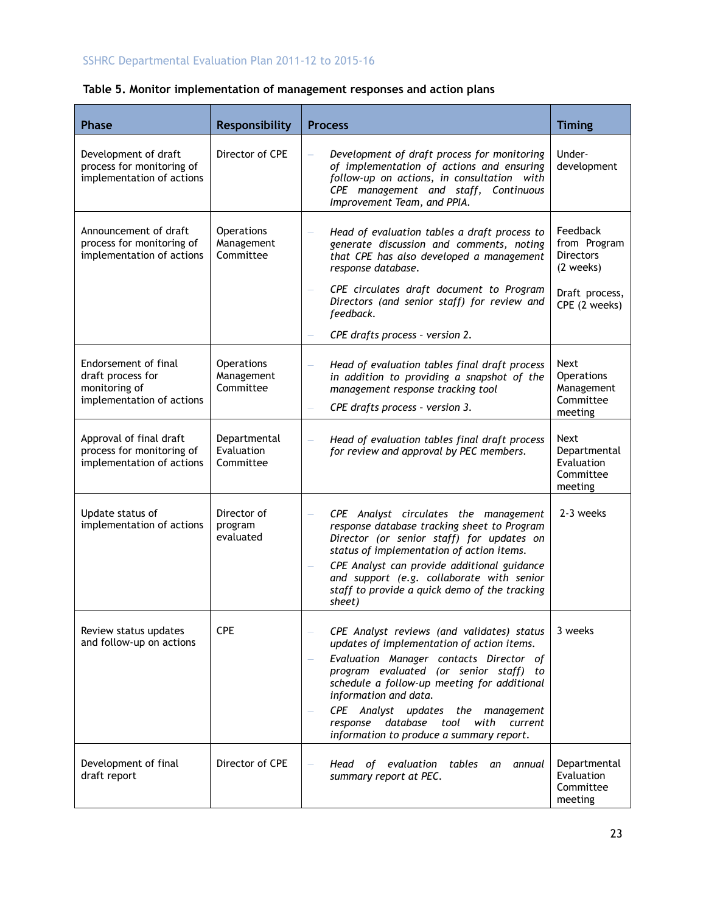**Table 5. Monitor implementation of management responses and action plans**

| Phase | Responsibility | Process | Timing |
|---|---|---|---|
| Development of draft process for monitoring of implementation of actions | Director of CPE | – *Development of draft process for monitoring of implementation of actions and ensuring follow-up on actions, in consultation with CPE management and staff, Continuous Improvement Team, and PPIA.* | Under-development |
| Announcement of draft process for monitoring of implementation of actions | Operations Management Committee | – *Head of evaluation tables a draft process to generate discussion and comments, noting that CPE has also developed a management response database.*<br>– *CPE circulates draft document to Program Directors (and senior staff) for review and feedback.*<br>– *CPE drafts process - version 2.* | Feedback from Program Directors (2 weeks)<br>Draft process, CPE (2 weeks) |
| Endorsement of final draft process for monitoring of implementation of actions | Operations Management Committee | – *Head of evaluation tables final draft process in addition to providing a snapshot of the management response tracking tool*<br>– *CPE drafts process - version 3.* | Next Operations Management Committee meeting |
| Approval of final draft process for monitoring of implementation of actions | Departmental Evaluation Committee | – *Head of evaluation tables final draft process for review and approval by PEC members.* | Next Departmental Evaluation Committee meeting |
| Update status of implementation of actions | Director of program evaluated | – *CPE Analyst circulates the management response database tracking sheet to Program Director (or senior staff) for updates on status of implementation of action items.*<br>– *CPE Analyst can provide additional guidance and support (e.g. collaborate with senior staff to provide a quick demo of the tracking sheet)* | 2-3 weeks |
| Review status updates and follow-up on actions | CPE | – *CPE Analyst reviews (and validates) status updates of implementation of action items.*<br>– *Evaluation Manager contacts Director of program evaluated (or senior staff) to schedule a follow-up meeting for additional information and data.*<br>– *CPE Analyst updates the management response database tool with current information to produce a summary report.* | 3 weeks |
| Development of final draft report | Director of CPE | – *Head of evaluation tables an annual summary report at PEC.* | Departmental Evaluation Committee meeting |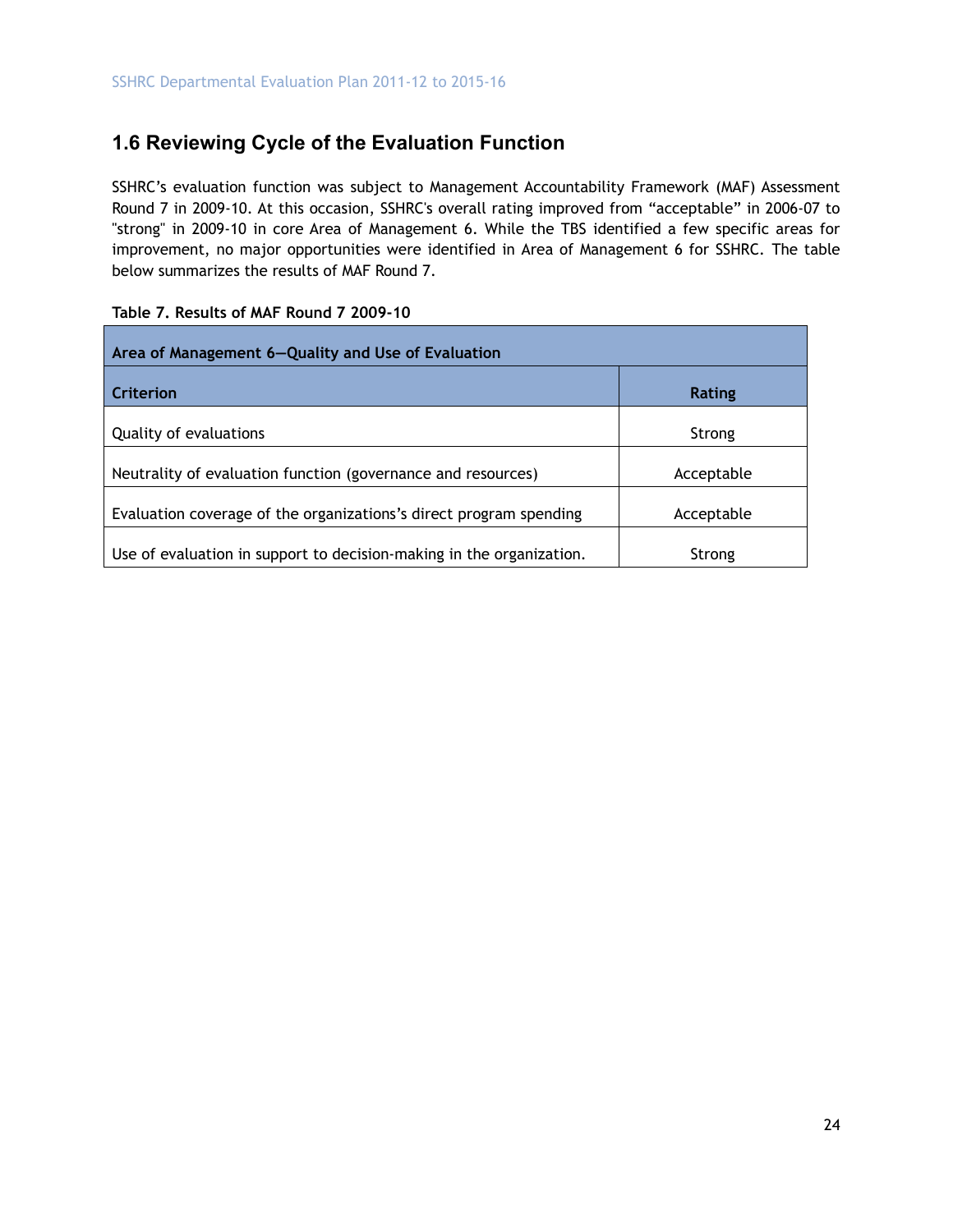## 1.6 Reviewing Cycle of the Evaluation Function

SSHRC's evaluation function was subject to Management Accountability Framework (MAF) Assessment Round 7 in 2009-10. At this occasion, SSHRC's overall rating improved from "acceptable" in 2006-07 to "strong" in 2009-10 in core Area of Management 6. While the TBS identified a few specific areas for improvement, no major opportunities were identified in Area of Management 6 for SSHRC. The table below summarizes the results of MAF Round 7.

**Table 7. Results of MAF Round 7 2009-10**

| **Area of Management 6—Quality and Use of Evaluation** | |
|---|---|
| **Criterion** | **Rating** |
| Quality of evaluations | Strong |
| Neutrality of evaluation function (governance and resources) | Acceptable |
| Evaluation coverage of the organizations's direct program spending | Acceptable |
| Use of evaluation in support to decision-making in the organization. | Strong |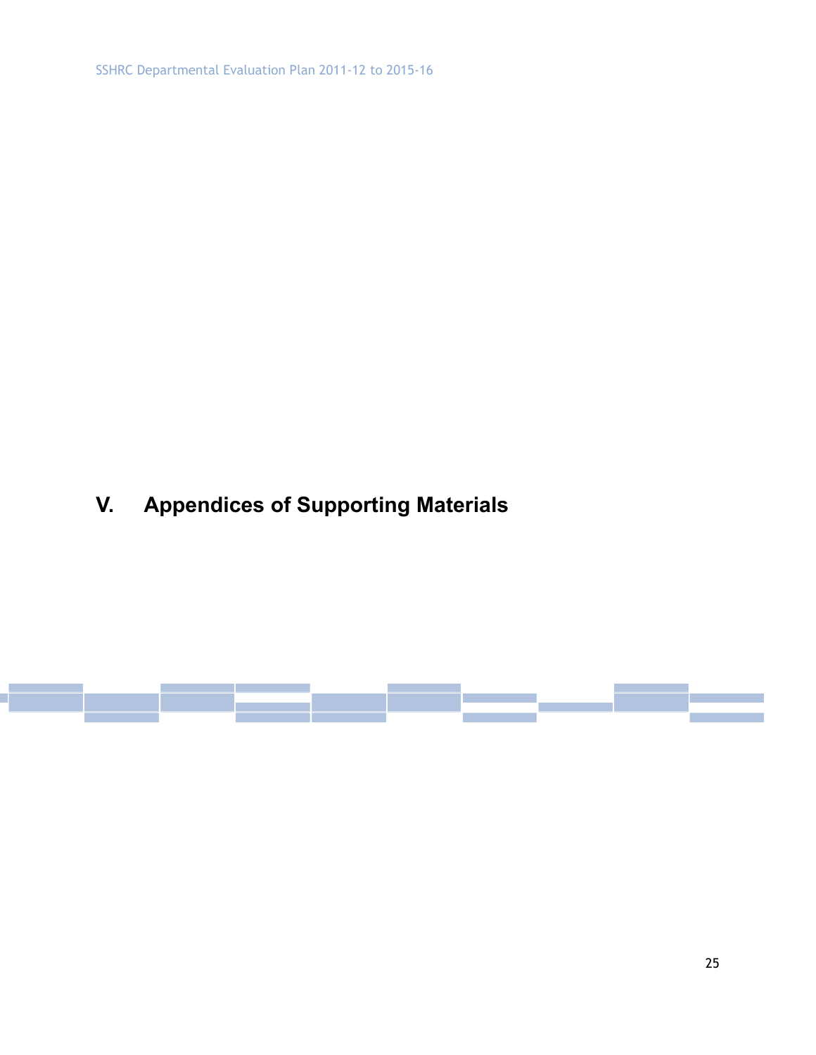# V. Appendices of Supporting Materials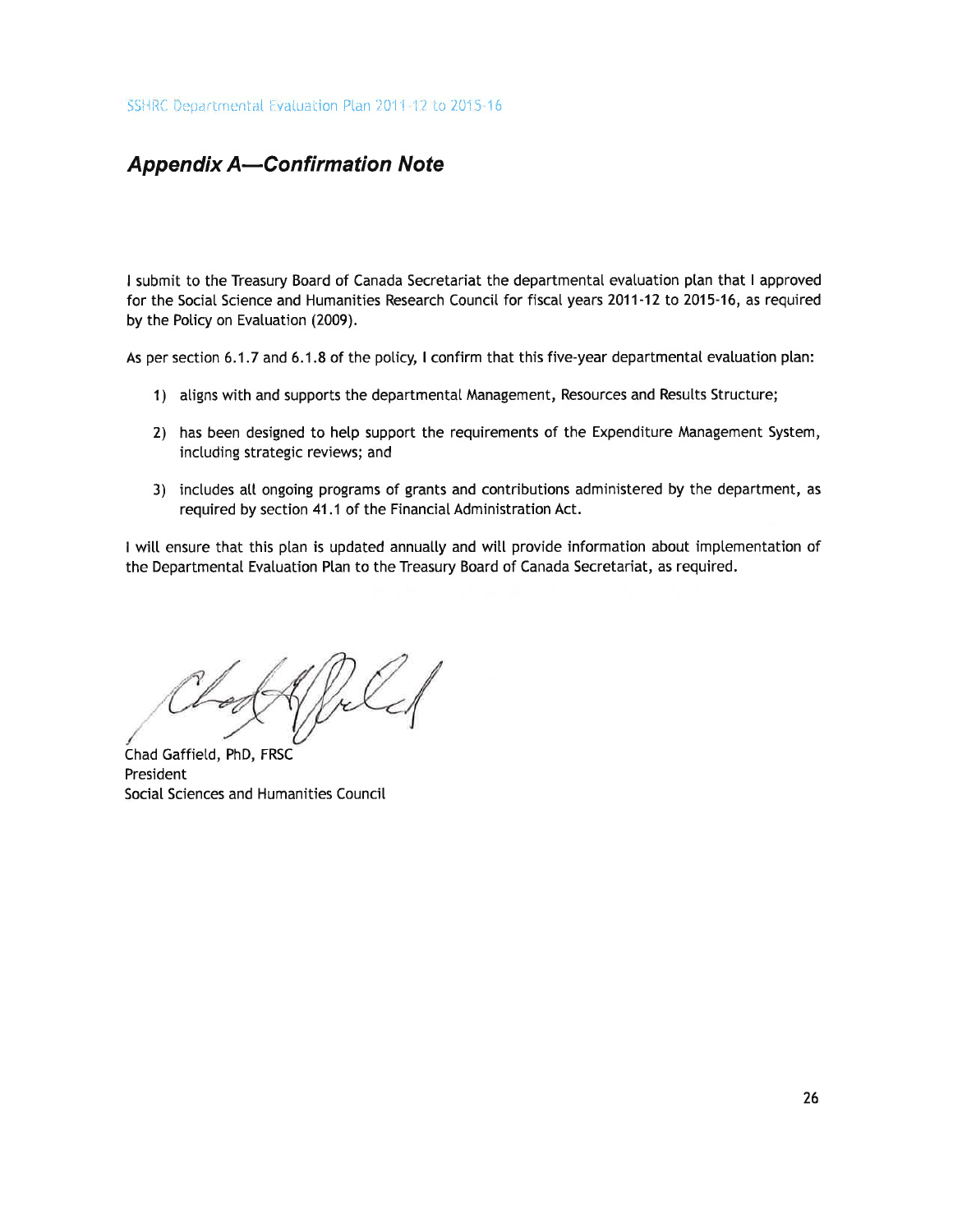## *Appendix A—Confirmation Note*

I submit to the Treasury Board of Canada Secretariat the departmental evaluation plan that I approved for the Social Science and Humanities Research Council for fiscal years 2011-12 to 2015-16, as required by the Policy on Evaluation (2009).

As per section 6.1.7 and 6.1.8 of the policy, I confirm that this five-year departmental evaluation plan:

1) aligns with and supports the departmental Management, Resources and Results Structure;
2) has been designed to help support the requirements of the Expenditure Management System, including strategic reviews; and
3) includes all ongoing programs of grants and contributions administered by the department, as required by section 41.1 of the Financial Administration Act.

I will ensure that this plan is updated annually and will provide information about implementation of the Departmental Evaluation Plan to the Treasury Board of Canada Secretariat, as required.

Chad Gaffield, PhD, FRSC
President
Social Sciences and Humanities Council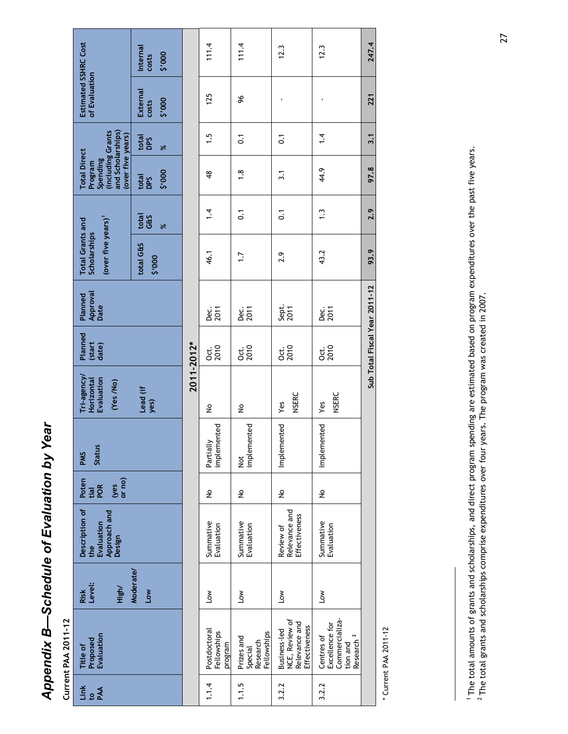# Appendix B—Schedule of Evaluation by Year

**Current PAA 2011-12**

| Link to PAA | Title of Proposed Evaluation | Risk Level: High/ Moderate/ Low | Description of the Evaluation Approach and Design | Potential POR (yes or no) | PMS Status | Tri-agency/ Horizontal Evaluation (Yes /No) | | Planned (start date) | Planned Approval Date | Total Grants and Scholarships (over five years)[1] | | Total Direct Program Spending (including Grants and Scholarships) (over five years) | | Estimated SSHRC Cost of Evaluation | |
|---|---|---|---|---|---|---|---|---|---|---|---|---|---|---|---|
| | | | | | | | Lead (if yes) | | | total G&S $'000 | total G&S % | total DPS $'000 | total DPS % | External costs $'000 | Internal costs $'000 |
| **2011-2012*** | | | | | | | | | | | | | | | |
| 1.1.4 | Postdoctoral Fellowships program | Low | Summative Evaluation | No | Partially implemented | No | | Oct. 2010 | Dec. 2011 | 46.1 | 1.4 | 48 | 1.5 | 125 | 111.4 |
| 1.1.5 | Prizes and Special Research Fellowships | Low | Summative Evaluation | No | Not implemented | No | | Oct. 2010 | Dec. 2011 | 1.7 | 0.1 | 1.8 | 0.1 | 96 | 111.4 |
| 3.2.2 | Business-led NCE, Review of Relevance and Effectiveness | Low | Review of Relevance and Effectiveness | No | Implemented | Yes | NSERC | Oct. 2010 | Sept. 2011 | 2.9 | 0.1 | 3.1 | 0.1 | - | 12.3 |
| 3.2.2 | Centres of Excellence for Commercialization and Research [2] | Low | Summative Evaluation | No | Implemented | Yes | NSERC | Oct. 2010 | Dec. 2011 | 43.2 | 1.3 | 44.9 | 1.4 | - | 12.3 |
| | **Sub Total Fiscal Year 2011-12** | | | | | | | | | **93.9** | **2.9** | **97.8** | **3.1** | **221** | **247.4** |

* Current PAA 2011-12

[1] The total amounts of grants and scholarships, and direct program spending are estimated based on program expenditures over the past five years.
[2] The total grants and scholarships comprise expenditures over four years. The program was created in 2007.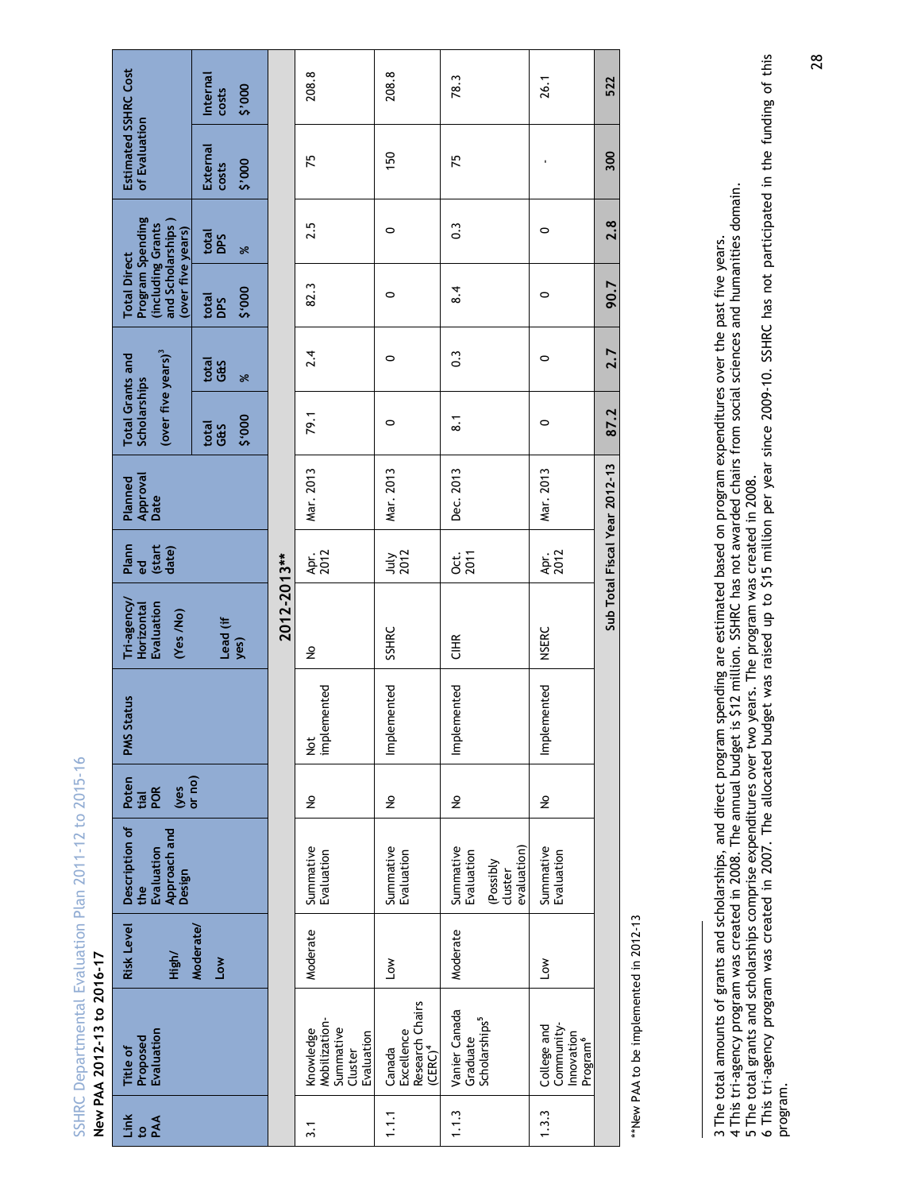SSHRC Departmental Evaluation Plan 2011-12 to 2015-16

**New PAA 2012-13 to 2016-17**

| Link to PAA | Title of Proposed Evaluation | Risk Level High/ Moderate/ Low | Description of the Evaluation Approach and Design | Potential POR (yes or no) | PMS Status | Tri-agency/ Horizontal Evaluation (Yes /No) Lead (if yes) | Planned (start date) | Planned Approval Date | Total Grants and Scholarships (over five years)[3] | | Total Direct Program Spending (including Grants and Scholarships ) (over five years) | | Estimated SSHRC Cost of Evaluation | |
|---|---|---|---|---|---|---|---|---|---|---|---|---|---|---|
| | | | | | | | | | total G&S $'000 | total G&S % | total DPS $'000 | total DPS % | External costs $'000 | Internal costs $'000 |
| **2012-2013**** | | | | | | | | | | | | | | |
| 3.1 | Knowledge Mobilization-Summative Cluster Evaluation | Moderate | Summative Evaluation | No | Not implemented | No | Apr. 2012 | Mar. 2013 | 79.1 | 2.4 | 82.3 | 2.5 | 75 | 208.8 |
| 1.1.1 | Canada Excellence Research Chairs (CERC)[4] | Low | Summative Evaluation | No | Implemented | SSHRC | July 2012 | Mar. 2013 | 0 | 0 | 0 | 0 | 150 | 208.8 |
| 1.1.3 | Vanier Canada Graduate Scholarships[5] | Moderate | Summative Evaluation (Possibly cluster evaluation) | No | Implemented | CIHR | Oct. 2011 | Dec. 2013 | 8.1 | 0.3 | 8.4 | 0.3 | 75 | 78.3 |
| 1.3.3 | College and Community-Innovation Program[6] | Low | Summative Evaluation | No | Implemented | NSERC | Apr. 2012 | Mar. 2013 | 0 | 0 | 0 | 0 | - | 26.1 |
| | **Sub Total Fiscal Year 2012-13** | | | | | | | | **87.2** | **2.7** | **90.7** | **2.8** | **300** | **522** |

**New PAA to be implemented in 2012-13

3 The total amounts of grants and scholarships, and direct program spending are estimated based on program expenditures over the past five years.
4 This tri-agency program was created in 2008. The annual budget is $12 million. SSHRC has not awarded chairs from social sciences and humanities domain.
5 The total grants and scholarships comprise expenditures over two years. The program was created in 2008.
6 This tri-agency program was created in 2007. The allocated budget was raised up to $15 million per year since 2009-10. SSHRC has not participated in the funding of this program.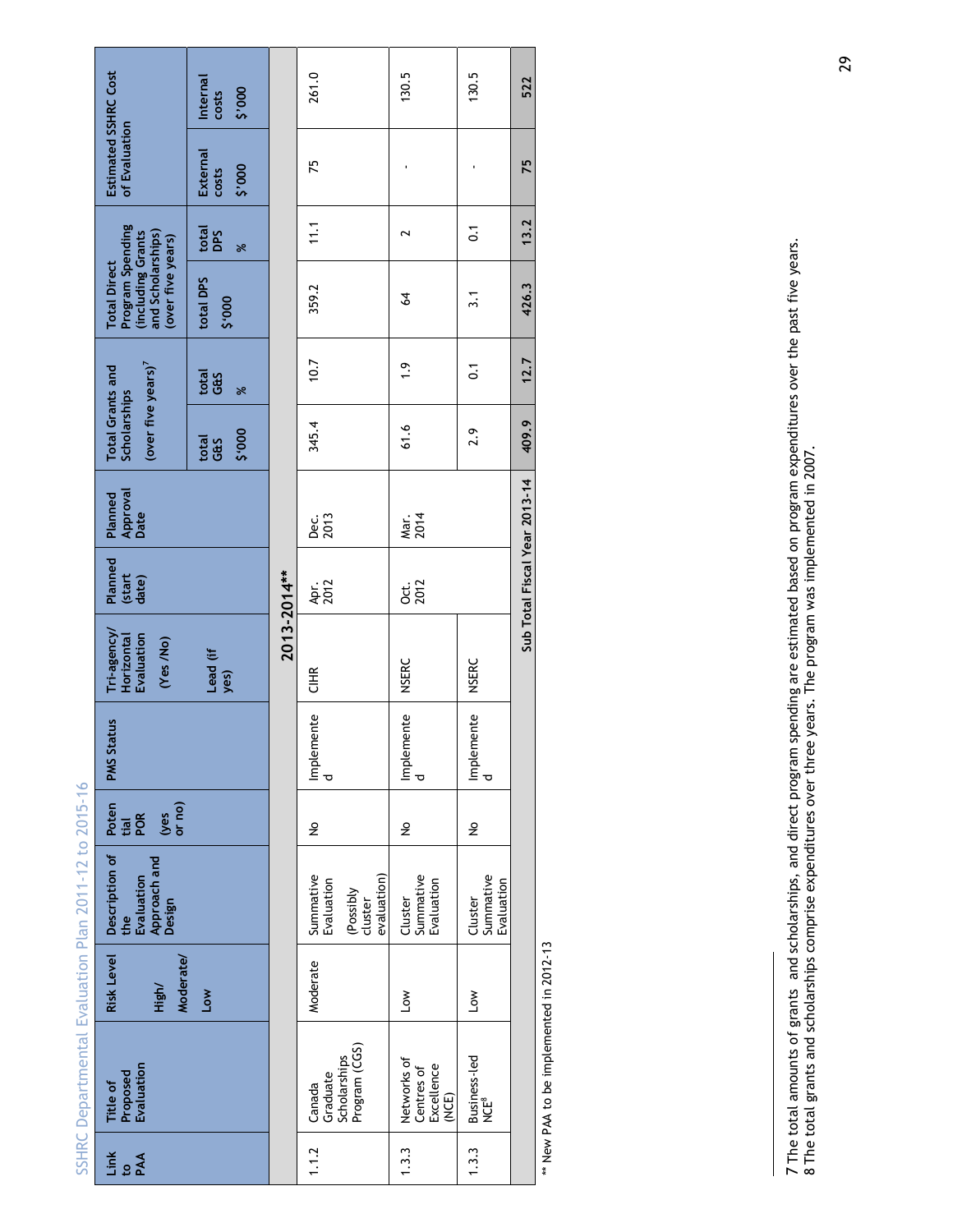| Link to PAA | Title of Proposed Evaluation | Risk Level High/ Moderate/ Low | Description of the Evaluation Approach and Design | Potential POR (yes or no) | PMS Status | Tri-agency/ Horizontal Evaluation (Yes /No) Lead (if yes) | Planned (start date) | Planned Approval Date | Total Grants and Scholarships (over five years)[7] total G&S $'000 | total G&S % | Total Direct Program Spending (including Grants and Scholarships) (over five years) total DPS $'000 | total DPS % | Estimated SSHRC Cost of Evaluation External costs $'000 | Internal costs $'000 |
|---|---|---|---|---|---|---|---|---|---|---|---|---|---|---|
| **2013-2014**** | | | | | | | | | | | | | | |
| 1.1.2 | Canada Graduate Scholarships Program (CGS) | Moderate | Summative Evaluation (Possibly cluster evaluation) | No | Implemented | CIHR | Apr. 2012 | Dec. 2013 | 345.4 | 10.7 | 359.2 | 11.1 | 75 | 261.0 |
| 1.3.3 | Networks of Centres of Excellence (NCE) | Low | Cluster Summative Evaluation | No | Implemented | NSERC | Oct. 2012 | Mar. 2014 | 61.6 | 1.9 | 64 | 2 | - | 130.5 |
| 1.3.3 | Business-led NCE[8] | Low | Cluster Summative Evaluation | No | Implemented | NSERC | | | 2.9 | 0.1 | 3.1 | 0.1 | - | 130.5 |
| | **Sub Total Fiscal Year 2013-14** | | | | | | | | **409.9** | **12.7** | **426.3** | **13.2** | **75** | **522** |

** New PAA to be implemented in 2012-13

7 The total amounts of grants and scholarships, and direct program spending are estimated based on program expenditures over the past five years.
8 The total grants and scholarships comprise expenditures over three years. The program was implemented in 2007.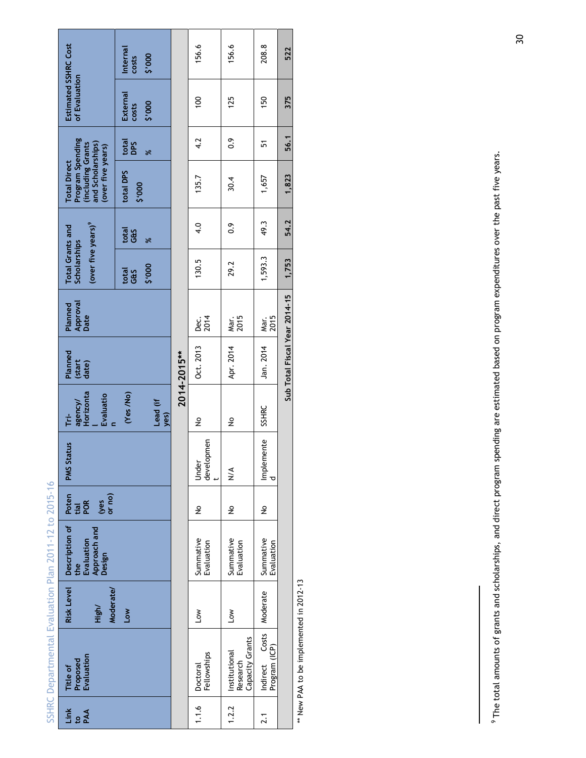| Link to PAA | Title of Proposed Evaluation | Risk Level High/ Moderate/ Low | Description of the Evaluation Approach and Design | Potential POR (yes or no) | PMS Status | Tri-agency/ Horizontal Evaluation (Yes /No) Lead (if yes) | Planned (start date) | Planned Approval Date | Total Grants and Scholarships (over five years)[9] | | Total Direct Program Spending (including Grants and Scholarships) (over five years) | | Estimated SSHRC Cost of Evaluation | |
|---|---|---|---|---|---|---|---|---|---|---|---|---|---|---|
| | | | | | | | | | total G&S $'000 | total G&S % | total DPS $'000 | total DPS % | External costs $'000 | Internal costs $'000 |
| **2014-2015**** | | | | | | | | | | | | | | |
| 1.1.6 | Doctoral Fellowships | Low | Summative Evaluation | No | Under development | No | Oct. 2013 | Dec. 2014 | 130.5 | 4.0 | 135.7 | 4.2 | 100 | 156.6 |
| 1.2.2 | Institutional Research Capacity Grants | Low | Summative Evaluation | No | N/A | No | Apr. 2014 | Mar. 2015 | 29.2 | 0.9 | 30.4 | 0.9 | 125 | 156.6 |
| 2.1 | Indirect Costs Program (ICP) | Moderate | Summative Evaluation | No | Implemented | SSHRC | Jan. 2014 | Mar. 2015 | 1,593.3 | 49.3 | 1,657 | 51 | 150 | 208.8 |
| | **Sub Total Fiscal Year 2014-15** | | | | | | | | **1,753** | **54.2** | **1,823** | **56.1** | **375** | **522** |

** New PAA to be implemented in 2012-13

[9] The total amounts of grants and scholarships, and direct program spending are estimated based on program expenditures over the past five years.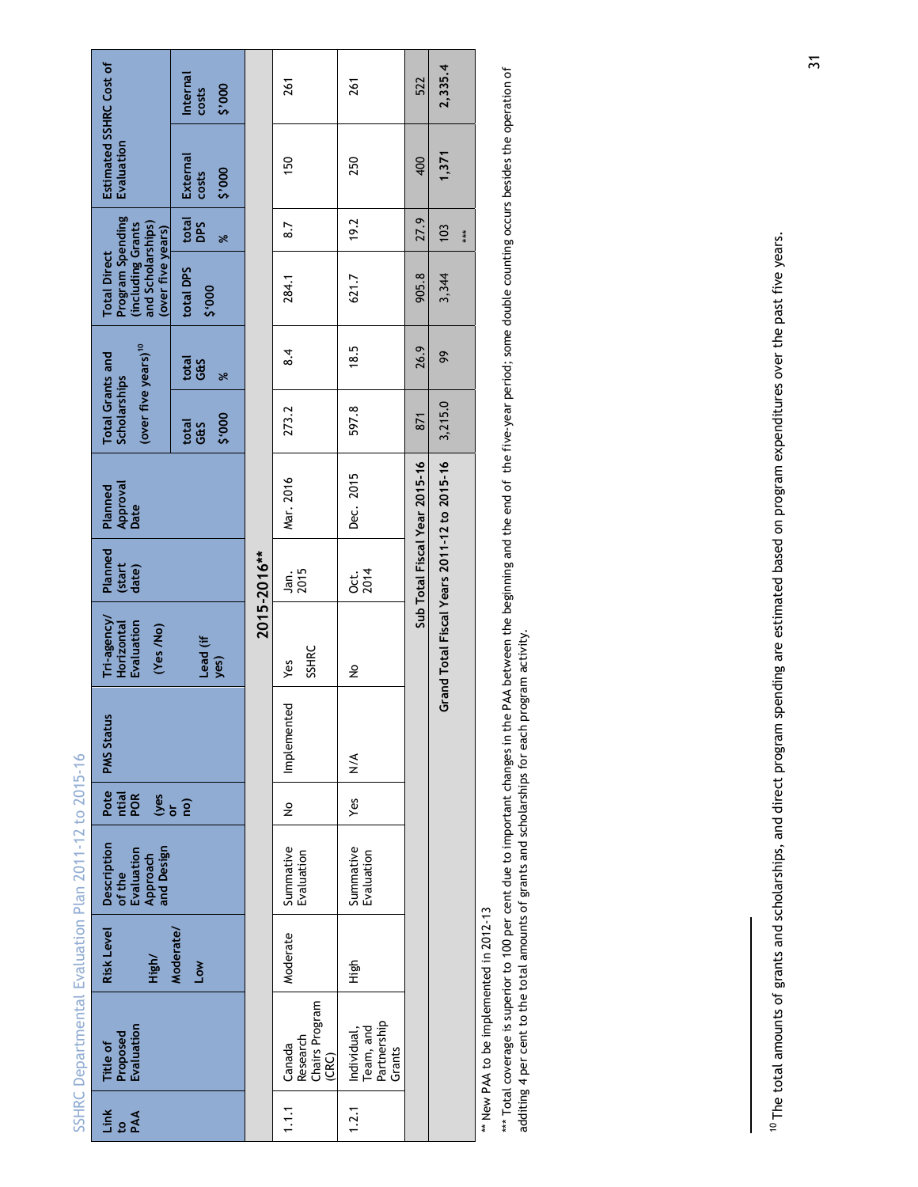SSHRC Departmental Evaluation Plan 2011-12 to 2015-16

| Link to PAA | Title of Proposed Evaluation | Risk Level High/ Moderate/ Low | Description of the Evaluation Approach and Design | Potential POR (yes or no) | PMS Status | Tri-agency/ Horizontal Evaluation (Yes /No) Lead (if yes) | Planned (start date) | Planned Approval Date | Total Grants and Scholarships (over five years)[10] | | Total Direct Program Spending (including Grants and Scholarships) (over five years) | | Estimated SSHRC Cost of Evaluation | |
|---|---|---|---|---|---|---|---|---|---|---|---|---|---|---|
| | | | | | | | | | total G&S $'000 | total G&S % | total DPS $'000 | total DPS % | External costs $'000 | Internal costs $'000 |
| **2015-2016**** | | | | | | | | | | | | | | |
| 1.1.1 | Canada Research Chairs Program (CRC) | Moderate | Summative Evaluation | No | Implemented | Yes SSHRC | Jan. 2015 | Mar. 2016 | 273.2 | 8.4 | 284.1 | 8.7 | 150 | 261 |
| 1.2.1 | Individual, Team, and Partnership Grants | High | Summative Evaluation | Yes | N/A | No | Oct. 2014 | Dec. 2015 | 597.8 | 18.5 | 621.7 | 19.2 | 250 | 261 |
| | | | | | | | Sub Total Fiscal Year 2015-16 | | 871 | 26.9 | 905.8 | 27.9 | 400 | 522 |
| | | | | | | | Grand Total Fiscal Years 2011-12 to 2015-16 | | 3,215.0 | 99 | 3,344 | 103 *** | 1,371 | 2,335.4 |

** New PAA to be implemented in 2012-13

*** Total coverage is superior to 100 per cent due to important changes in the PAA between the beginning and the end of the five-year period; some double counting occurs besides the operation of additing 4 per cent to the total amounts of grants and scholarships for each program activity.

[10] The total amounts of grants and scholarships, and direct program spending are estimated based on program expenditures over the past five years.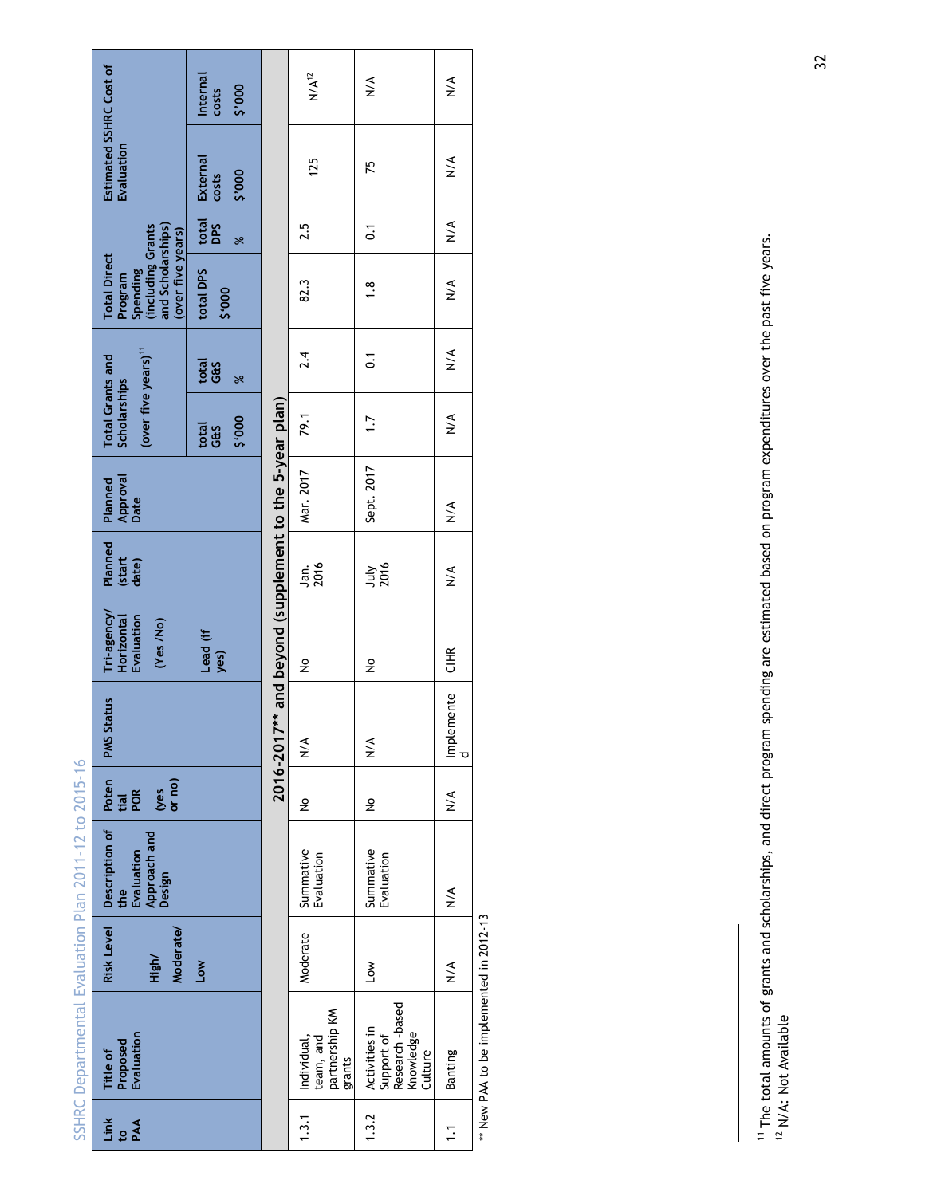| Link to PAA | Title of Proposed Evaluation | Risk Level High/ Moderate/ Low | Description of the Evaluation Approach and Design | Potential POR (yes or no) | PMS Status | Tri-agency/ Horizontal Evaluation (Yes /No) | Planned (start date) | Planned Approval Date | Total Grants and Scholarships (over five years)[11] | | Total Direct Program Spending (including Grants and Scholarships) (over five years) | | Estimated SSHRC Cost of Evaluation | |
|---|---|---|---|---|---|---|---|---|---|---|---|---|---|---|
| | | | | | | Lead (if yes) | | | total G&S $'000 | total G&S % | total DPS $'000 | total DPS % | External costs $'000 | Internal costs $'000 |
| **2016-2017** and beyond (supplement to the 5-year plan)** | | | | | | | | | | | | | | |
| 1.3.1 | Individual, team, and partnership KM grants | Moderate | Summative Evaluation | No | N/A | No | Jan. 2016 | Mar. 2017 | 79.1 | 2.4 | 82.3 | 2.5 | 125 | N/A[12] |
| 1.3.2 | Activities in Support of Research -based Knowledge Culture | Low | Summative Evaluation | No | N/A | No | July 2016 | Sept. 2017 | 1.7 | 0.1 | 1.8 | 0.1 | 75 | N/A |
| 1.1 | Banting | N/A | N/A | N/A | Implemented | CIHR | N/A | N/A | N/A | N/A | N/A | N/A | N/A | N/A |

** New PAA to be implemented in 2012-13

[11] The total amounts of grants and scholarships, and direct program spending are estimated based on program expenditures over the past five years.

[12] N/A: Not Available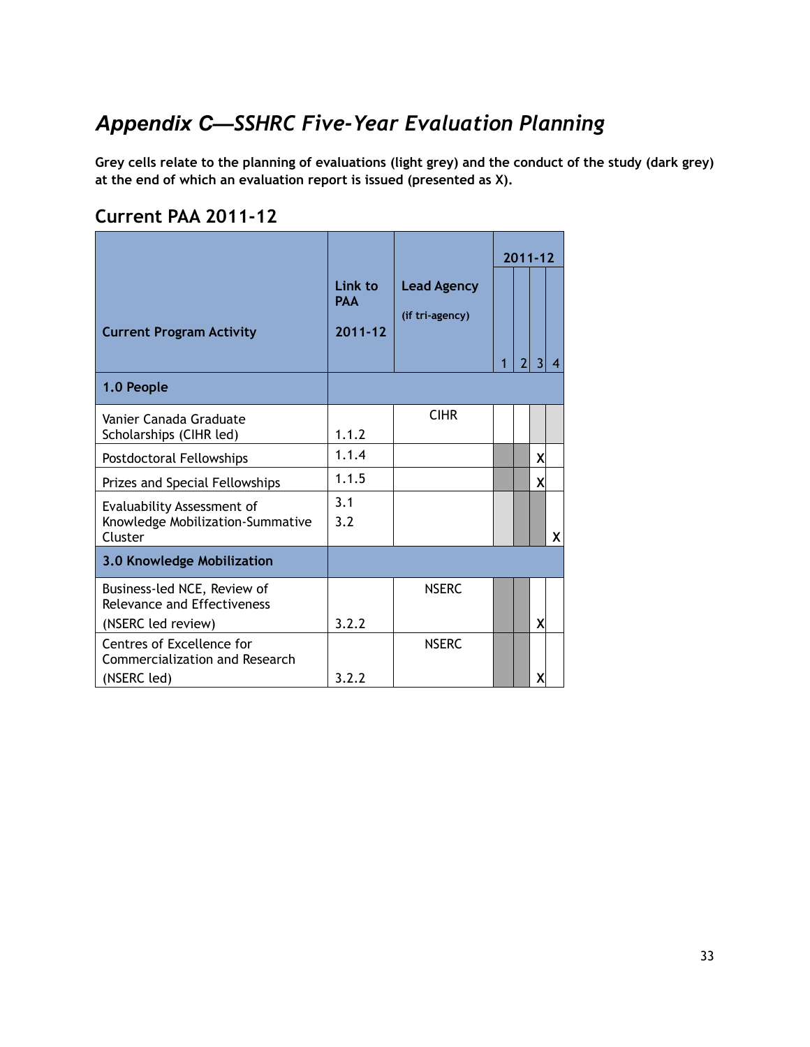# *Appendix C—SSHRC Five-Year Evaluation Planning*

**Grey cells relate to the planning of evaluations (light grey) and the conduct of the study (dark grey) at the end of which an evaluation report is issued (presented as X).**

## Current PAA 2011-12

| Current Program Activity | Link to PAA 2011-12 | Lead Agency (if tri-agency) | 2011-12 | | | |
|---|---|---|---|---|---|---|
| | | | 1 | 2 | 3 | 4 |
| **1.0 People** | | | | | | |
| Vanier Canada Graduate Scholarships (CIHR led) | 1.1.2 | CIHR | | | | |
| Postdoctoral Fellowships | 1.1.4 | | | | X | |
| Prizes and Special Fellowships | 1.1.5 | | | | X | |
| Evaluability Assessment of Knowledge Mobilization-Summative Cluster | 3.1<br>3.2 | | | | | X |
| **3.0 Knowledge Mobilization** | | | | | | |
| Business-led NCE, Review of Relevance and Effectiveness (NSERC led review) | 3.2.2 | NSERC | | | X | |
| Centres of Excellence for Commercialization and Research (NSERC led) | 3.2.2 | NSERC | | | X | |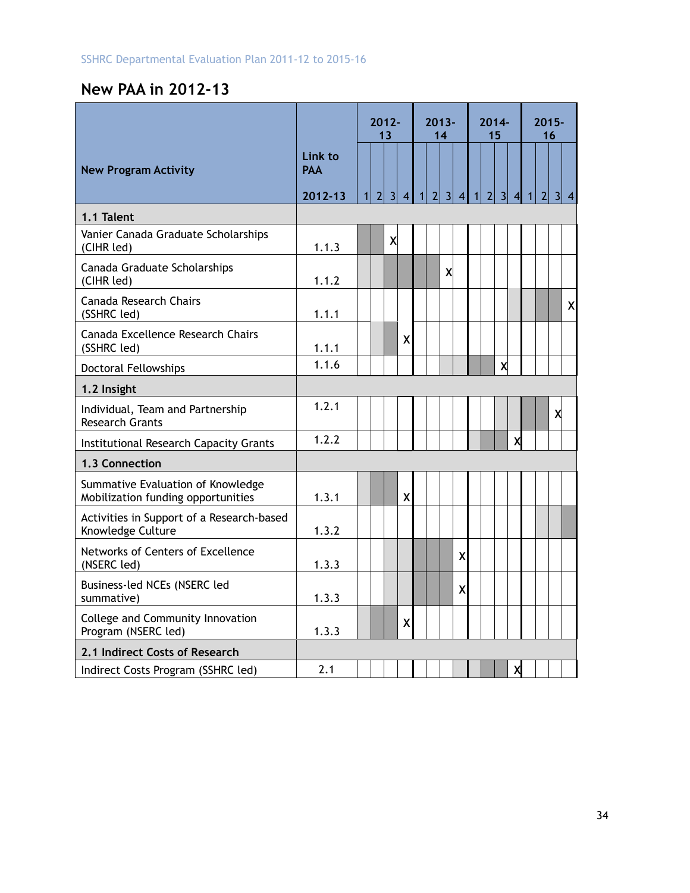## New PAA in 2012-13

| New Program Activity | Link to PAA 2012-13 | 2012-13 | | | | 2013-14 | | | | 2014-15 | | | | 2015-16 | | | |
|---|---|---|---|---|---|---|---|---|---|---|---|---|---|---|---|---|---|
| | | 1 | 2 | 3 | 4 | 1 | 2 | 3 | 4 | 1 | 2 | 3 | 4 | 1 | 2 | 3 | 4 |
| **1.1 Talent** | | | | | | | | | | | | | | | | | |
| Vanier Canada Graduate Scholarships (CIHR led) | 1.1.3 | | | X | | | | | | | | | | | | | |
| Canada Graduate Scholarships (CIHR led) | 1.1.2 | | | | | | | X | | | | | | | | | |
| Canada Research Chairs (SSHRC led) | 1.1.1 | | | | | | | | | | | | | | | | X |
| Canada Excellence Research Chairs (SSHRC led) | 1.1.1 | | | | X | | | | | | | | | | | | |
| Doctoral Fellowships | 1.1.6 | | | | | | | | | | | X | | | | | |
| **1.2 Insight** | | | | | | | | | | | | | | | | | |
| Individual, Team and Partnership Research Grants | 1.2.1 | | | | | | | | | | | | | | | X | |
| Institutional Research Capacity Grants | 1.2.2 | | | | | | | | | | | | X | | | | |
| **1.3 Connection** | | | | | | | | | | | | | | | | | |
| Summative Evaluation of Knowledge Mobilization funding opportunities | 1.3.1 | | | | X | | | | | | | | | | | | |
| Activities in Support of a Research-based Knowledge Culture | 1.3.2 | | | | | | | | | | | | | | | | |
| Networks of Centers of Excellence (NSERC led) | 1.3.3 | | | | | | | | X | | | | | | | | |
| Business-led NCEs (NSERC led summative) | 1.3.3 | | | | | | | | X | | | | | | | | |
| College and Community Innovation Program (NSERC led) | 1.3.3 | | | | X | | | | | | | | | | | | |
| **2.1 Indirect Costs of Research** | | | | | | | | | | | | | | | | | |
| Indirect Costs Program (SSHRC led) | 2.1 | | | | | | | | | | | | X | | | | |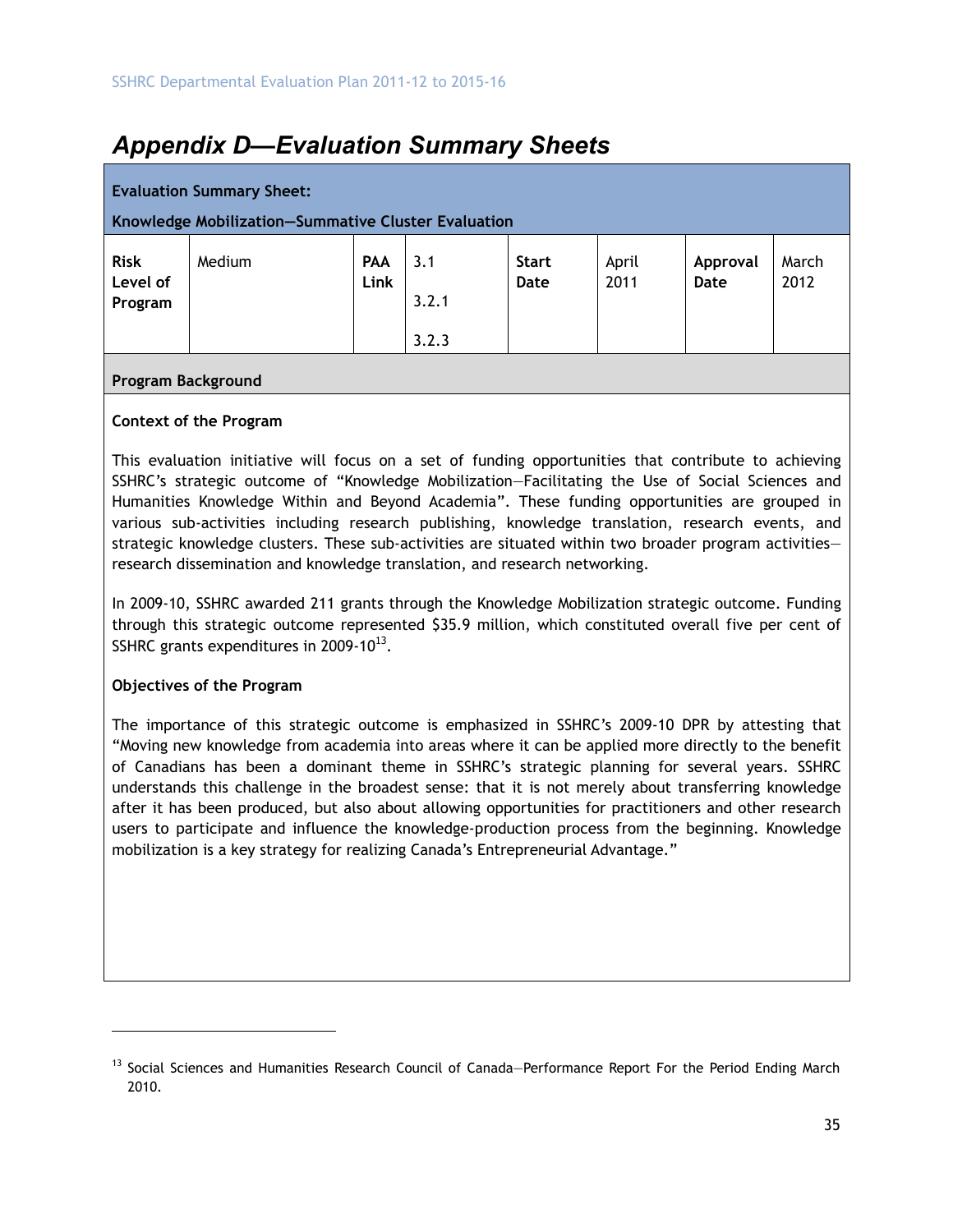# *Appendix D—Evaluation Summary Sheets*

| **Evaluation Summary Sheet:** **Knowledge Mobilization—Summative Cluster Evaluation** | | | | | | | |
|---|---|---|---|---|---|---|---|
| **Risk Level of Program** | Medium | **PAA Link** | 3.1<br>3.2.1<br>3.2.3 | **Start Date** | April 2011 | **Approval Date** | March 2012 |

**Program Background**

**Context of the Program**

This evaluation initiative will focus on a set of funding opportunities that contribute to achieving SSHRC's strategic outcome of "Knowledge Mobilization—Facilitating the Use of Social Sciences and Humanities Knowledge Within and Beyond Academia". These funding opportunities are grouped in various sub-activities including research publishing, knowledge translation, research events, and strategic knowledge clusters. These sub-activities are situated within two broader program activities—research dissemination and knowledge translation, and research networking.

In 2009-10, SSHRC awarded 211 grants through the Knowledge Mobilization strategic outcome. Funding through this strategic outcome represented $35.9 million, which constituted overall five per cent of SSHRC grants expenditures in 2009-10[13].

**Objectives of the Program**

The importance of this strategic outcome is emphasized in SSHRC's 2009-10 DPR by attesting that "Moving new knowledge from academia into areas where it can be applied more directly to the benefit of Canadians has been a dominant theme in SSHRC's strategic planning for several years. SSHRC understands this challenge in the broadest sense: that it is not merely about transferring knowledge after it has been produced, but also about allowing opportunities for practitioners and other research users to participate and influence the knowledge-production process from the beginning. Knowledge mobilization is a key strategy for realizing Canada's Entrepreneurial Advantage."

---

[13] Social Sciences and Humanities Research Council of Canada—Performance Report For the Period Ending March 2010.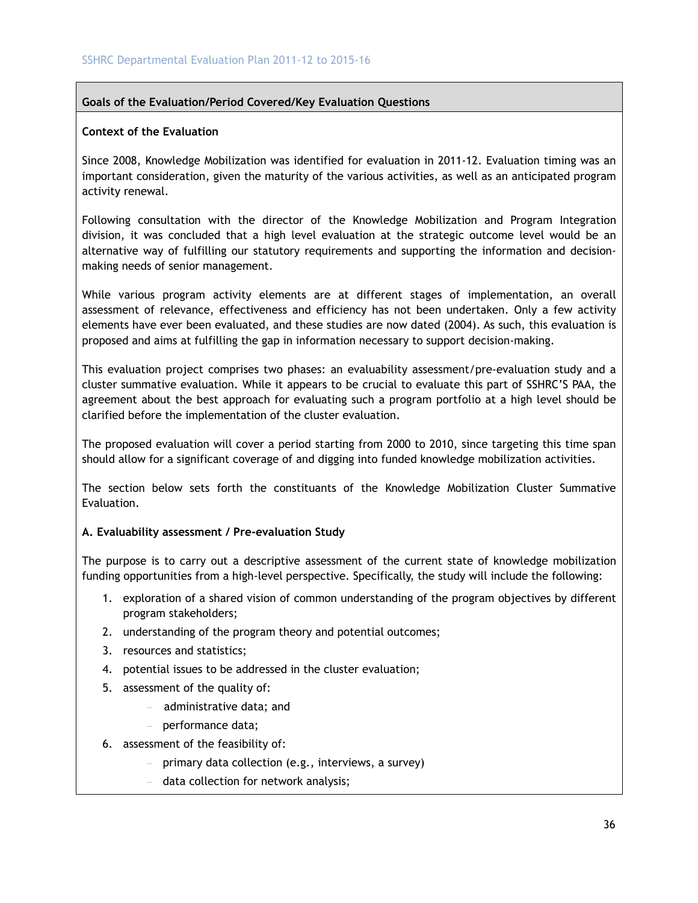**Goals of the Evaluation/Period Covered/Key Evaluation Questions**

**Context of the Evaluation**

Since 2008, Knowledge Mobilization was identified for evaluation in 2011-12. Evaluation timing was an important consideration, given the maturity of the various activities, as well as an anticipated program activity renewal.

Following consultation with the director of the Knowledge Mobilization and Program Integration division, it was concluded that a high level evaluation at the strategic outcome level would be an alternative way of fulfilling our statutory requirements and supporting the information and decision-making needs of senior management.

While various program activity elements are at different stages of implementation, an overall assessment of relevance, effectiveness and efficiency has not been undertaken. Only a few activity elements have ever been evaluated, and these studies are now dated (2004). As such, this evaluation is proposed and aims at fulfilling the gap in information necessary to support decision-making.

This evaluation project comprises two phases: an evaluability assessment/pre-evaluation study and a cluster summative evaluation. While it appears to be crucial to evaluate this part of SSHRC'S PAA, the agreement about the best approach for evaluating such a program portfolio at a high level should be clarified before the implementation of the cluster evaluation.

The proposed evaluation will cover a period starting from 2000 to 2010, since targeting this time span should allow for a significant coverage of and digging into funded knowledge mobilization activities.

The section below sets forth the constituants of the Knowledge Mobilization Cluster Summative Evaluation.

**A. Evaluability assessment / Pre-evaluation Study**

The purpose is to carry out a descriptive assessment of the current state of knowledge mobilization funding opportunities from a high-level perspective. Specifically, the study will include the following:

1. exploration of a shared vision of common understanding of the program objectives by different program stakeholders;
2. understanding of the program theory and potential outcomes;
3. resources and statistics;
4. potential issues to be addressed in the cluster evaluation;
5. assessment of the quality of:
   - administrative data; and
   - performance data;
6. assessment of the feasibility of:
   - primary data collection (e.g., interviews, a survey)
   - data collection for network analysis;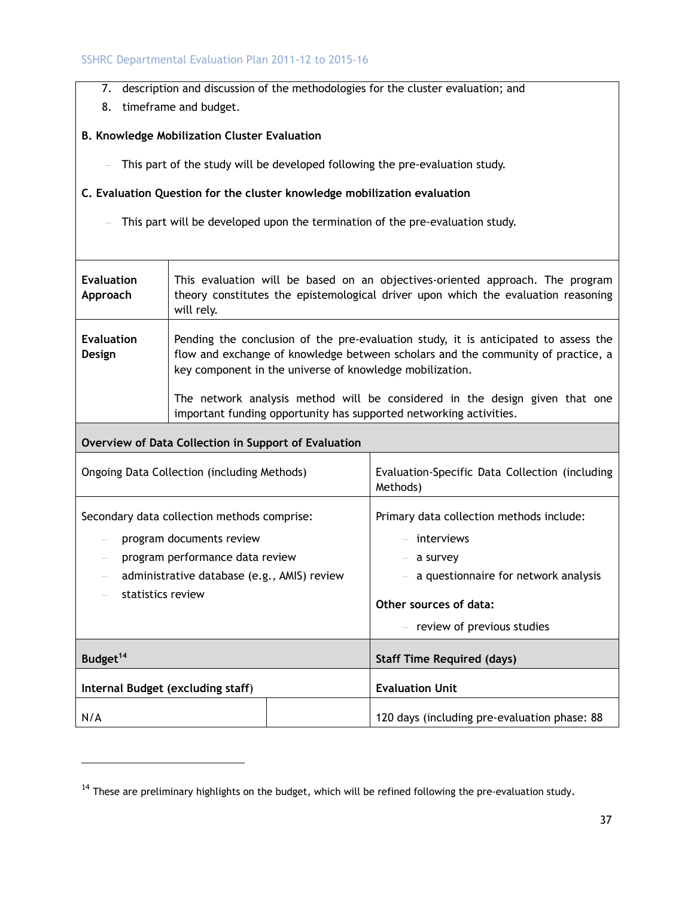7. description and discussion of the methodologies for the cluster evaluation; and
8. timeframe and budget.

**B. Knowledge Mobilization Cluster Evaluation**

- This part of the study will be developed following the pre-evaluation study.

**C. Evaluation Question for the cluster knowledge mobilization evaluation**

- This part will be developed upon the termination of the pre-evaluation study.

| **Evaluation Approach** | This evaluation will be based on an objectives-oriented approach. The program theory constitutes the epistemological driver upon which the evaluation reasoning will rely. |
|---|---|
| **Evaluation Design** | Pending the conclusion of the pre-evaluation study, it is anticipated to assess the flow and exchange of knowledge between scholars and the community of practice, a key component in the universe of knowledge mobilization.<br><br>The network analysis method will be considered in the design given that one important funding opportunity has supported networking activities. |

**Overview of Data Collection in Support of Evaluation**

| Ongoing Data Collection (including Methods) | Evaluation-Specific Data Collection (including Methods) |
|---|---|
| Secondary data collection methods comprise:<br>- program documents review<br>- program performance data review<br>- administrative database (e.g., AMIS) review<br>- statistics review | Primary data collection methods include:<br>- interviews<br>- a survey<br>- a questionnaire for network analysis<br><br>**Other sources of data:**<br>- review of previous studies |

| **Budget**[14] | | **Staff Time Required (days)** |
|---|---|---|
| **Internal Budget (excluding staff)** | | **Evaluation Unit** |
| N/A | | 120 days (including pre-evaluation phase: 88 |

[14] These are preliminary highlights on the budget, which will be refined following the pre-evaluation study.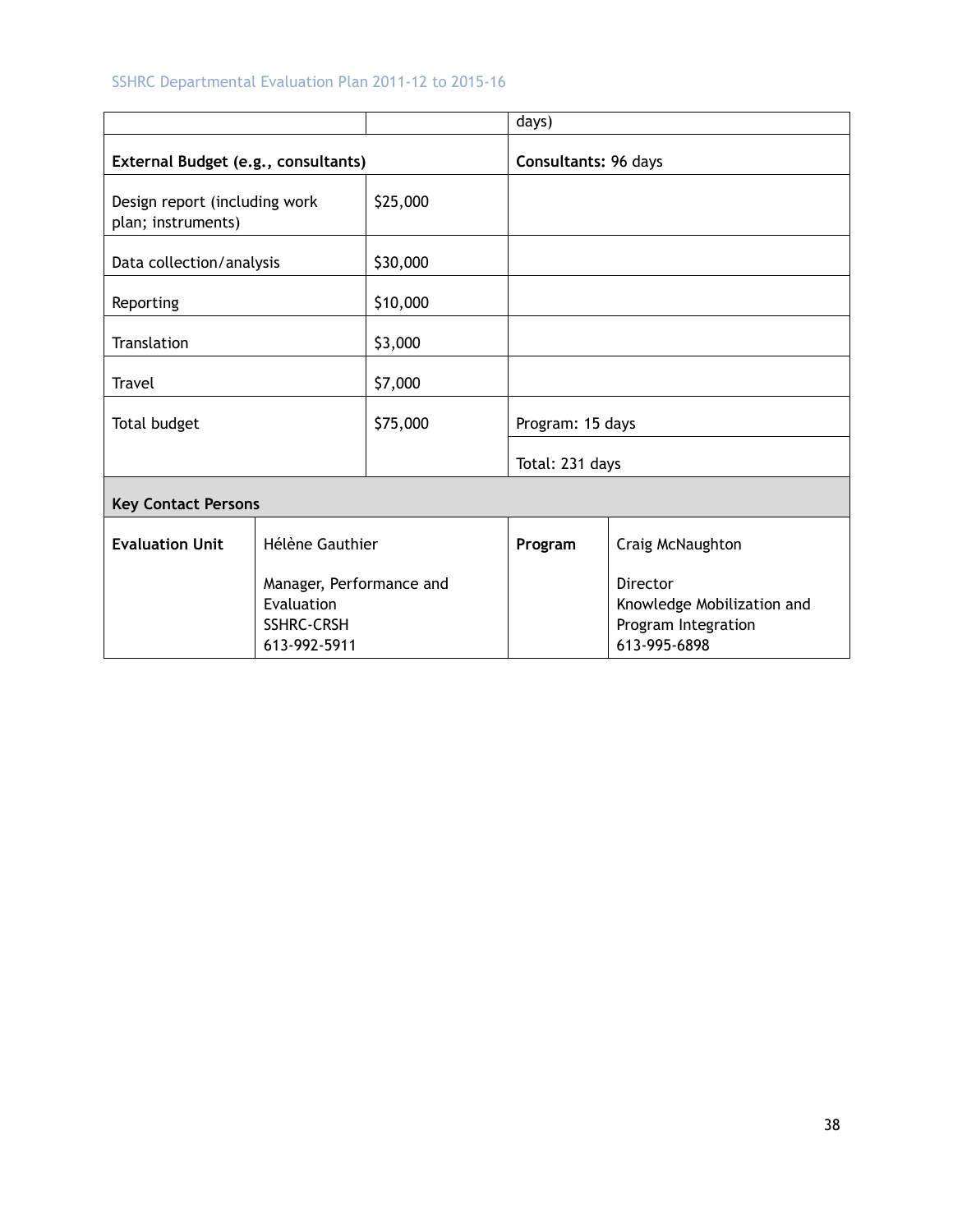| | | days) | |
|---|---|---|---|
| **External Budget (e.g., consultants)** | | **Consultants:** 96 days | |
| Design report (including work plan; instruments) | $25,000 | | |
| Data collection/analysis | $30,000 | | |
| Reporting | $10,000 | | |
| Translation | $3,000 | | |
| Travel | $7,000 | | |
| Total budget | $75,000 | Program: 15 days | |
| | | Total: 231 days | |

| **Key Contact Persons** | | | |
|---|---|---|---|
| **Evaluation Unit** | Hélène Gauthier<br><br>Manager, Performance and Evaluation<br>SSHRC-CRSH<br>613-992-5911 | **Program** | Craig McNaughton<br><br>Director<br>Knowledge Mobilization and Program Integration<br>613-995-6898 |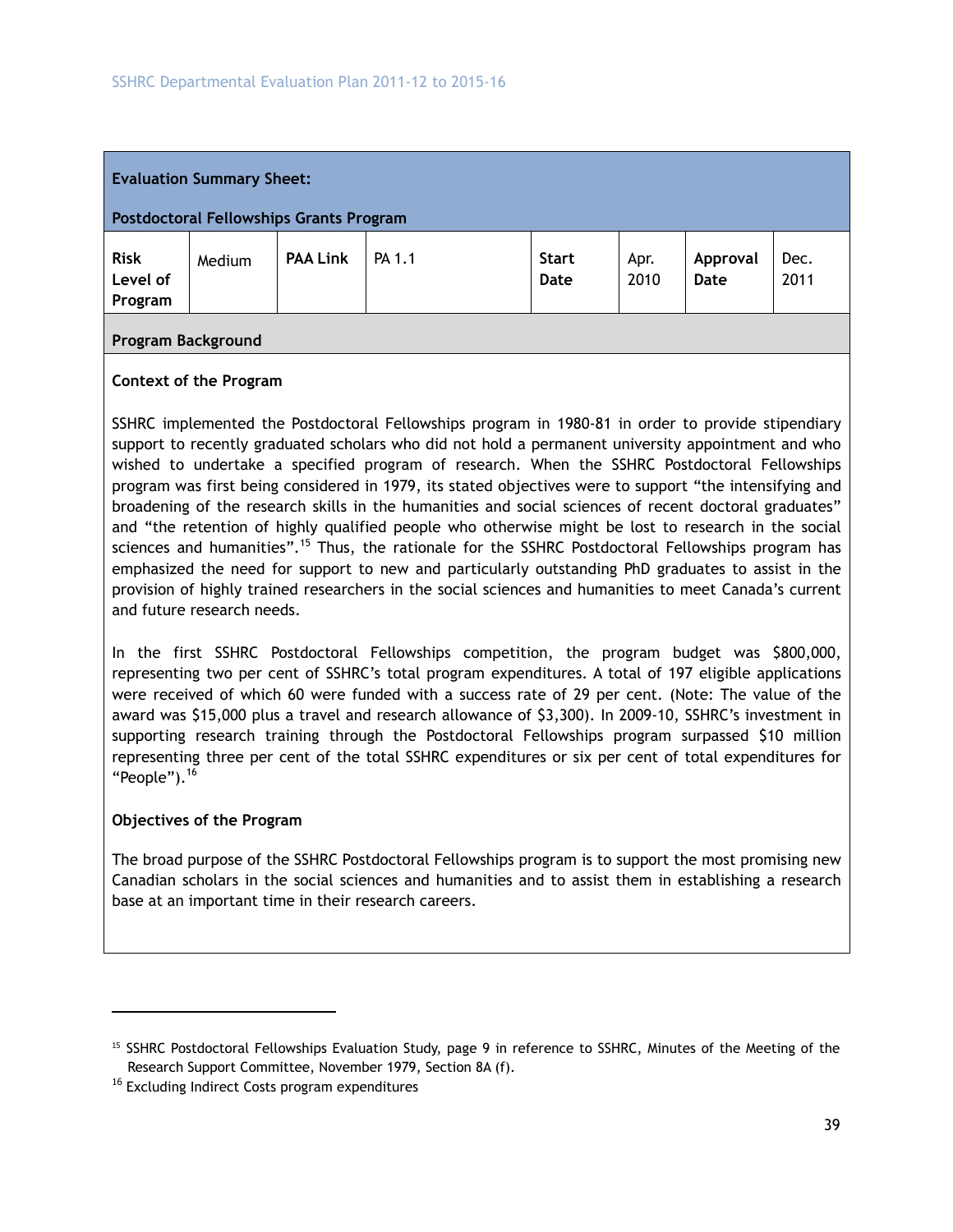## Evaluation Summary Sheet:

### Postdoctoral Fellowships Grants Program

| Risk Level of Program | Medium | PAA Link | PA 1.1 | Start Date | Apr. 2010 | Approval Date | Dec. 2011 |
|---|---|---|---|---|---|---|---|

### Program Background

**Context of the Program**

SSHRC implemented the Postdoctoral Fellowships program in 1980-81 in order to provide stipendiary support to recently graduated scholars who did not hold a permanent university appointment and who wished to undertake a specified program of research. When the SSHRC Postdoctoral Fellowships program was first being considered in 1979, its stated objectives were to support “the intensifying and broadening of the research skills in the humanities and social sciences of recent doctoral graduates” and “the retention of highly qualified people who otherwise might be lost to research in the social sciences and humanities”.[15] Thus, the rationale for the SSHRC Postdoctoral Fellowships program has emphasized the need for support to new and particularly outstanding PhD graduates to assist in the provision of highly trained researchers in the social sciences and humanities to meet Canada’s current and future research needs.

In the first SSHRC Postdoctoral Fellowships competition, the program budget was $800,000, representing two per cent of SSHRC’s total program expenditures. A total of 197 eligible applications were received of which 60 were funded with a success rate of 29 per cent. (Note: The value of the award was $15,000 plus a travel and research allowance of $3,300). In 2009-10, SSHRC’s investment in supporting research training through the Postdoctoral Fellowships program surpassed $10 million representing three per cent of the total SSHRC expenditures or six per cent of total expenditures for “People”).[16]

**Objectives of the Program**

The broad purpose of the SSHRC Postdoctoral Fellowships program is to support the most promising new Canadian scholars in the social sciences and humanities and to assist them in establishing a research base at an important time in their research careers.

---

[15] SSHRC Postdoctoral Fellowships Evaluation Study, page 9 in reference to SSHRC, Minutes of the Meeting of the Research Support Committee, November 1979, Section 8A (f).

[16] Excluding Indirect Costs program expenditures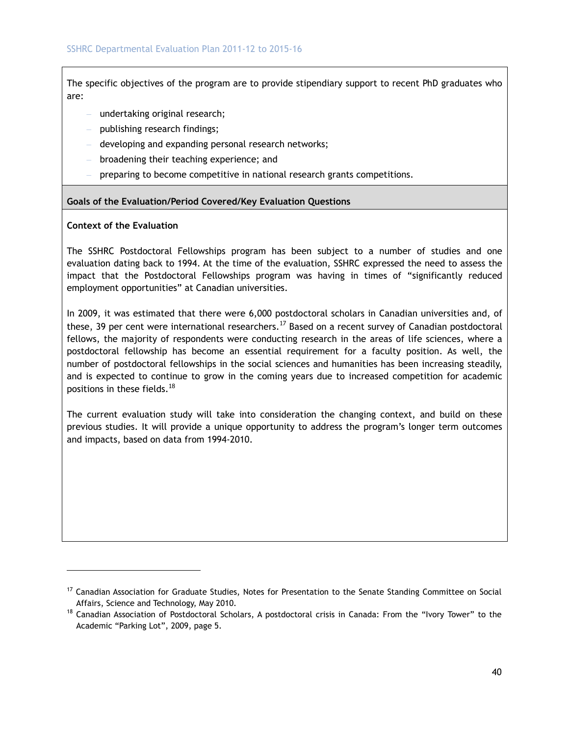The specific objectives of the program are to provide stipendiary support to recent PhD graduates who are:

- undertaking original research;
- publishing research findings;
- developing and expanding personal research networks;
- broadening their teaching experience; and
- preparing to become competitive in national research grants competitions.

**Goals of the Evaluation/Period Covered/Key Evaluation Questions**

**Context of the Evaluation**

The SSHRC Postdoctoral Fellowships program has been subject to a number of studies and one evaluation dating back to 1994. At the time of the evaluation, SSHRC expressed the need to assess the impact that the Postdoctoral Fellowships program was having in times of "significantly reduced employment opportunities" at Canadian universities.

In 2009, it was estimated that there were 6,000 postdoctoral scholars in Canadian universities and, of these, 39 per cent were international researchers.[17] Based on a recent survey of Canadian postdoctoral fellows, the majority of respondents were conducting research in the areas of life sciences, where a postdoctoral fellowship has become an essential requirement for a faculty position. As well, the number of postdoctoral fellowships in the social sciences and humanities has been increasing steadily, and is expected to continue to grow in the coming years due to increased competition for academic positions in these fields.[18]

The current evaluation study will take into consideration the changing context, and build on these previous studies. It will provide a unique opportunity to address the program's longer term outcomes and impacts, based on data from 1994-2010.

---

[17] Canadian Association for Graduate Studies, Notes for Presentation to the Senate Standing Committee on Social Affairs, Science and Technology, May 2010.

[18] Canadian Association of Postdoctoral Scholars, A postdoctoral crisis in Canada: From the "Ivory Tower" to the Academic "Parking Lot", 2009, page 5.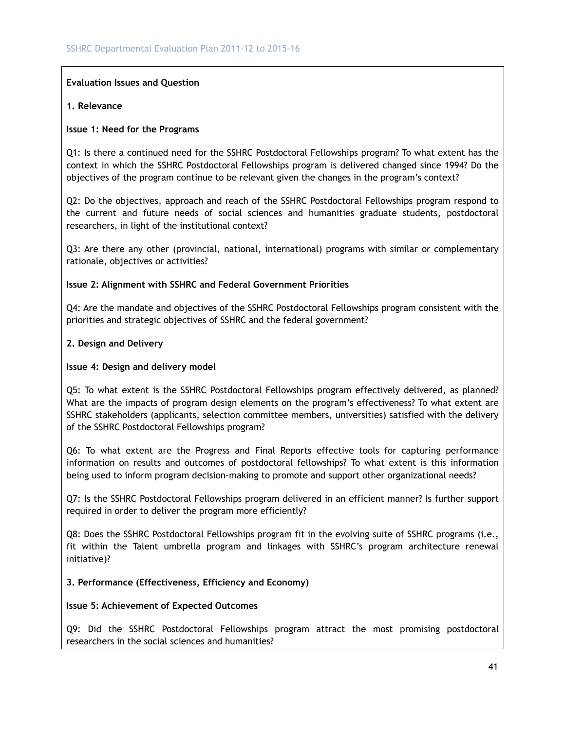**Evaluation Issues and Question**

**1. Relevance**

**Issue 1: Need for the Programs**

Q1: Is there a continued need for the SSHRC Postdoctoral Fellowships program? To what extent has the context in which the SSHRC Postdoctoral Fellowships program is delivered changed since 1994? Do the objectives of the program continue to be relevant given the changes in the program's context?

Q2: Do the objectives, approach and reach of the SSHRC Postdoctoral Fellowships program respond to the current and future needs of social sciences and humanities graduate students, postdoctoral researchers, in light of the institutional context?

Q3: Are there any other (provincial, national, international) programs with similar or complementary rationale, objectives or activities?

**Issue 2: Alignment with SSHRC and Federal Government Priorities**

Q4: Are the mandate and objectives of the SSHRC Postdoctoral Fellowships program consistent with the priorities and strategic objectives of SSHRC and the federal government?

**2. Design and Delivery**

**Issue 4: Design and delivery model**

Q5: To what extent is the SSHRC Postdoctoral Fellowships program effectively delivered, as planned? What are the impacts of program design elements on the program's effectiveness? To what extent are SSHRC stakeholders (applicants, selection committee members, universities) satisfied with the delivery of the SSHRC Postdoctoral Fellowships program?

Q6: To what extent are the Progress and Final Reports effective tools for capturing performance information on results and outcomes of postdoctoral fellowships? To what extent is this information being used to inform program decision-making to promote and support other organizational needs?

Q7: Is the SSHRC Postdoctoral Fellowships program delivered in an efficient manner? Is further support required in order to deliver the program more efficiently?

Q8: Does the SSHRC Postdoctoral Fellowships program fit in the evolving suite of SSHRC programs (i.e., fit within the Talent umbrella program and linkages with SSHRC's program architecture renewal initiative)?

**3. Performance (Effectiveness, Efficiency and Economy)**

**Issue 5: Achievement of Expected Outcomes**

Q9: Did the SSHRC Postdoctoral Fellowships program attract the most promising postdoctoral researchers in the social sciences and humanities?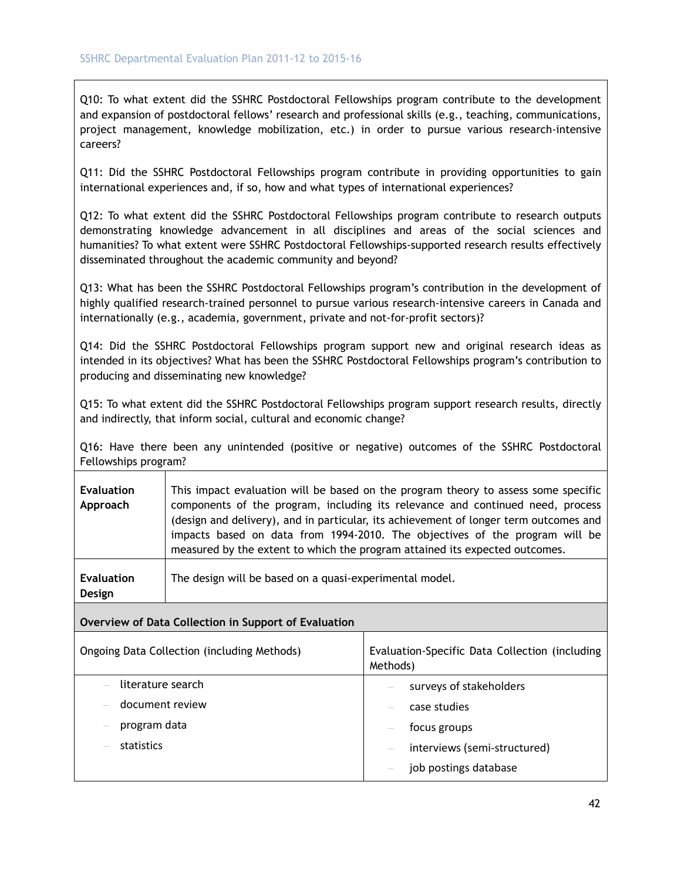Q10: To what extent did the SSHRC Postdoctoral Fellowships program contribute to the development and expansion of postdoctoral fellows' research and professional skills (e.g., teaching, communications, project management, knowledge mobilization, etc.) in order to pursue various research-intensive careers?

Q11: Did the SSHRC Postdoctoral Fellowships program contribute in providing opportunities to gain international experiences and, if so, how and what types of international experiences?

Q12: To what extent did the SSHRC Postdoctoral Fellowships program contribute to research outputs demonstrating knowledge advancement in all disciplines and areas of the social sciences and humanities? To what extent were SSHRC Postdoctoral Fellowships-supported research results effectively disseminated throughout the academic community and beyond?

Q13: What has been the SSHRC Postdoctoral Fellowships program's contribution in the development of highly qualified research-trained personnel to pursue various research-intensive careers in Canada and internationally (e.g., academia, government, private and not-for-profit sectors)?

Q14: Did the SSHRC Postdoctoral Fellowships program support new and original research ideas as intended in its objectives? What has been the SSHRC Postdoctoral Fellowships program's contribution to producing and disseminating new knowledge?

Q15: To what extent did the SSHRC Postdoctoral Fellowships program support research results, directly and indirectly, that inform social, cultural and economic change?

Q16: Have there been any unintended (positive or negative) outcomes of the SSHRC Postdoctoral Fellowships program?

| | |
|---|---|
| **Evaluation Approach** | This impact evaluation will be based on the program theory to assess some specific components of the program, including its relevance and continued need, process (design and delivery), and in particular, its achievement of longer term outcomes and impacts based on data from 1994-2010. The objectives of the program will be measured by the extent to which the program attained its expected outcomes. |
| **Evaluation Design** | The design will be based on a quasi-experimental model. |

**Overview of Data Collection in Support of Evaluation**

| Ongoing Data Collection (including Methods) | Evaluation-Specific Data Collection (including Methods) |
|---|---|
| – literature search<br>– document review<br>– program data<br>– statistics | – surveys of stakeholders<br>– case studies<br>– focus groups<br>– interviews (semi-structured)<br>– job postings database |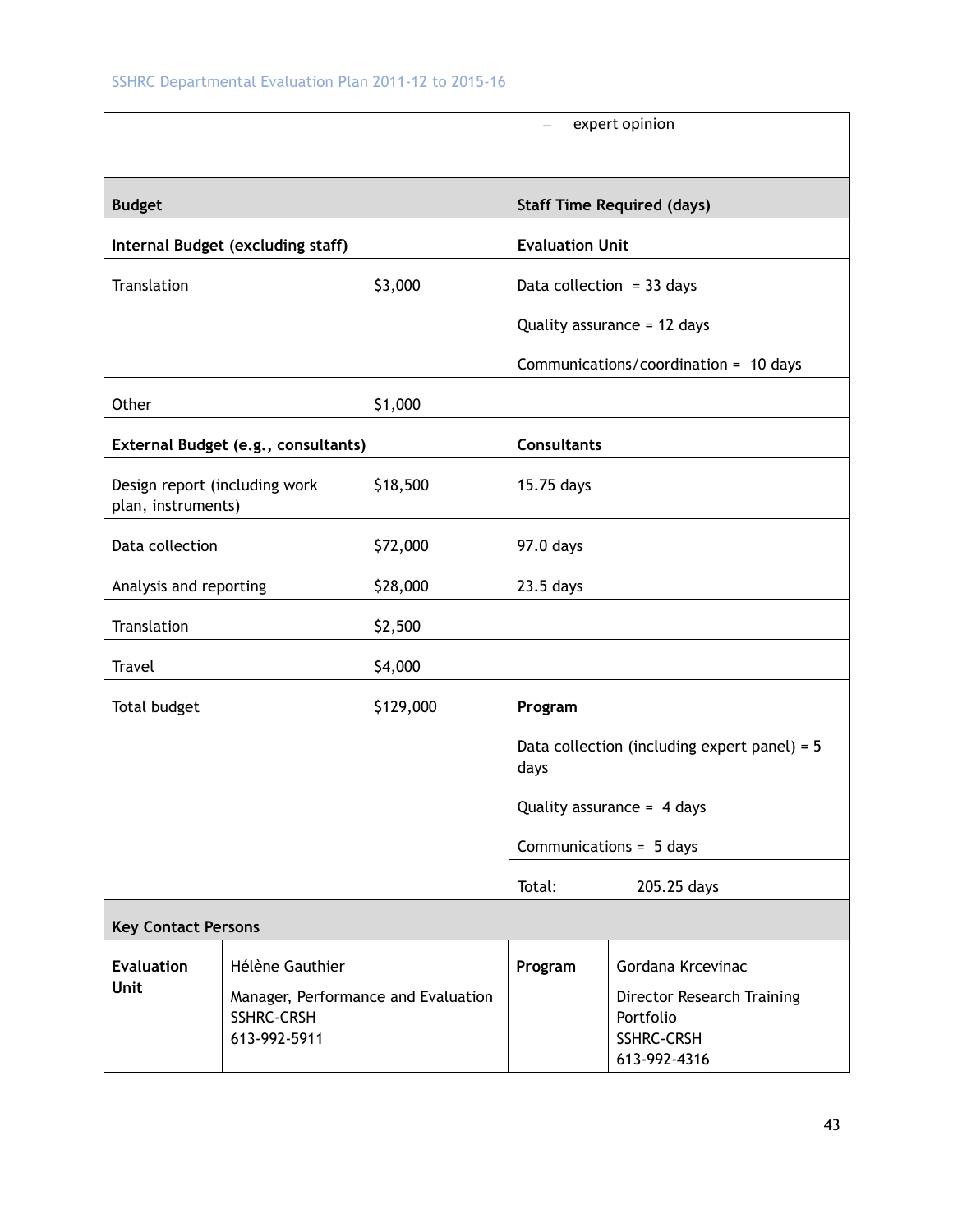| | | – expert opinion |
|---|---|---|
| **Budget** | | **Staff Time Required (days)** |
| **Internal Budget (excluding staff)** | | **Evaluation Unit** |
| Translation | $3,000 | Data collection = 33 days<br><br>Quality assurance = 12 days<br><br>Communications/coordination = 10 days |
| Other | $1,000 | |
| **External Budget (e.g., consultants)** | | **Consultants** |
| Design report (including work plan, instruments) | $18,500 | 15.75 days |
| Data collection | $72,000 | 97.0 days |
| Analysis and reporting | $28,000 | 23.5 days |
| Translation | $2,500 | |
| Travel | $4,000 | |
| Total budget | $129,000 | **Program**<br><br>Data collection (including expert panel) = 5 days<br><br>Quality assurance = 4 days<br><br>Communications = 5 days |
| | | Total: 205.25 days |

**Key Contact Persons**

| **Evaluation Unit** | Hélène Gauthier<br>Manager, Performance and Evaluation<br>SSHRC-CRSH<br>613-992-5911 | **Program** | Gordana Krcevinac<br>Director Research Training Portfolio<br>SSHRC-CRSH<br>613-992-4316 |
|---|---|---|---|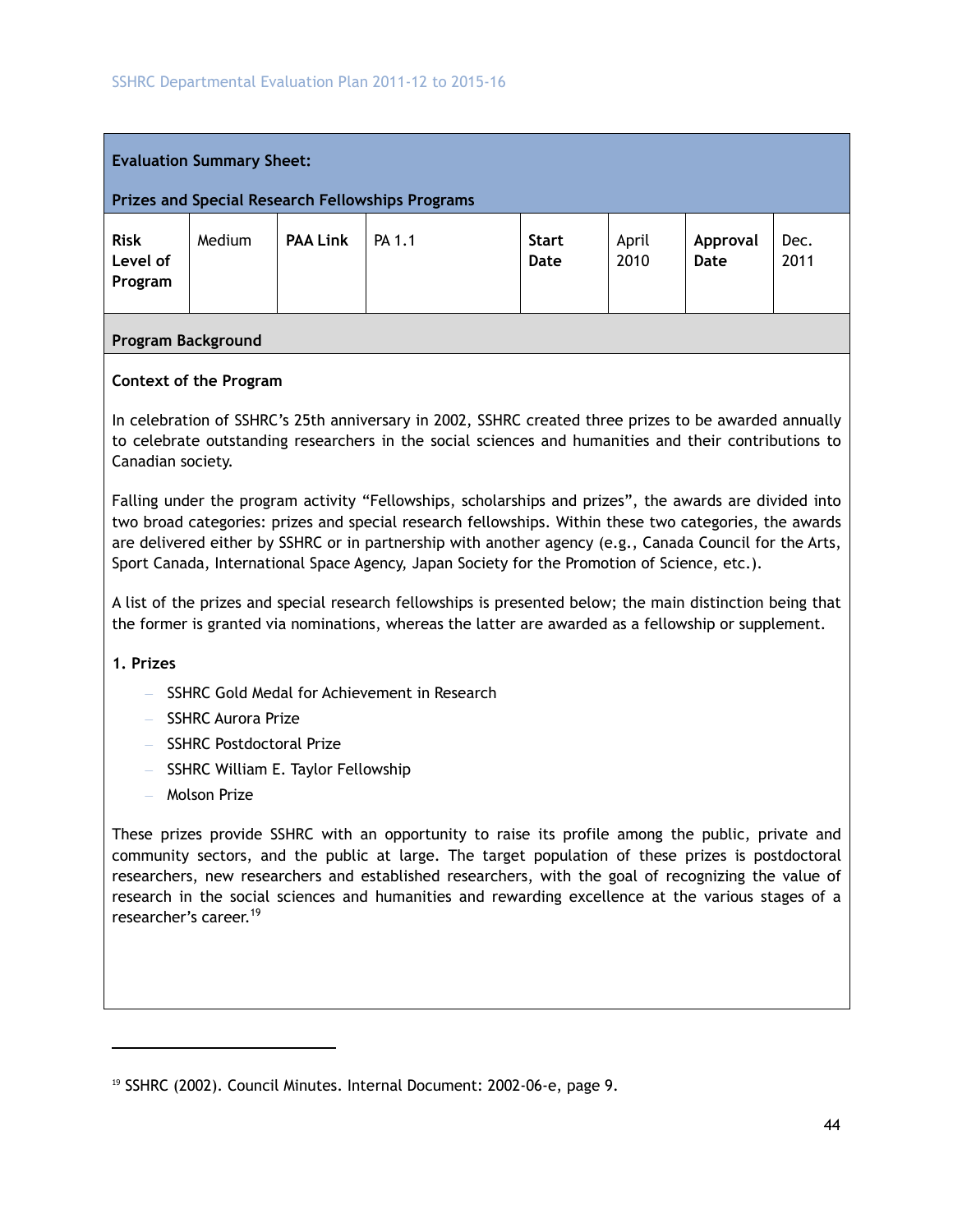**Evaluation Summary Sheet:**

**Prizes and Special Research Fellowships Programs**

| **Risk Level of Program** | Medium | **PAA Link** | PA 1.1 | **Start Date** | April 2010 | **Approval Date** | Dec. 2011 |
|---|---|---|---|---|---|---|---|

**Program Background**

**Context of the Program**

In celebration of SSHRC's 25th anniversary in 2002, SSHRC created three prizes to be awarded annually to celebrate outstanding researchers in the social sciences and humanities and their contributions to Canadian society.

Falling under the program activity "Fellowships, scholarships and prizes", the awards are divided into two broad categories: prizes and special research fellowships. Within these two categories, the awards are delivered either by SSHRC or in partnership with another agency (e.g., Canada Council for the Arts, Sport Canada, International Space Agency, Japan Society for the Promotion of Science, etc.).

A list of the prizes and special research fellowships is presented below; the main distinction being that the former is granted via nominations, whereas the latter are awarded as a fellowship or supplement.

**1. Prizes**

- SSHRC Gold Medal for Achievement in Research
- SSHRC Aurora Prize
- SSHRC Postdoctoral Prize
- SSHRC William E. Taylor Fellowship
- Molson Prize

These prizes provide SSHRC with an opportunity to raise its profile among the public, private and community sectors, and the public at large. The target population of these prizes is postdoctoral researchers, new researchers and established researchers, with the goal of recognizing the value of research in the social sciences and humanities and rewarding excellence at the various stages of a researcher's career.[19]

[19] SSHRC (2002). Council Minutes. Internal Document: 2002-06-e, page 9.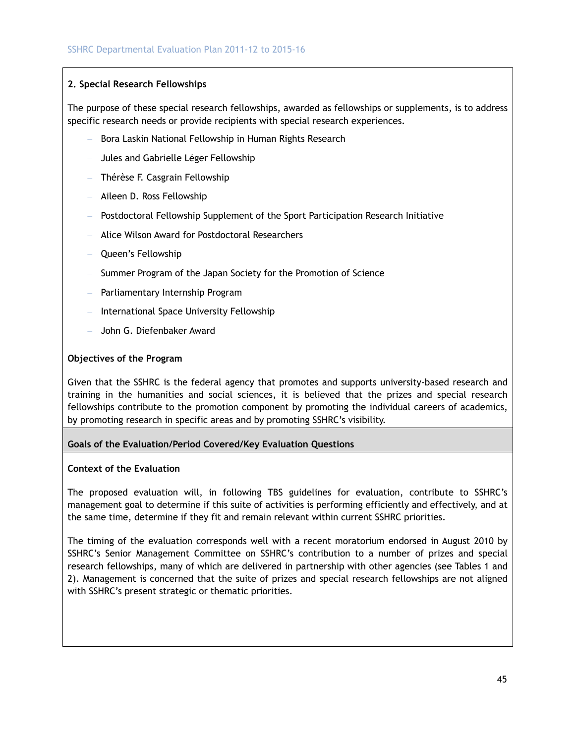**2. Special Research Fellowships**

The purpose of these special research fellowships, awarded as fellowships or supplements, is to address specific research needs or provide recipients with special research experiences.

- Bora Laskin National Fellowship in Human Rights Research
- Jules and Gabrielle Léger Fellowship
- Thérèse F. Casgrain Fellowship
- Aileen D. Ross Fellowship
- Postdoctoral Fellowship Supplement of the Sport Participation Research Initiative
- Alice Wilson Award for Postdoctoral Researchers
- Queen's Fellowship
- Summer Program of the Japan Society for the Promotion of Science
- Parliamentary Internship Program
- International Space University Fellowship
- John G. Diefenbaker Award

**Objectives of the Program**

Given that the SSHRC is the federal agency that promotes and supports university-based research and training in the humanities and social sciences, it is believed that the prizes and special research fellowships contribute to the promotion component by promoting the individual careers of academics, by promoting research in specific areas and by promoting SSHRC's visibility.

**Goals of the Evaluation/Period Covered/Key Evaluation Questions**

**Context of the Evaluation**

The proposed evaluation will, in following TBS guidelines for evaluation, contribute to SSHRC's management goal to determine if this suite of activities is performing efficiently and effectively, and at the same time, determine if they fit and remain relevant within current SSHRC priorities.

The timing of the evaluation corresponds well with a recent moratorium endorsed in August 2010 by SSHRC's Senior Management Committee on SSHRC's contribution to a number of prizes and special research fellowships, many of which are delivered in partnership with other agencies (see Tables 1 and 2). Management is concerned that the suite of prizes and special research fellowships are not aligned with SSHRC's present strategic or thematic priorities.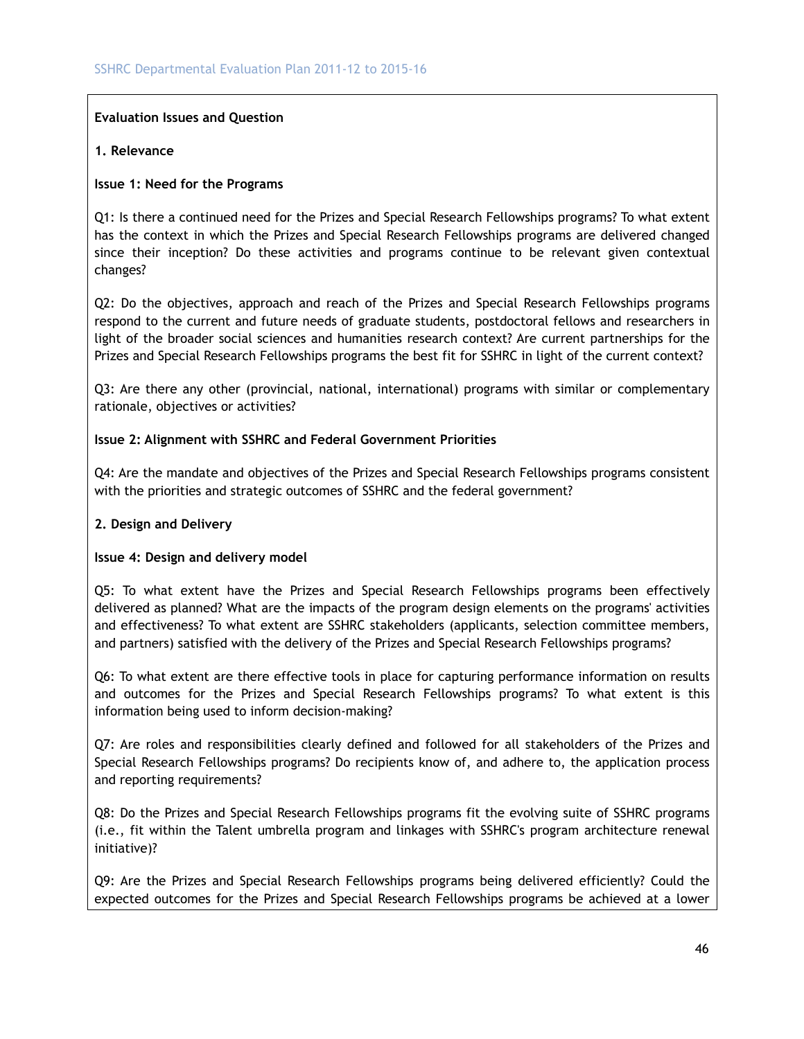**Evaluation Issues and Question**

**1. Relevance**

**Issue 1: Need for the Programs**

Q1: Is there a continued need for the Prizes and Special Research Fellowships programs? To what extent has the context in which the Prizes and Special Research Fellowships programs are delivered changed since their inception? Do these activities and programs continue to be relevant given contextual changes?

Q2: Do the objectives, approach and reach of the Prizes and Special Research Fellowships programs respond to the current and future needs of graduate students, postdoctoral fellows and researchers in light of the broader social sciences and humanities research context? Are current partnerships for the Prizes and Special Research Fellowships programs the best fit for SSHRC in light of the current context?

Q3: Are there any other (provincial, national, international) programs with similar or complementary rationale, objectives or activities?

**Issue 2: Alignment with SSHRC and Federal Government Priorities**

Q4: Are the mandate and objectives of the Prizes and Special Research Fellowships programs consistent with the priorities and strategic outcomes of SSHRC and the federal government?

**2. Design and Delivery**

**Issue 4: Design and delivery model**

Q5: To what extent have the Prizes and Special Research Fellowships programs been effectively delivered as planned? What are the impacts of the program design elements on the programs' activities and effectiveness? To what extent are SSHRC stakeholders (applicants, selection committee members, and partners) satisfied with the delivery of the Prizes and Special Research Fellowships programs?

Q6: To what extent are there effective tools in place for capturing performance information on results and outcomes for the Prizes and Special Research Fellowships programs? To what extent is this information being used to inform decision-making?

Q7: Are roles and responsibilities clearly defined and followed for all stakeholders of the Prizes and Special Research Fellowships programs? Do recipients know of, and adhere to, the application process and reporting requirements?

Q8: Do the Prizes and Special Research Fellowships programs fit the evolving suite of SSHRC programs (i.e., fit within the Talent umbrella program and linkages with SSHRC's program architecture renewal initiative)?

Q9: Are the Prizes and Special Research Fellowships programs being delivered efficiently? Could the expected outcomes for the Prizes and Special Research Fellowships programs be achieved at a lower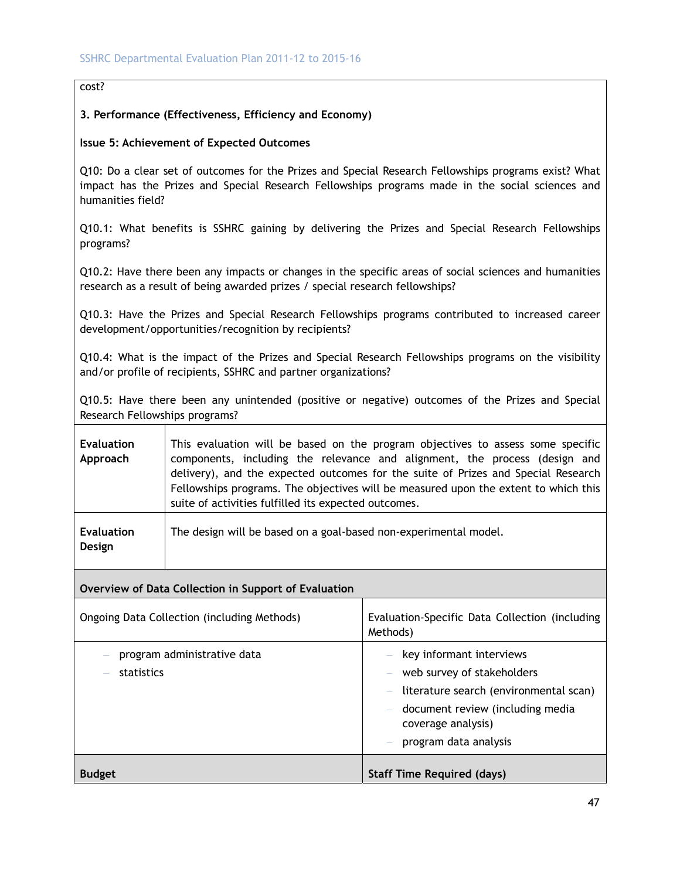cost?

**3. Performance (Effectiveness, Efficiency and Economy)**

**Issue 5: Achievement of Expected Outcomes**

Q10: Do a clear set of outcomes for the Prizes and Special Research Fellowships programs exist? What impact has the Prizes and Special Research Fellowships programs made in the social sciences and humanities field?

Q10.1: What benefits is SSHRC gaining by delivering the Prizes and Special Research Fellowships programs?

Q10.2: Have there been any impacts or changes in the specific areas of social sciences and humanities research as a result of being awarded prizes / special research fellowships?

Q10.3: Have the Prizes and Special Research Fellowships programs contributed to increased career development/opportunities/recognition by recipients?

Q10.4: What is the impact of the Prizes and Special Research Fellowships programs on the visibility and/or profile of recipients, SSHRC and partner organizations?

Q10.5: Have there been any unintended (positive or negative) outcomes of the Prizes and Special Research Fellowships programs?

| | |
|---|---|
| **Evaluation Approach** | This evaluation will be based on the program objectives to assess some specific components, including the relevance and alignment, the process (design and delivery), and the expected outcomes for the suite of Prizes and Special Research Fellowships programs. The objectives will be measured upon the extent to which this suite of activities fulfilled its expected outcomes. |
| **Evaluation Design** | The design will be based on a goal-based non-experimental model. |

**Overview of Data Collection in Support of Evaluation**

| Ongoing Data Collection (including Methods) | Evaluation-Specific Data Collection (including Methods) |
|---|---|
| – program administrative data<br>– statistics | – key informant interviews<br>– web survey of stakeholders<br>– literature search (environmental scan)<br>– document review (including media coverage analysis)<br>– program data analysis |
| **Budget** | **Staff Time Required (days)** |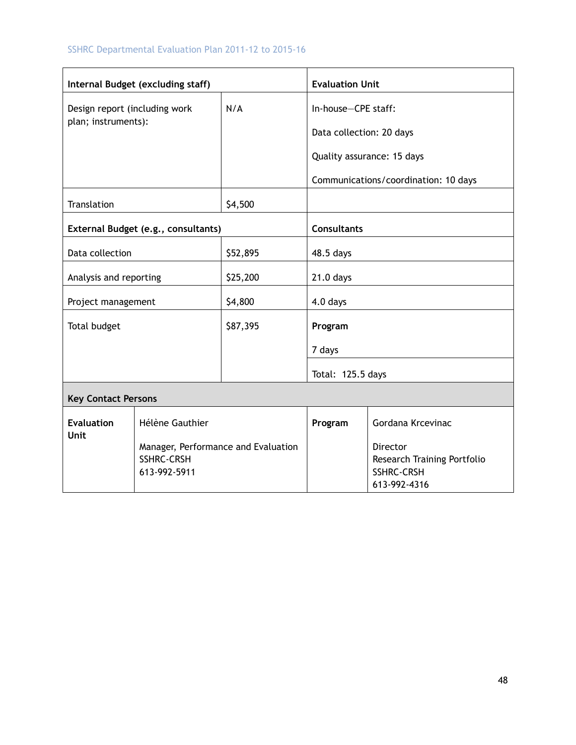| Internal Budget (excluding staff) | | Evaluation Unit |
|---|---|---|
| Design report (including work plan; instruments): | N/A | In-house—CPE staff:<br>Data collection: 20 days<br>Quality assurance: 15 days<br>Communications/coordination: 10 days |
| Translation | $4,500 | |
| **External Budget (e.g., consultants)** | | **Consultants** |
| Data collection | $52,895 | 48.5 days |
| Analysis and reporting | $25,200 | 21.0 days |
| Project management | $4,800 | 4.0 days |
| Total budget | $87,395 | **Program**<br>7 days |
| | | Total: 125.5 days |

**Key Contact Persons**

| Evaluation Unit | Hélène Gauthier<br><br>Manager, Performance and Evaluation<br>SSHRC-CRSH<br>613-992-5911 | Program | Gordana Krcevinac<br><br>Director<br>Research Training Portfolio<br>SSHRC-CRSH<br>613-992-4316 |
|---|---|---|---|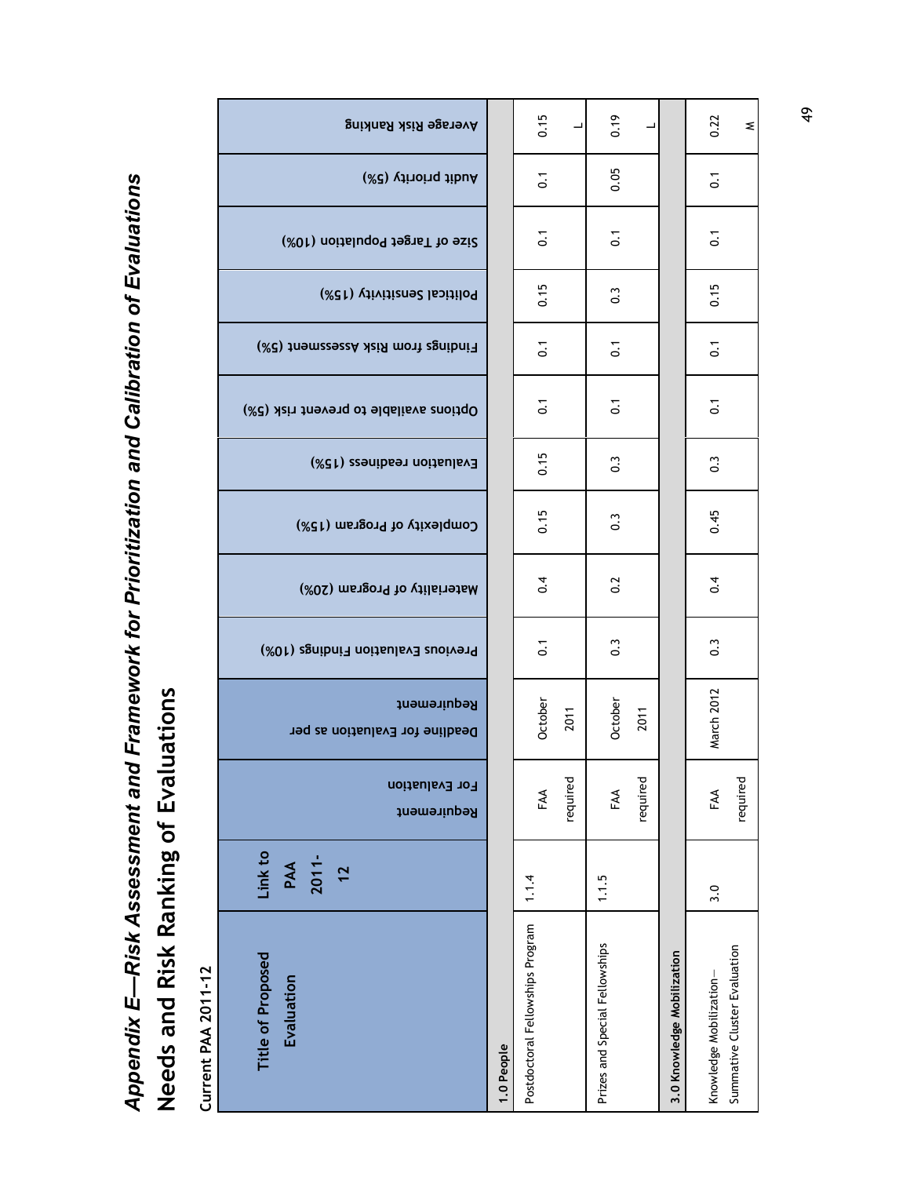# Appendix E—Risk Assessment and Framework for Prioritization and Calibration of Evaluations

## Needs and Risk Ranking of Evaluations

**Current PAA 2011-12**

| Title of Proposed Evaluation | Link to PAA 2011-12 | Requirement For Evaluation | Deadline for Evaluation as per Requirement | Previous Evaluation Findings (10%) | Materiality of Program (20%) | Complexity of Program (15%) | Evaluation readiness (15%) | Options available to prevent risk (5%) | Findings from Risk Assessment (5%) | Political Sensitivity (15%) | Size of Target Population (10%) | Audit priority (5%) | Average Risk Ranking |
|---|---|---|---|---|---|---|---|---|---|---|---|---|---|
| **1.0 People** | | | | | | | | | | | | | |
| Postdoctoral Fellowships Program | 1.1.4 | FAA required | October 2011 | 0.1 | 0.4 | 0.15 | 0.15 | 0.1 | 0.1 | 0.15 | 0.1 | 0.1 | 0.15 L |
| Prizes and Special Fellowships | 1.1.5 | FAA required | October 2011 | 0.3 | 0.2 | 0.3 | 0.3 | 0.1 | 0.1 | 0.3 | 0.1 | 0.05 | 0.19 L |
| **3.0 Knowledge Mobilization** | | | | | | | | | | | | | |
| Knowledge Mobilization—Summative Cluster Evaluation | 3.0 | FAA required | March 2012 | 0.3 | 0.4 | 0.45 | 0.3 | 0.1 | 0.1 | 0.15 | 0.1 | 0.1 | 0.22 M |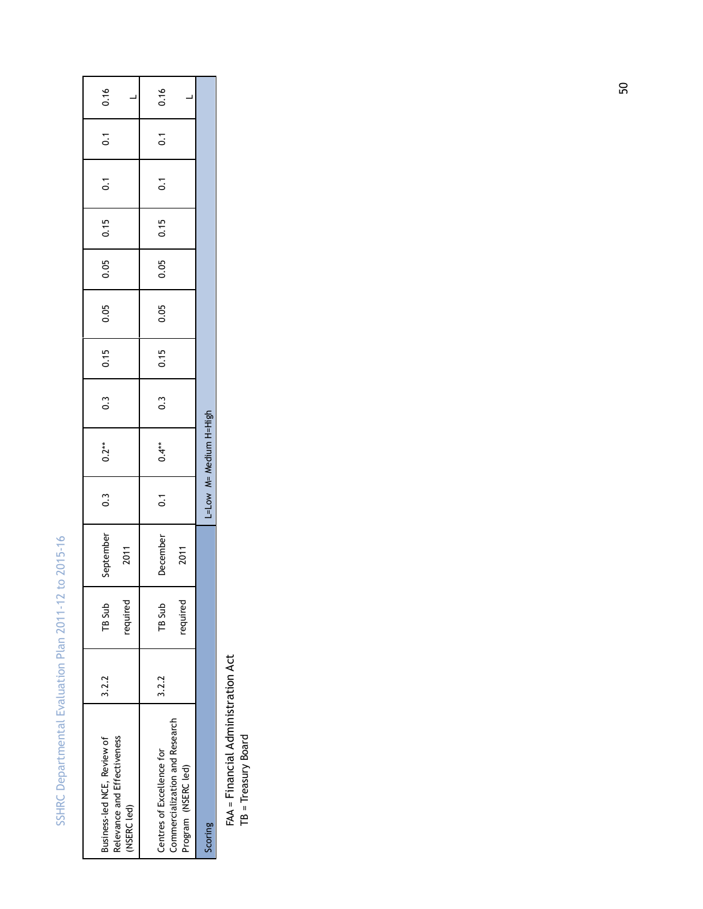| Business-led NCE, Review of Relevance and Effectiveness (NSERC led) | 3.2.2 | TB Sub required | September 2011 | 0.3 | 0.2** | 0.3 | 0.15 | 0.05 | 0.05 | 0.15 | 0.1 | 0.1 | 0.16 L |
|---|---|---|---|---|---|---|---|---|---|---|---|---|---|
| Centres of Excellence for Commercialization and Research Program (NSERC led) | 3.2.2 | TB Sub required | December 2011 | 0.1 | 0.4** | 0.3 | 0.15 | 0.05 | 0.05 | 0.15 | 0.1 | 0.1 | 0.16 L |
| Scoring | | | | L=Low M= Medium H=High | | | | | | | | | |

FAA = Financial Administration Act

TB = Treasury Board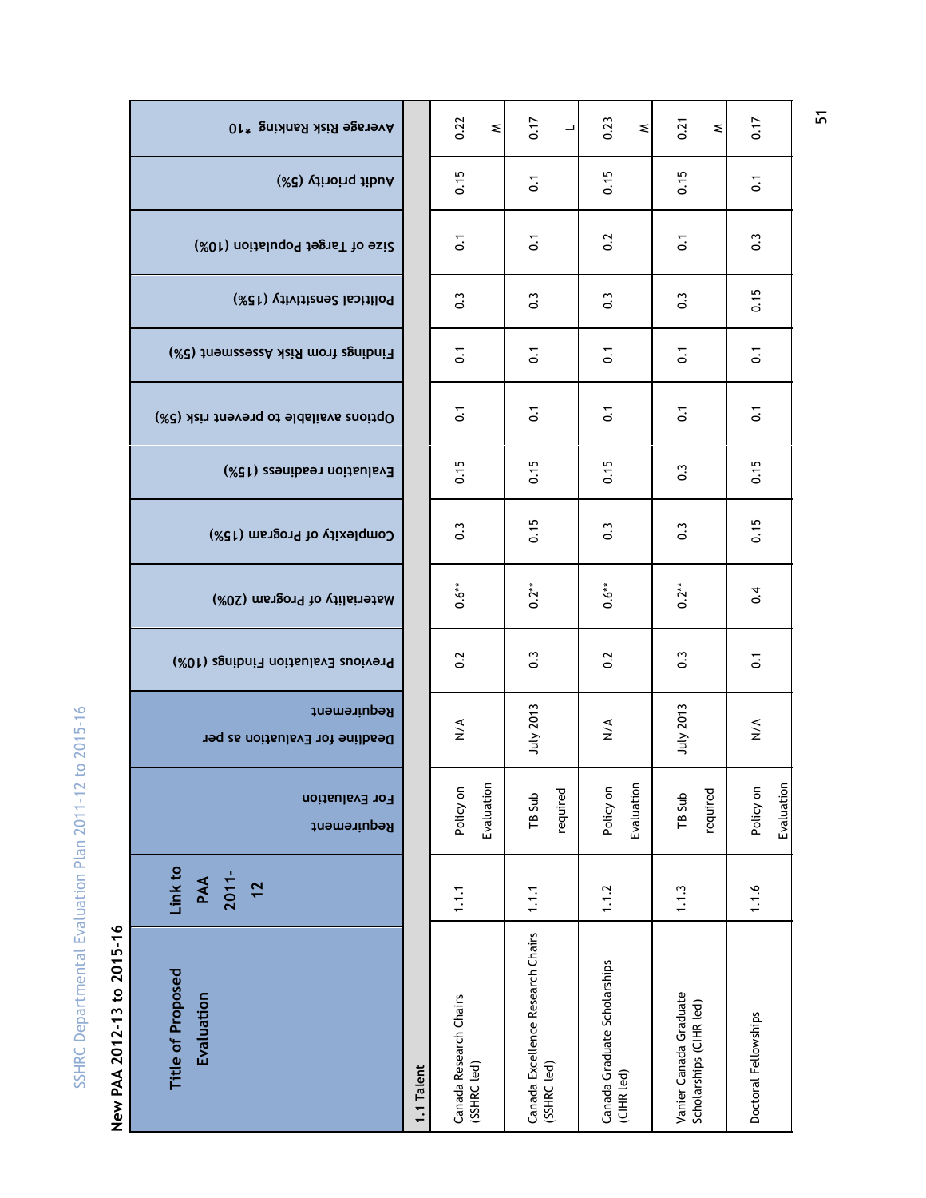New PAA 2012-13 to 2015-16

| Title of Proposed Evaluation | Link to PAA 2011-12 | Requirement For Evaluation | Deadline for Evaluation as per Requirement | Previous Evaluation Findings (10%) | Materiality of Program (20%) | Complexity of Program (15%) | Evaluation readiness (15%) | Options available to prevent risk (5%) | Findings from Risk Assessment (5%) | Political Sensitivity (15%) | Size of Target Population (10%) | Audit priority (5%) | Average Risk Ranking *10 |
|---|---|---|---|---|---|---|---|---|---|---|---|---|---|
| **1.1 Talent** | | | | | | | | | | | | | |
| Canada Research Chairs (SSHRC led) | 1.1.1 | Policy on Evaluation | N/A | 0.2 | 0.6** | 0.3 | 0.15 | 0.1 | 0.1 | 0.3 | 0.1 | 0.15 | 0.22 M |
| Canada Excellence Research Chairs (SSHRC led) | 1.1.1 | TB Sub required | July 2013 | 0.3 | 0.2** | 0.15 | 0.15 | 0.1 | 0.1 | 0.3 | 0.1 | 0.1 | 0.17 L |
| Canada Graduate Scholarships (CIHR led) | 1.1.2 | Policy on Evaluation | N/A | 0.2 | 0.6** | 0.3 | 0.15 | 0.1 | 0.1 | 0.3 | 0.2 | 0.15 | 0.23 M |
| Vanier Canada Graduate Scholarships (CIHR led) | 1.1.3 | TB Sub required | July 2013 | 0.3 | 0.2** | 0.3 | 0.3 | 0.1 | 0.1 | 0.3 | 0.1 | 0.15 | 0.21 M |
| Doctoral Fellowships | 1.1.6 | Policy on Evaluation | N/A | 0.1 | 0.4 | 0.15 | 0.15 | 0.1 | 0.1 | 0.15 | 0.3 | 0.1 | 0.17 |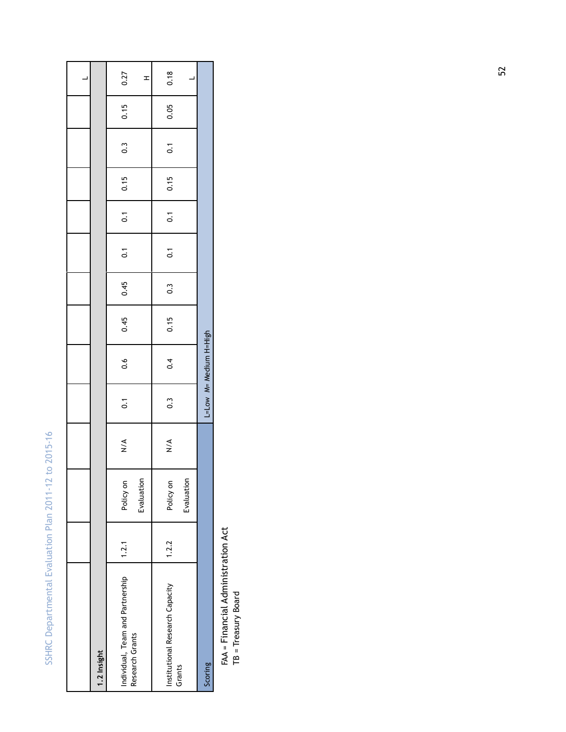| | | | | | | | | | | | | |
|---|---|---|---|---|---|---|---|---|---|---|---|---|
| | | | | | | | | | | | | L |
| **1.2 Insight** | | | | | | | | | | | | |
| Individual, Team and Partnership Research Grants | 1.2.1 | Policy on Evaluation | N/A | 0.1 | 0.6 | 0.45 | 0.45 | 0.1 | 0.1 | 0.15 | 0.3 | 0.15 | 0.27 H |
| Institutional Research Capacity Grants | 1.2.2 | Policy on Evaluation | N/A | 0.3 | 0.4 | 0.15 | 0.3 | 0.1 | 0.1 | 0.15 | 0.1 | 0.05 | 0.18 L |
| Scoring | | | | L=Low M= Medium H=High | | | | | | | | |

FAA = Financial Administration Act
TB = Treasury Board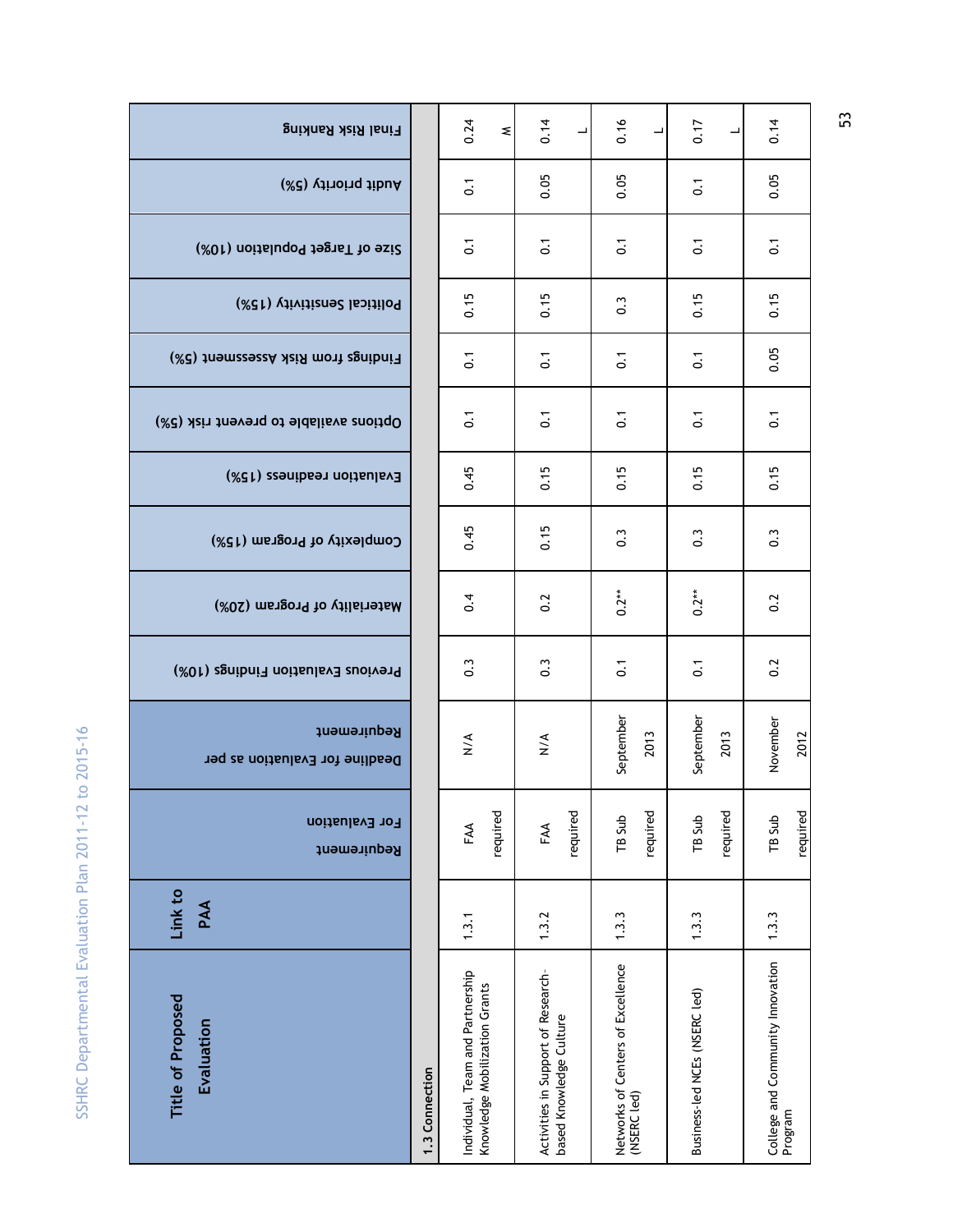| Title of Proposed Evaluation | Link to PAA | Requirement For Evaluation | Deadline for Evaluation as per Requirement | Previous Evaluation Findings (10%) | Materiality of Program (20%) | Complexity of Program (15%) | Evaluation readiness (15%) | Options available to prevent risk (5%) | Findings from Risk Assessment (5%) | Political Sensitivity (15%) | Size of Target Population (10%) | Audit priority (5%) | Final Risk Ranking |
|---|---|---|---|---|---|---|---|---|---|---|---|---|---|
| **1.3 Connection** | | | | | | | | | | | | | |
| Individual, Team and Partnership Knowledge Mobilization Grants | 1.3.1 | FAA required | N/A | 0.3 | 0.4 | 0.45 | 0.45 | 0.1 | 0.1 | 0.15 | 0.1 | 0.1 | 0.24 M |
| Activities in Support of Research-based Knowledge Culture | 1.3.2 | FAA required | N/A | 0.3 | 0.2 | 0.15 | 0.15 | 0.1 | 0.1 | 0.15 | 0.1 | 0.05 | 0.14 L |
| Networks of Centers of Excellence (NSERC led) | 1.3.3 | TB Sub required | September 2013 | 0.1 | 0.2** | 0.3 | 0.15 | 0.1 | 0.1 | 0.3 | 0.1 | 0.05 | 0.16 L |
| Business-led NCEs (NSERC led) | 1.3.3 | TB Sub required | September 2013 | 0.1 | 0.2** | 0.3 | 0.15 | 0.1 | 0.1 | 0.15 | 0.1 | 0.1 | 0.17 L |
| College and Community Innovation Program | 1.3.3 | TB Sub required | November 2012 | 0.2 | 0.2 | 0.3 | 0.15 | 0.1 | 0.05 | 0.15 | 0.1 | 0.05 | 0.14 |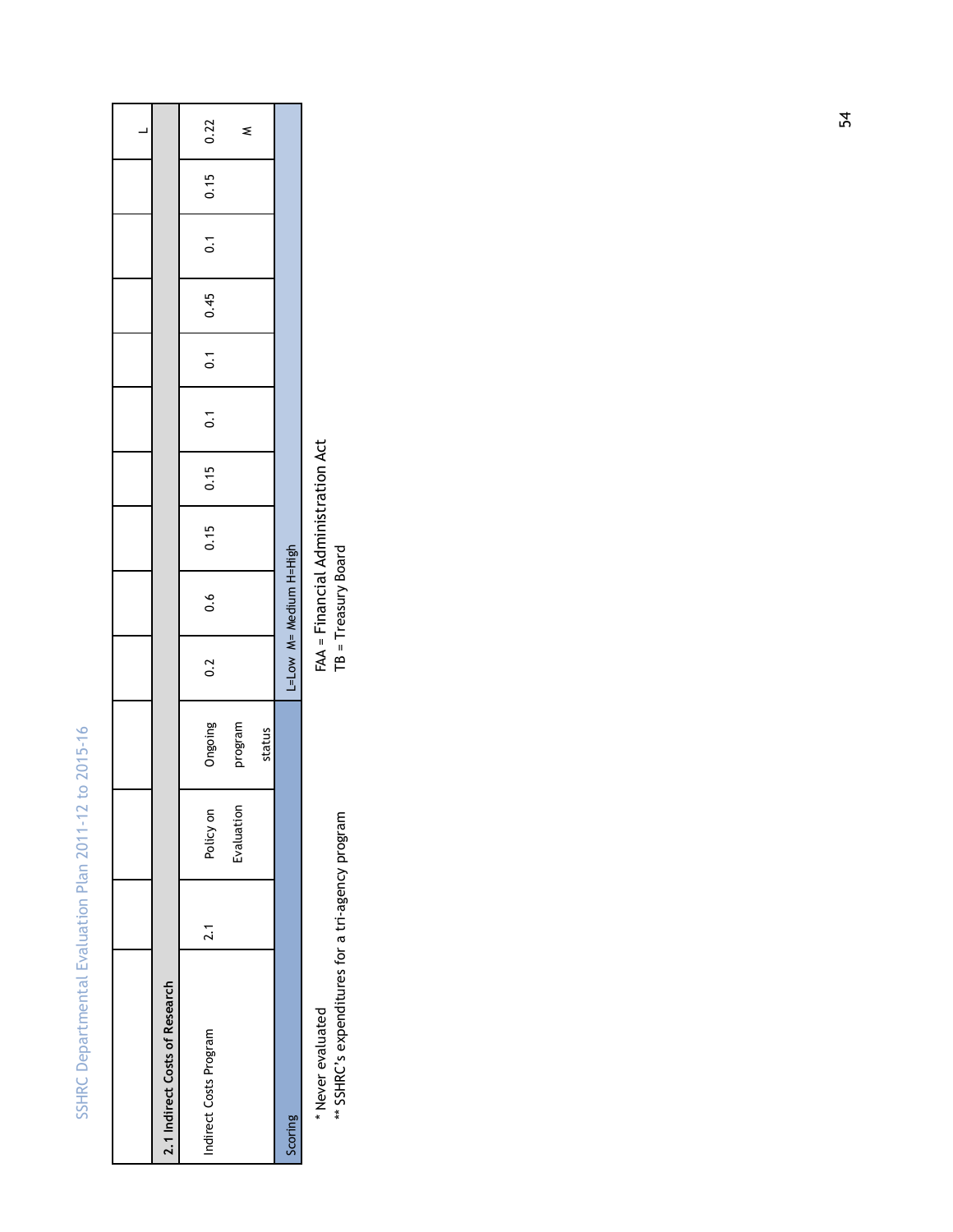|  |  |  |  |  |  |  |  |  |  |  |  |  | L |
|---|---|---|---|---|---|---|---|---|---|---|---|---|---|
| **2.1 Indirect Costs of Research** |  |  |  |  |  |  |  |  |  |  |  |  |  |
| Indirect Costs Program | 2.1 | Policy on Evaluation | Ongoing program status | 0.2 | 0.6 | 0.15 | 0.15 | 0.1 | 0.1 | 0.45 | 0.1 | 0.15 | 0.22 M |
| Scoring |  |  |  | L=Low M= Medium H=High |  |  |  |  |  |  |  |  |  |

\* Never evaluated
\*\* SSHRC's expenditures for a tri-agency program

FAA = Financial Administration Act
TB = Treasury Board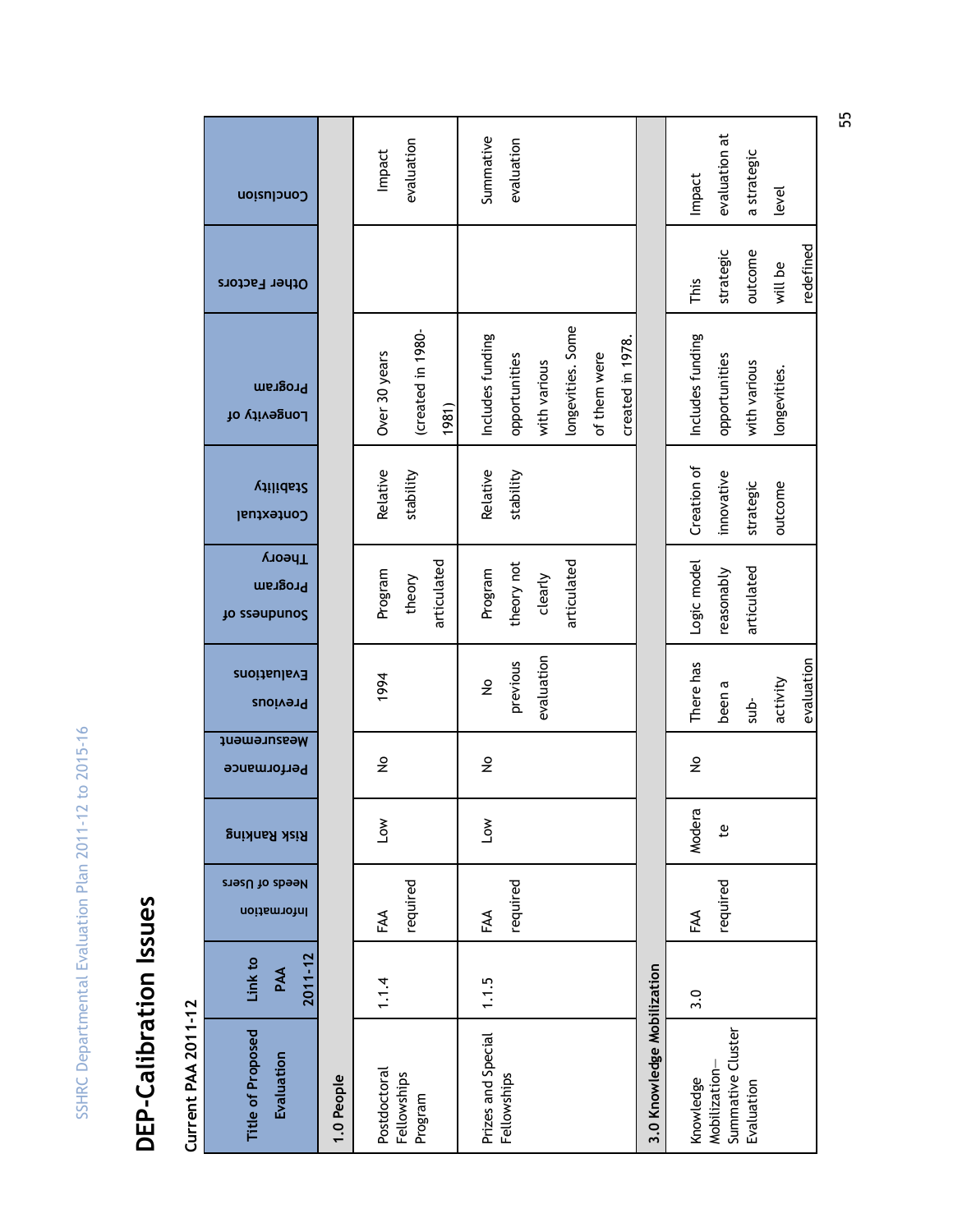# DEP-Calibration Issues

## Current PAA 2011-12

| Title of Proposed Evaluation | Link to PAA 2011-12 | Information Needs of Users | Risk Ranking | Performance Measurement | Previous Evaluations | Soundness of Program Theory | Contextual Stability | Longevity of Program | Other Factors | Conclusion |
|---|---|---|---|---|---|---|---|---|---|---|
| **1.0 People** | | | | | | | | | | |
| Postdoctoral Fellowships Program | 1.1.4 | FAA required | Low | No | 1994 | Program theory articulated | Relative stability | Over 30 years (created in 1980-1981) | | Impact evaluation |
| Prizes and Special Fellowships | 1.1.5 | FAA required | Low | No | No previous evaluation | Program theory not clearly articulated | Relative stability | Includes funding opportunities with various longevities. Some of them were created in 1978. | | Summative evaluation |
| **3.0 Knowledge Mobilization** | | | | | | | | | | |
| Knowledge Mobilization–Summative Cluster Evaluation | 3.0 | FAA required | Moderate | No | There has been a sub-activity evaluation | Logic model reasonably articulated | Creation of innovative strategic outcome | Includes funding opportunities with various longevities. | This strategic outcome will be redefined | Impact evaluation at a strategic level |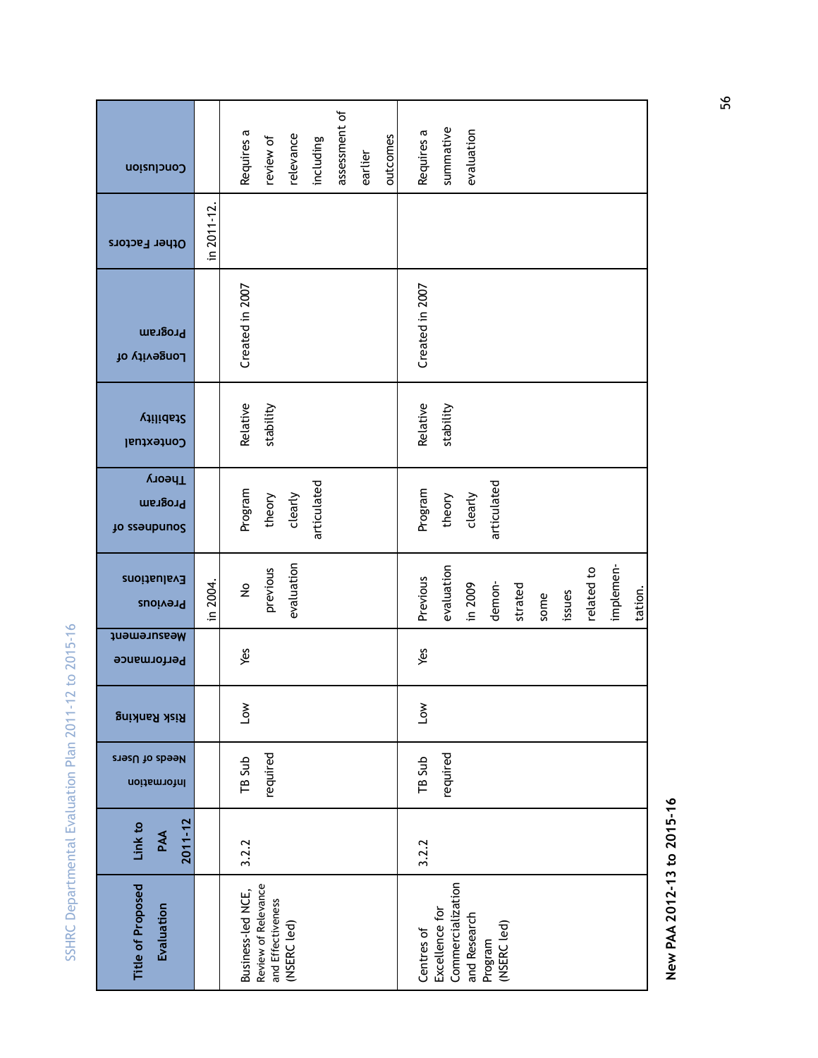| Title of Proposed Evaluation | Link to PAA 2011-12 | Information Needs of Users | Risk Ranking | Performance Measurement | Previous Evaluations | Soundness of Program Theory | Contextual Stability | Longevity of Program | Other Factors | Conclusion |
|---|---|---|---|---|---|---|---|---|---|---|
| | | | | | in 2004. | | | | in 2011-12. | |
| Business-led NCE, Review of Relevance and Effectiveness (NSERC led) | 3.2.2 | TB Sub required | Low | Yes | No previous evaluation | Program theory clearly articulated | Relative stability | Created in 2007 | | Requires a review of relevance including assessment of earlier outcomes |
| Centres of Excellence for Commercialization and Research Program (NSERC led) | 3.2.2 | TB Sub required | Low | Yes | Previous evaluation in 2009 demonstrated some issues related to implementation. | Program theory clearly articulated | Relative stability | Created in 2007 | | Requires a summative evaluation |

## New PAA 2012-13 to 2015-16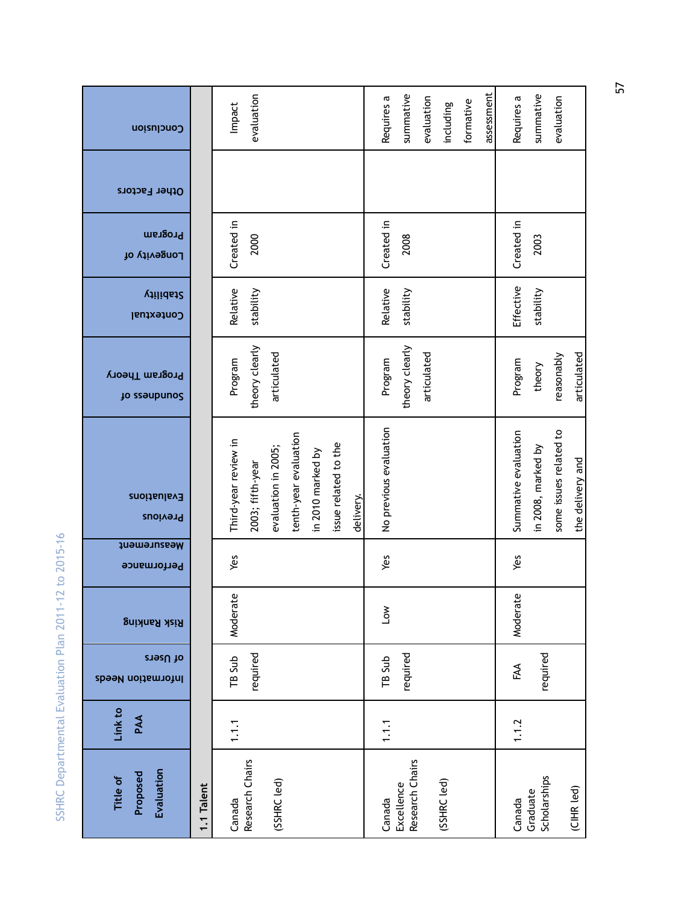| Title of Proposed Evaluation | Link to PAA | Information Needs of Users | Risk Ranking | Performance Measurement | Previous Evaluations | Soundness of Program Theory | Contextual Stability | Longevity of Program | Other Factors | Conclusion |
|---|---|---|---|---|---|---|---|---|---|---|
| **1.1 Talent** | | | | | | | | | | |
| Canada Research Chairs (SSHRC led) | 1.1.1 | TB Sub required | Moderate | Yes | Third-year review in 2003; fifth-year evaluation in 2005; tenth-year evaluation in 2010 marked by issue related to the delivery. | Program theory clearly articulated | Relative stability | Created in 2000 | | Impact evaluation |
| Canada Excellence Research Chairs (SSHRC led) | 1.1.1 | TB Sub required | Low | Yes | No previous evaluation | Program theory clearly articulated | Relative stability | Created in 2008 | | Requires a summative evaluation including formative assessment |
| Canada Graduate Scholarships (CIHR led) | 1.1.2 | FAA required | Moderate | Yes | Summative evaluation in 2008, marked by some issues related to the delivery and | Program theory reasonably articulated | Effective stability | Created in 2003 | | Requires a summative evaluation |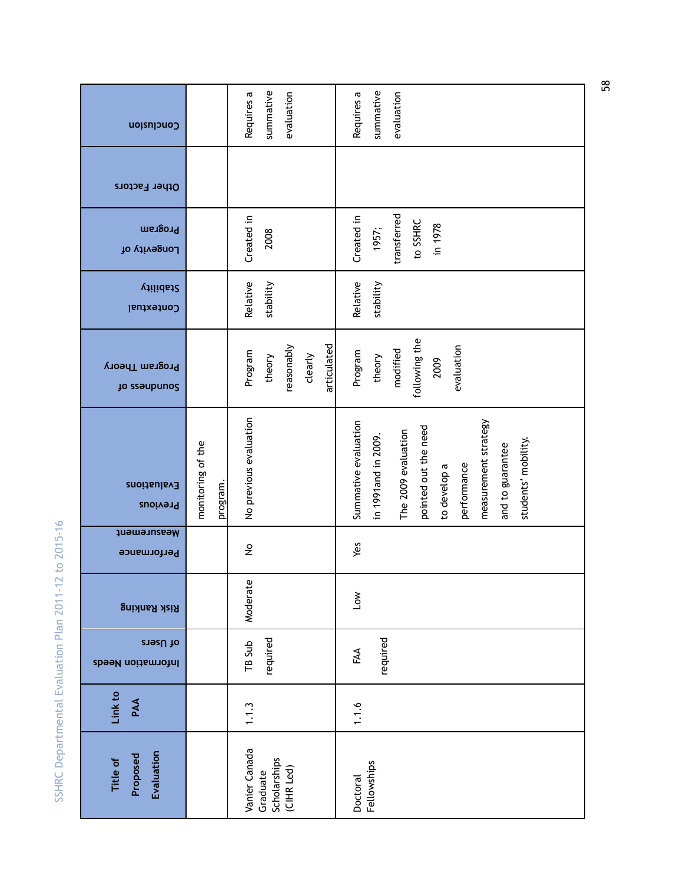| Title of Proposed Evaluation | Link to PAA | Information Needs of Users | Risk Ranking | Performance Measurement | Previous Evaluations | Soundness of Program Theory | Contextual Stability | Longevity of Program | Other Factors | Conclusion |
|---|---|---|---|---|---|---|---|---|---|---|
| | | | | | monitoring of the program. | | | | | |
| Vanier Canada Graduate Scholarships (CIHR Led) | 1.1.3 | TB Sub required | Moderate | No | No previous evaluation | Program theory reasonably clearly articulated | Relative stability | Created in 2008 | | Requires a summative evaluation |
| Doctoral Fellowships | 1.1.6 | FAA required | Low | Yes | Summative evaluation in 1991and in 2009. The 2009 evaluation pointed out the need to develop a performance measurement strategy and to guarantee students' mobility. | Program theory modified following the 2009 evaluation | Relative stability | Created in 1957; transferred to SSHRC in 1978 | | Requires a summative evaluation |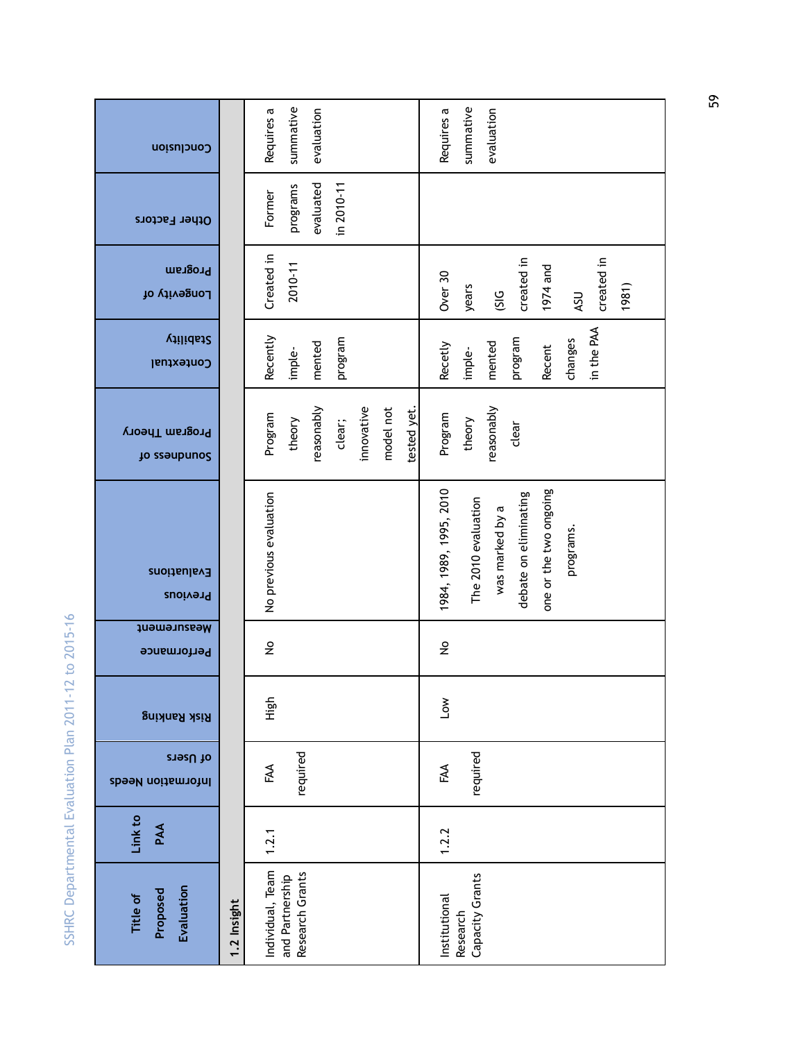| Title of Proposed Evaluation | Link to PAA | Information Needs of Users | Risk Ranking | Performance Measurement | Previous Evaluations | Soundness of Program Theory | Contextual Stability | Longevity of Program | Other Factors | Conclusion |
|---|---|---|---|---|---|---|---|---|---|---|
| **1.2 Insight** | | | | | | | | | | |
| Individual, Team and Partnership Research Grants | 1.2.1 | FAA required | High | No | No previous evaluation | Program theory reasonably clear; innovative model not tested yet. | Recently imple-mented program | Created in 2010-11 | Former programs evaluated in 2010-11 | Requires a summative evaluation |
| Institutional Research Capacity Grants | 1.2.2 | FAA required | Low | No | 1984, 1989, 1995, 2010 The 2010 evaluation was marked by a debate on eliminating one or the two ongoing programs. | Program theory reasonably clear | Recetly imple-mented program Recent changes in the PAA | Over 30 years (SIG created in 1974 and ASU created in 1981) | | Requires a summative evaluation |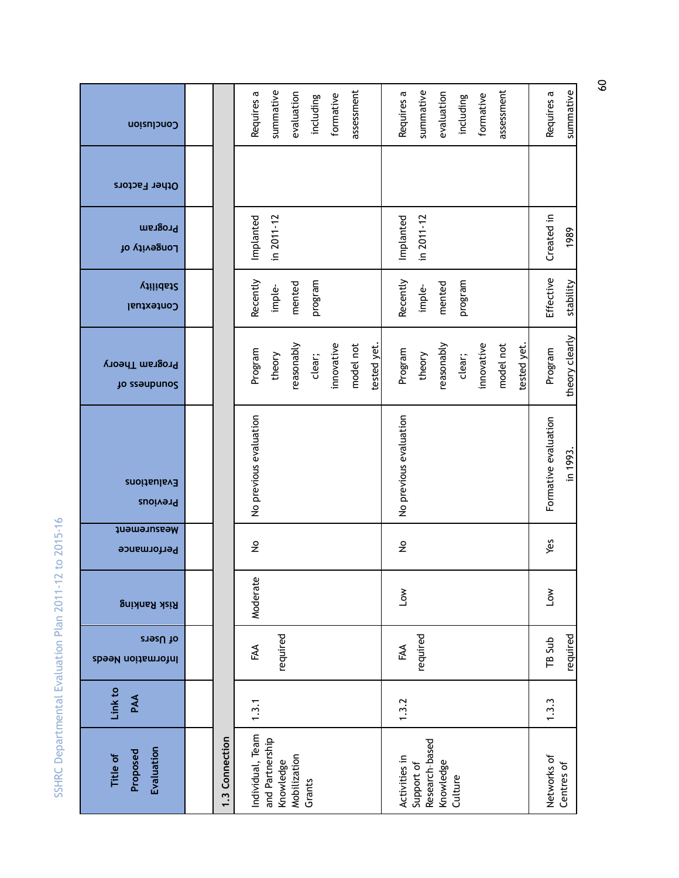| Title of Proposed Evaluation | Link to PAA | Information Needs of Users | Risk Ranking | Performance Measurement | Previous Evaluations | Soundness of Program Theory | Contextual Stability | Longevity of Program | Other Factors | Conclusion |
|---|---|---|---|---|---|---|---|---|---|---|
| | | | | | | | | | | |
| **1.3 Connection** | | | | | | | | | | |
| Individual, Team and Partnership Knowledge Mobilization Grants | 1.3.1 | FAA required | Moderate | No | No previous evaluation | Program theory reasonably clear; innovative model not tested yet. | Recently imple-mented program | Implanted in 2011-12 | | Requires a summative evaluation including formative assessment |
| Activities in Support of Research-based Knowledge Culture | 1.3.2 | FAA required | Low | No | No previous evaluation | Program theory reasonably clear; innovative model not tested yet. | Recently imple-mented program | Implanted in 2011-12 | | Requires a summative evaluation including formative assessment |
| Networks of Centres of | 1.3.3 | TB Sub required | Low | Yes | Formative evaluation in 1993. | Program theory clearly | Effective stability | Created in 1989 | | Requires a summative |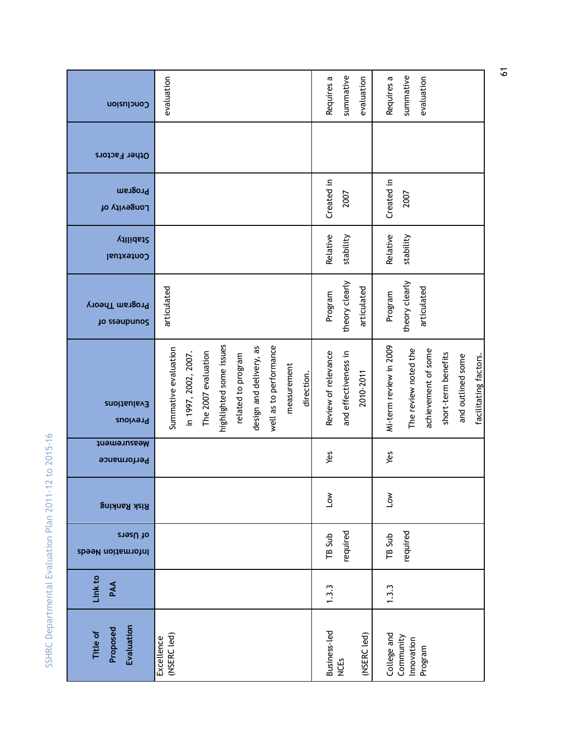| Title of Proposed Evaluation | Link to PAA | Information Needs of Users | Risk Ranking | Performance Measurement | Previous Evaluations | Soundness of Program Theory | Contextual Stability | Longevity of Program | Other Factors | Conclusion |
|---|---|---|---|---|---|---|---|---|---|---|
| Excellence (NSERC led) | | | | | Summative evaluation in 1997, 2002, 2007. The 2007 evaluation highlighted some issues related to program design and delivery, as well as to performance measurement direction. | articulated | | | | evaluation |
| Business-led NCEs (NSERC led) | 1.3.3 | TB Sub required | Low | Yes | Review of relevance and effectiveness in 2010-2011 | Program theory clearly articulated | Relative stability | Created in 2007 | | Requires a summative evaluation |
| College and Community Innovation Program | 1.3.3 | TB Sub required | Low | Yes | Mi-term review in 2009 The review noted the achievement of some short-term benefits and outlined some facilitating factors. | Program theory clearly articulated | Relative stability | Created in 2007 | | Requires a summative evaluation |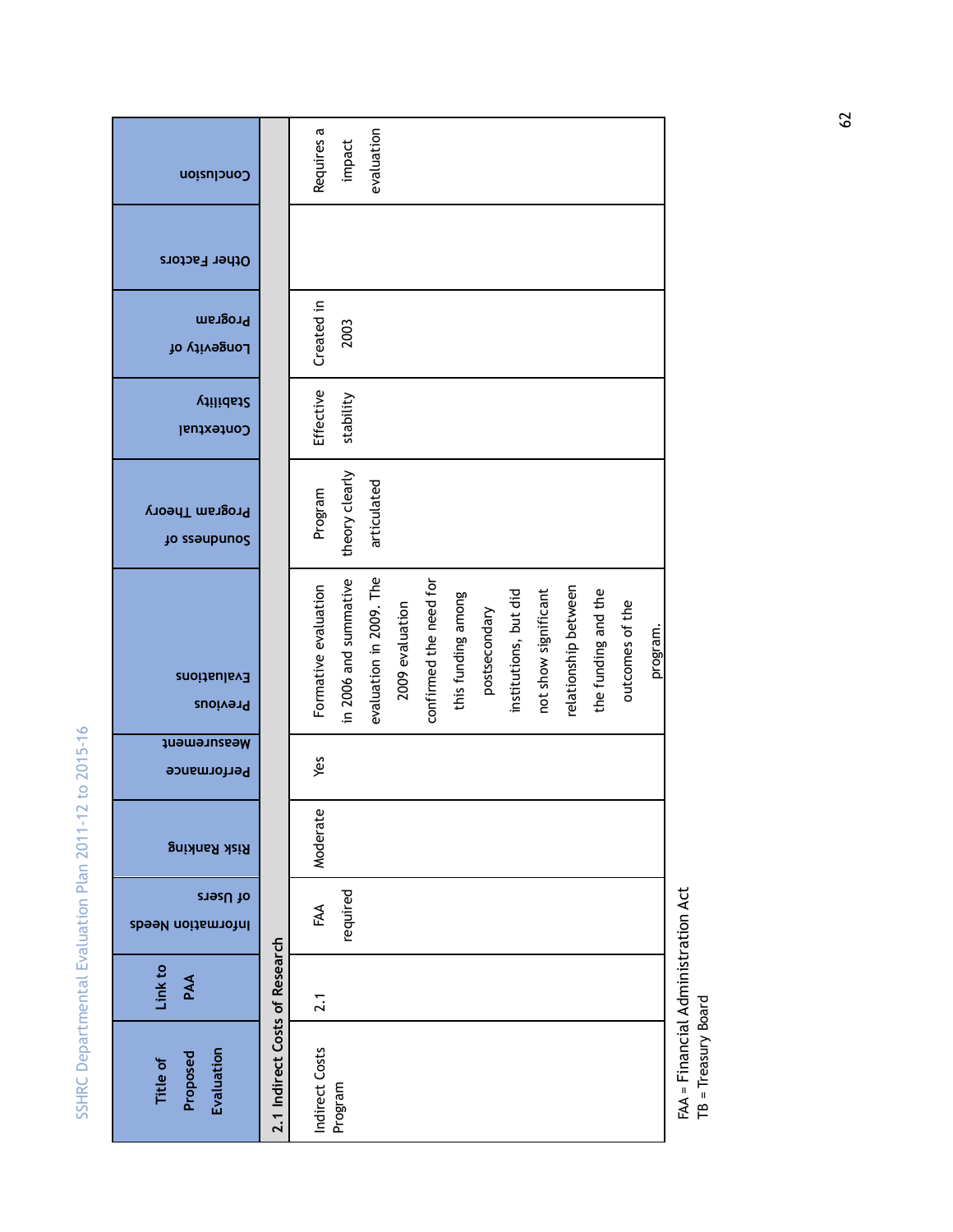| Title of Proposed Evaluation | Link to PAA | Information Needs of Users | Risk Ranking | Performance Measurement | Previous Evaluations | Soundness of Program Theory | Contextual Stability | Longevity of Program | Other Factors | Conclusion |
|---|---|---|---|---|---|---|---|---|---|---|
| **2.1 Indirect Costs of Research** | | | | | | | | | | |
| Indirect Costs Program | 2.1 | FAA required | Moderate | Yes | Formative evaluation in 2006 and summative evaluation in 2009. The 2009 evaluation confirmed the need for this funding among postsecondary institutions, but did not show significant relationship between the funding and the outcomes of the program. | Program theory clearly articulated | Effective stability | Created in 2003 | | Requires a impact evaluation |

FAA = Financial Administration Act
TB = Treasury Board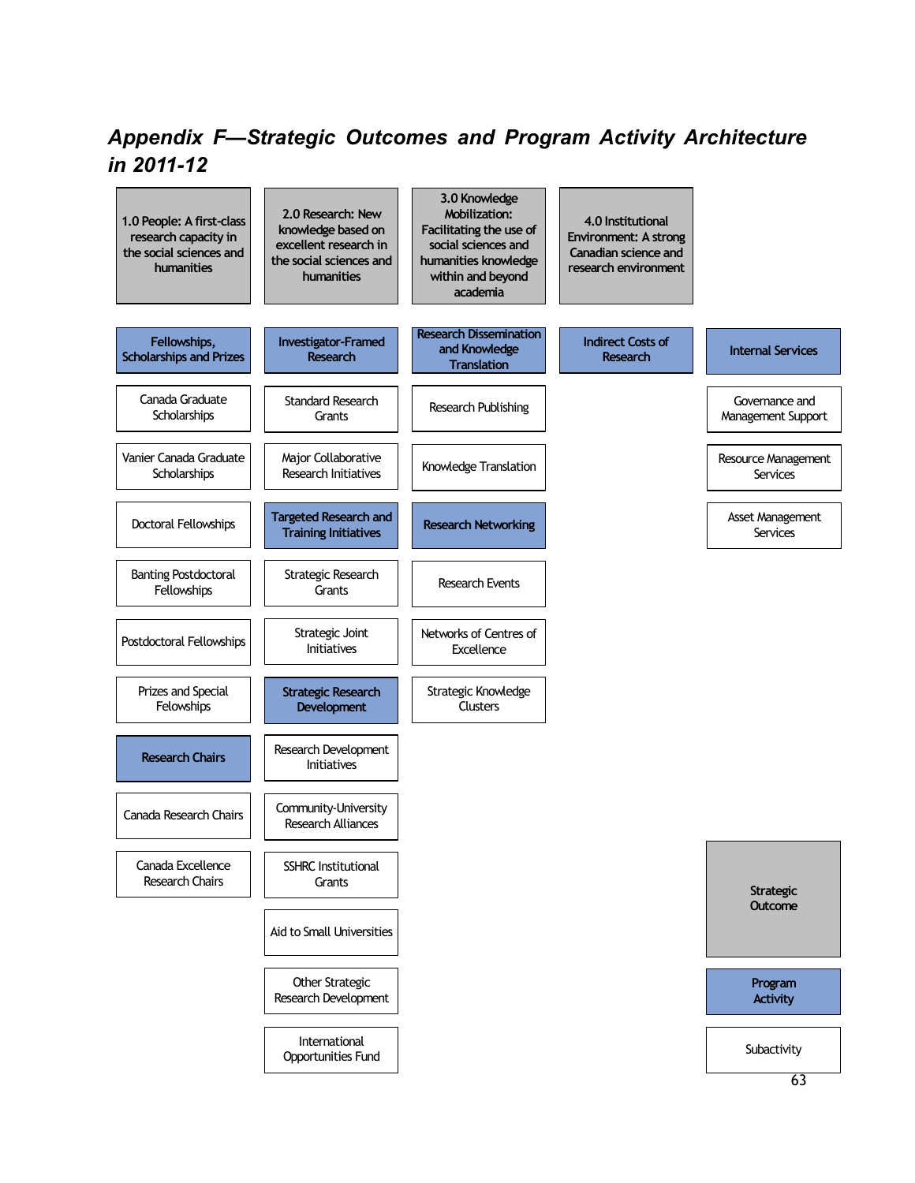# *Appendix F—Strategic Outcomes and Program Activity Architecture in 2011-12*

**1.0 People: A first-class research capacity in the social sciences and humanities**

- **Fellowships, Scholarships and Prizes**
  - Canada Graduate Scholarships
  - Vanier Canada Graduate Scholarships
  - Doctoral Fellowships
  - Banting Postdoctoral Fellowships
  - Postdoctoral Fellowships
  - Prizes and Special Fellowships
- **Research Chairs**
  - Canada Research Chairs
  - Canada Excellence Research Chairs

**2.0 Research: New knowledge based on excellent research in the social sciences and humanities**

- **Investigator-Framed Research**
  - Standard Research Grants
  - Major Collaborative Research Initiatives
- **Targeted Research and Training Initiatives**
  - Strategic Research Grants
  - Strategic Joint Initiatives
- **Strategic Research Development**
  - Research Development Initiatives
  - Community-University Research Alliances
  - SSHRC Institutional Grants
  - Aid to Small Universities
  - Other Strategic Research Development
  - International Opportunities Fund

**3.0 Knowledge Mobilization: Facilitating the use of social sciences and humanities knowledge within and beyond academia**

- **Research Dissemination and Knowledge Translation**
  - Research Publishing
  - Knowledge Translation
- **Research Networking**
  - Research Events
  - Networks of Centres of Excellence
  - Strategic Knowledge Clusters

**4.0 Institutional Environment: A strong Canadian science and research environment**

- **Indirect Costs of Research**

**Internal Services**

- Governance and Management Support
- Resource Management Services
- Asset Management Services

Legend:

- **Strategic Outcome**
- **Program Activity**
- Subactivity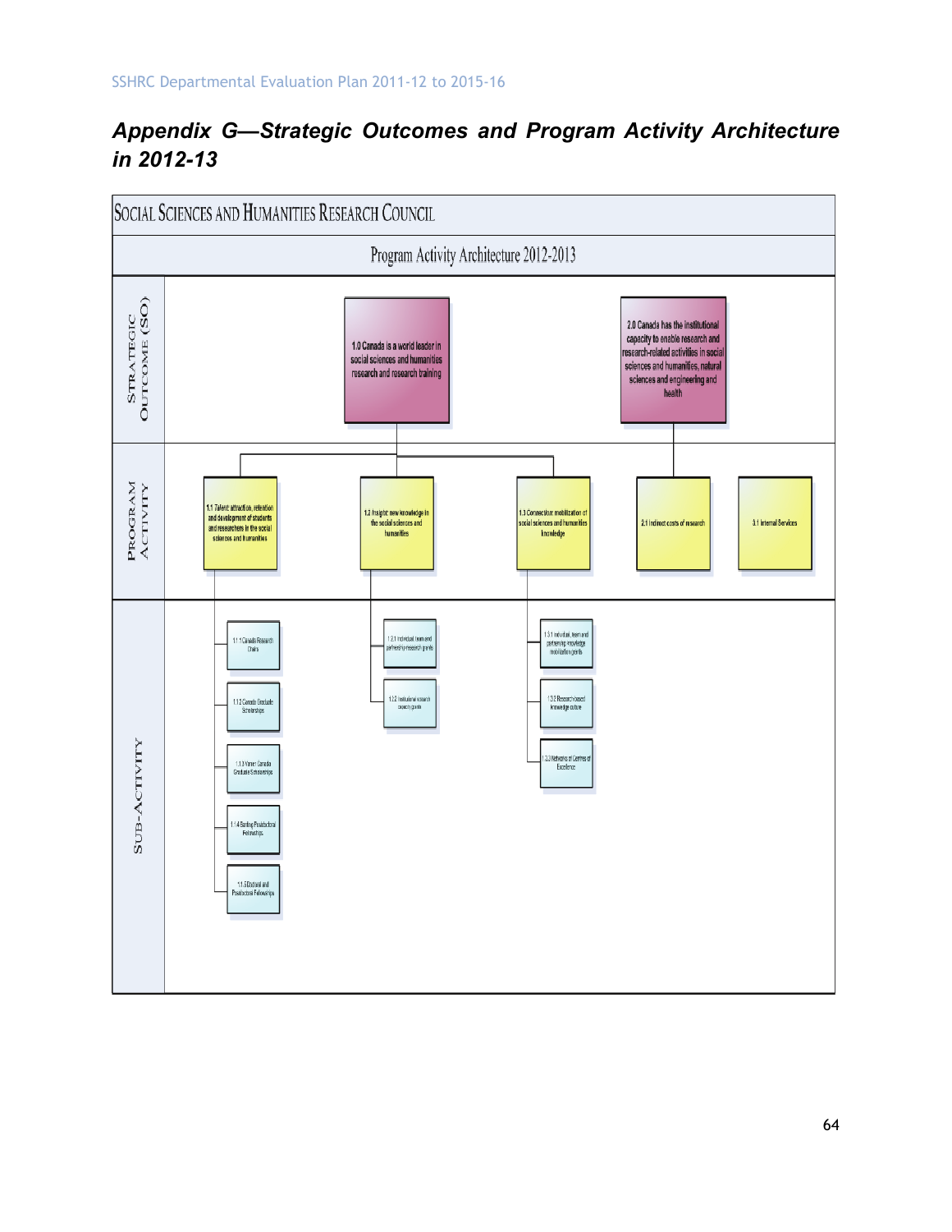## Appendix G—Strategic Outcomes and Program Activity Architecture in 2012-13

SOCIAL SCIENCES AND HUMANITIES RESEARCH COUNCIL

Program Activity Architecture 2012-2013

**STRATEGIC OUTCOME (SO)**

- 1.0 Canada is a world leader in social sciences and humanities research and research training
- 2.0 Canada has the institutional capacity to enable research and research-related activities in social sciences and humanities, natural sciences and engineering and health

**PROGRAM ACTIVITY**

- 1.1 Talent: attraction, retention and development of students and researchers in the social sciences and humanities
- 1.2 Insight: new knowledge in the social sciences and humanities
- 1.3 Connection: mobilization of social sciences and humanities knowledge
- 2.1 Indirect costs of research
- 3.1 Internal Services

**SUB-ACTIVITY**

- 1.1 Talent
  - 1.1.1 Canada Research Chairs
  - 1.1.2 Canada Graduate Scholarships
  - 1.1.3 Vanier Canada Graduate Scholarships
  - 1.1.4 Banting Postdoctoral Fellowships
  - 1.1.5 Doctoral and Postdoctoral Fellowships
- 1.2 Insight
  - 1.2.1 Individual, team and partnership research grants
  - 1.2.2 Institutional research capacity grants
- 1.3 Connection
  - 1.3.1 Individual, team and partnership knowledge mobilization grants
  - 1.3.2 Research-based knowledge culture
  - 1.3.3 Networks of Centres of Excellence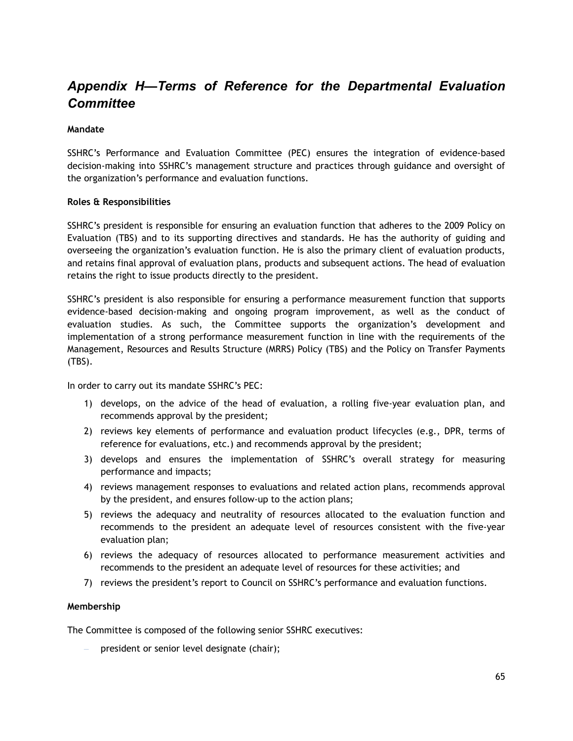## *Appendix H—Terms of Reference for the Departmental Evaluation Committee*

**Mandate**

SSHRC's Performance and Evaluation Committee (PEC) ensures the integration of evidence-based decision-making into SSHRC's management structure and practices through guidance and oversight of the organization's performance and evaluation functions.

**Roles & Responsibilities**

SSHRC's president is responsible for ensuring an evaluation function that adheres to the 2009 Policy on Evaluation (TBS) and to its supporting directives and standards. He has the authority of guiding and overseeing the organization's evaluation function. He is also the primary client of evaluation products, and retains final approval of evaluation plans, products and subsequent actions. The head of evaluation retains the right to issue products directly to the president.

SSHRC's president is also responsible for ensuring a performance measurement function that supports evidence-based decision-making and ongoing program improvement, as well as the conduct of evaluation studies. As such, the Committee supports the organization's development and implementation of a strong performance measurement function in line with the requirements of the Management, Resources and Results Structure (MRRS) Policy (TBS) and the Policy on Transfer Payments (TBS).

In order to carry out its mandate SSHRC's PEC:

1) develops, on the advice of the head of evaluation, a rolling five-year evaluation plan, and recommends approval by the president;
2) reviews key elements of performance and evaluation product lifecycles (e.g., DPR, terms of reference for evaluations, etc.) and recommends approval by the president;
3) develops and ensures the implementation of SSHRC's overall strategy for measuring performance and impacts;
4) reviews management responses to evaluations and related action plans, recommends approval by the president, and ensures follow-up to the action plans;
5) reviews the adequacy and neutrality of resources allocated to the evaluation function and recommends to the president an adequate level of resources consistent with the five-year evaluation plan;
6) reviews the adequacy of resources allocated to performance measurement activities and recommends to the president an adequate level of resources for these activities; and
7) reviews the president's report to Council on SSHRC's performance and evaluation functions.

**Membership**

The Committee is composed of the following senior SSHRC executives:

- president or senior level designate (chair);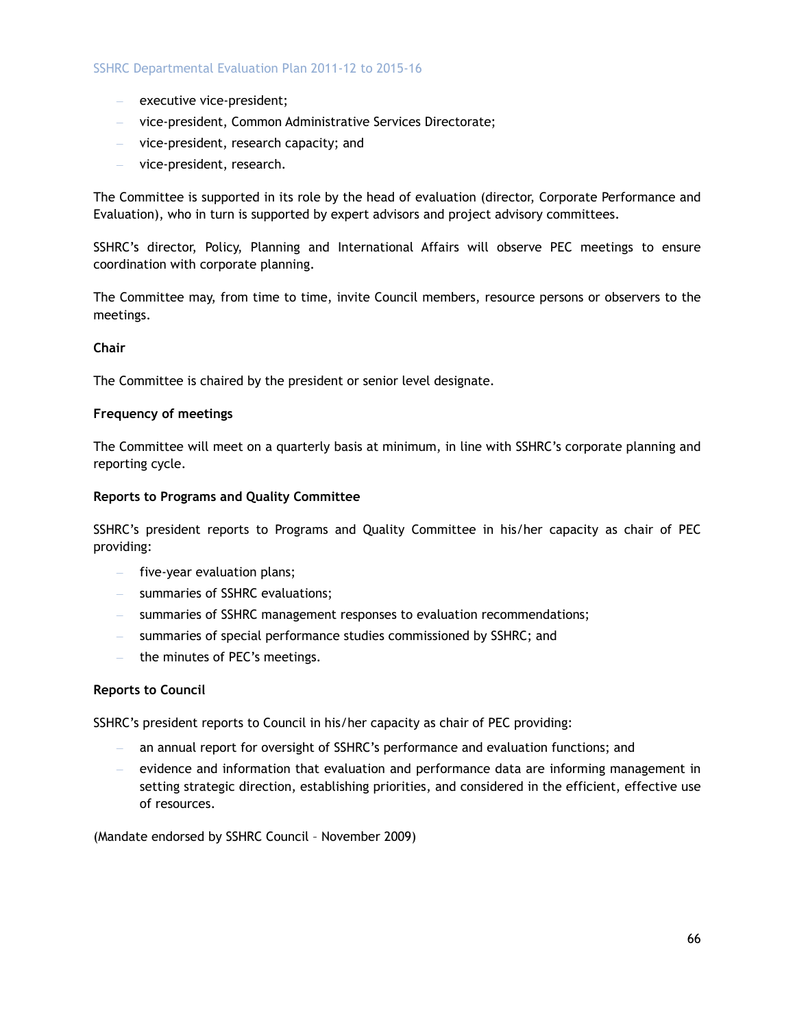- executive vice-president;
- vice-president, Common Administrative Services Directorate;
- vice-president, research capacity; and
- vice-president, research.

The Committee is supported in its role by the head of evaluation (director, Corporate Performance and Evaluation), who in turn is supported by expert advisors and project advisory committees.

SSHRC's director, Policy, Planning and International Affairs will observe PEC meetings to ensure coordination with corporate planning.

The Committee may, from time to time, invite Council members, resource persons or observers to the meetings.

**Chair**

The Committee is chaired by the president or senior level designate.

**Frequency of meetings**

The Committee will meet on a quarterly basis at minimum, in line with SSHRC's corporate planning and reporting cycle.

**Reports to Programs and Quality Committee**

SSHRC's president reports to Programs and Quality Committee in his/her capacity as chair of PEC providing:

- five-year evaluation plans;
- summaries of SSHRC evaluations;
- summaries of SSHRC management responses to evaluation recommendations;
- summaries of special performance studies commissioned by SSHRC; and
- the minutes of PEC's meetings.

**Reports to Council**

SSHRC's president reports to Council in his/her capacity as chair of PEC providing:

- an annual report for oversight of SSHRC's performance and evaluation functions; and
- evidence and information that evaluation and performance data are informing management in setting strategic direction, establishing priorities, and considered in the efficient, effective use of resources.

(Mandate endorsed by SSHRC Council – November 2009)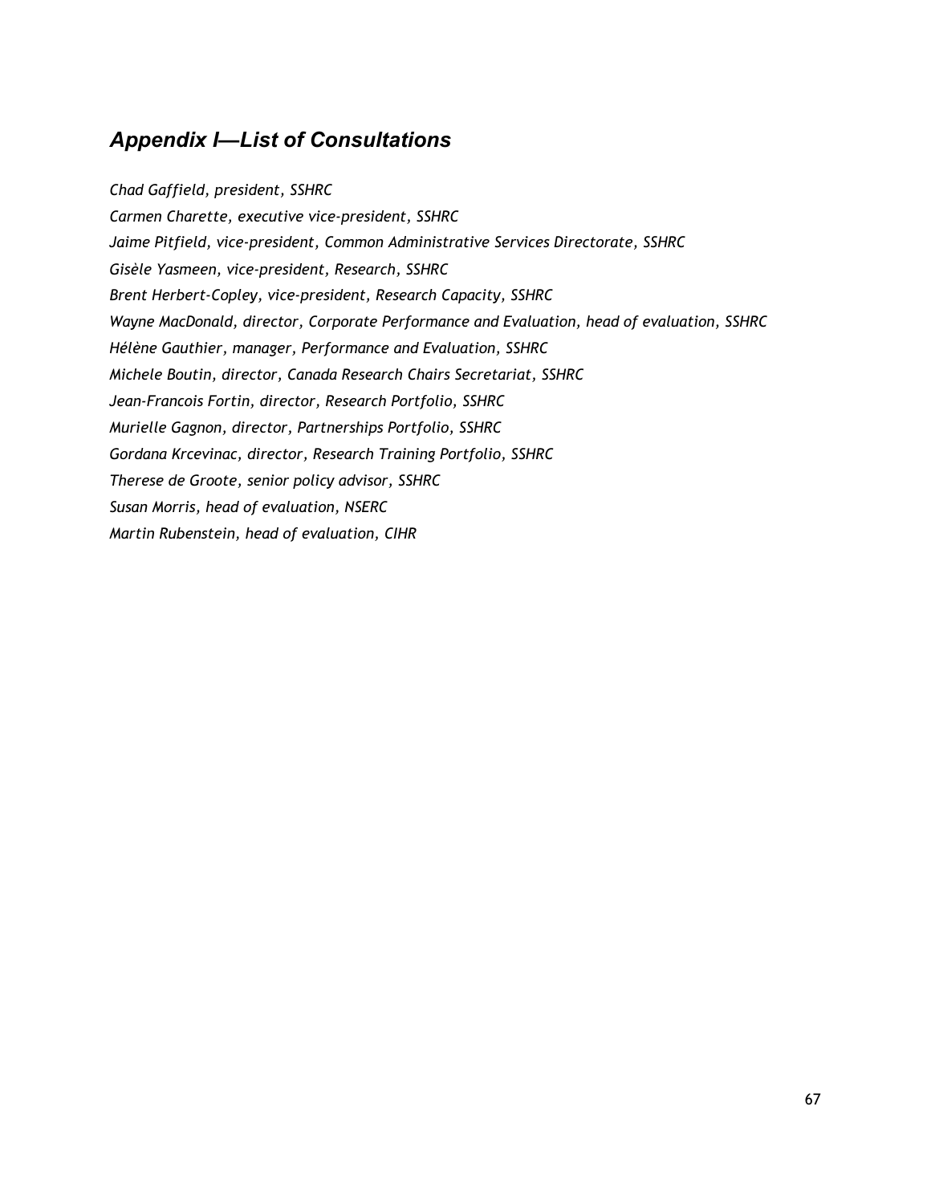## *Appendix I—List of Consultations*

*Chad Gaffield, president, SSHRC*
*Carmen Charette, executive vice-president, SSHRC*
*Jaime Pitfield, vice-president, Common Administrative Services Directorate, SSHRC*
*Gisèle Yasmeen, vice-president, Research, SSHRC*
*Brent Herbert-Copley, vice-president, Research Capacity, SSHRC*
*Wayne MacDonald, director, Corporate Performance and Evaluation, head of evaluation, SSHRC*
*Hélène Gauthier, manager, Performance and Evaluation, SSHRC*
*Michele Boutin, director, Canada Research Chairs Secretariat, SSHRC*
*Jean-Francois Fortin, director, Research Portfolio, SSHRC*
*Murielle Gagnon, director, Partnerships Portfolio, SSHRC*
*Gordana Krcevinac, director, Research Training Portfolio, SSHRC*
*Therese de Groote, senior policy advisor, SSHRC*
*Susan Morris, head of evaluation, NSERC*
*Martin Rubenstein, head of evaluation, CIHR*